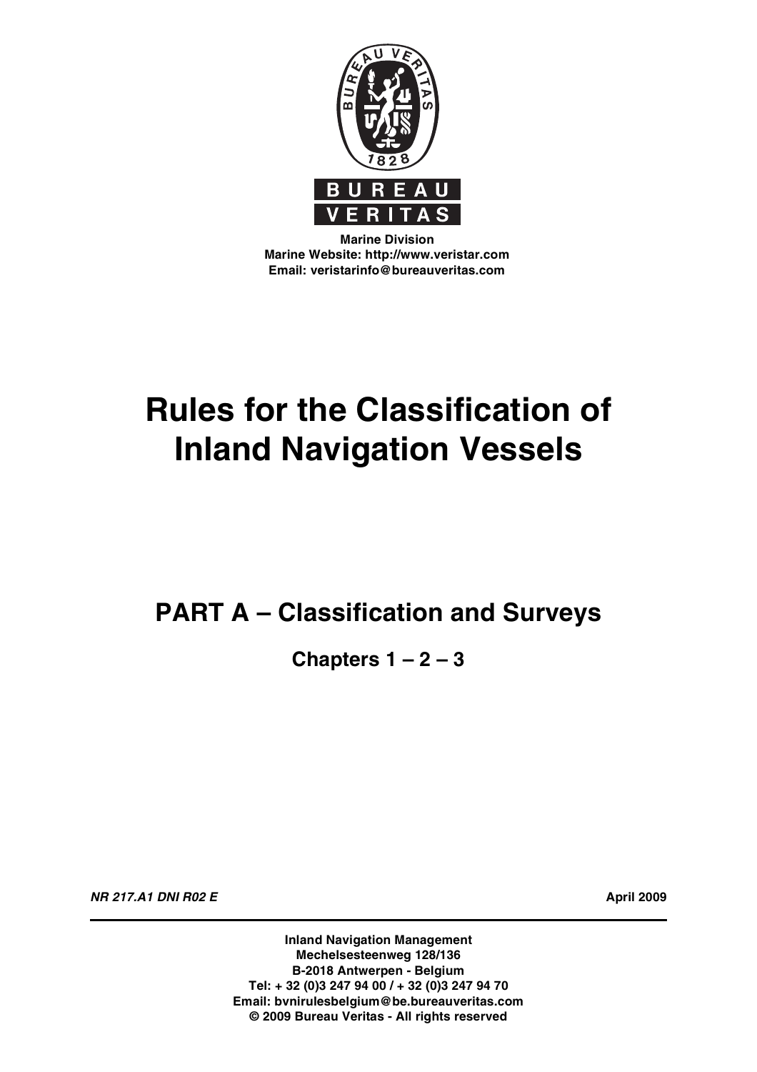BUREAU VERITAS

**Marine Division**
**Marine Website: http://www.veristar.com**
**Email: veristarinfo@bureauveritas.com**

# Rules for the Classification of Inland Navigation Vessels

## PART A – Classification and Surveys

### Chapters 1 – 2 – 3

***NR 217.A1 DNI R02 E*** **April 2009**

**Inland Navigation Management**
**Mechelsesteenweg 128/136**
**B-2018 Antwerpen - Belgium**
**Tel: + 32 (0)3 247 94 00 / + 32 (0)3 247 94 70**
**Email: bvnirulesbelgium@be.bureauveritas.com**
**© 2009 Bureau Veritas - All rights reserved**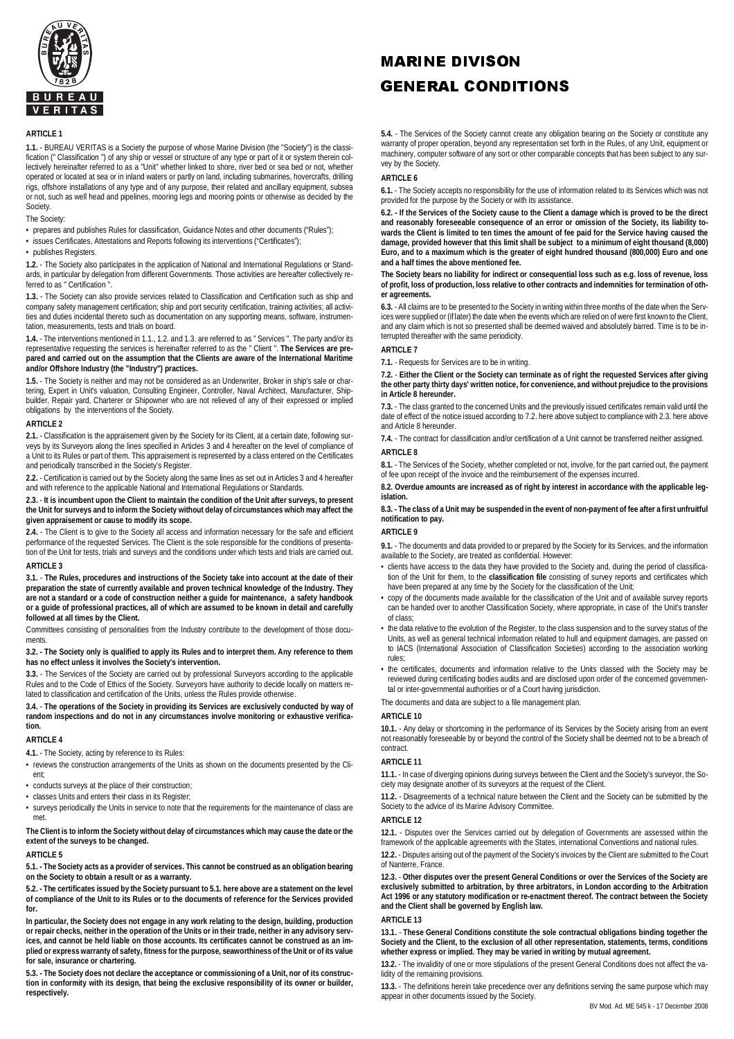# MARINE DIVISON

# GENERAL CONDITIONS

**ARTICLE 1**

**1.1.** - BUREAU VERITAS is a Society the purpose of whose Marine Division (the "Society") is the classification (" Classification ") of any ship or vessel or structure of any type or part of it or system therein collectively hereinafter referred to as a "Unit" whether linked to shore, river bed or sea bed or not, whether operated or located at sea or in inland waters or partly on land, including submarines, hovercrafts, drilling rigs, offshore installations of any type and of any purpose, their related and ancillary equipment, subsea or not, such as well head and pipelines, mooring legs and mooring points or otherwise as decided by the Society.

The Society:

- prepares and publishes Rules for classification, Guidance Notes and other documents ("Rules");
- issues Certificates, Attestations and Reports following its interventions ("Certificates");
- publishes Registers.

**1.2.** - The Society also participates in the application of National and International Regulations or Standards, in particular by delegation from different Governments. Those activities are hereafter collectively referred to as " Certification ".

**1.3.** - The Society can also provide services related to Classification and Certification such as ship and company safety management certification; ship and port security certification, training activities; all activities and duties incidental thereto such as documentation on any supporting means, software, instrumentation, measurements, tests and trials on board.

**1.4.** - The interventions mentioned in 1.1., 1.2. and 1.3. are referred to as " Services ". The party and/or its representative requesting the services is hereinafter referred to as the " Client ". **The Services are prepared and carried out on the assumption that the Clients are aware of the International Maritime and/or Offshore Industry (the "Industry") practices.**

**1.5.** - The Society is neither and may not be considered as an Underwriter, Broker in ship's sale or chartering, Expert in Unit's valuation, Consulting Engineer, Controller, Naval Architect, Manufacturer, Shipbuilder, Repair yard, Charterer or Shipowner who are not relieved of any of their expressed or implied obligations by the interventions of the Society.

**ARTICLE 2**

**2.1.** - Classification is the appraisement given by the Society for its Client, at a certain date, following surveys by its Surveyors along the lines specified in Articles 3 and 4 hereafter on the level of compliance of a Unit to its Rules or part of them. This appraisement is represented by a class entered on the Certificates and periodically transcribed in the Society's Register.

**2.2.** - Certification is carried out by the Society along the same lines as set out in Articles 3 and 4 hereafter and with reference to the applicable National and International Regulations or Standards.

**2.3.** - **It is incumbent upon the Client to maintain the condition of the Unit after surveys, to present the Unit for surveys and to inform the Society without delay of circumstances which may affect the given appraisement or cause to modify its scope.**

**2.4.** - The Client is to give to the Society all access and information necessary for the safe and efficient performance of the requested Services. The Client is the sole responsible for the conditions of presentation of the Unit for tests, trials and surveys and the conditions under which tests and trials are carried out.

**ARTICLE 3**

**3.1.** - **The Rules, procedures and instructions of the Society take into account at the date of their preparation the state of currently available and proven technical knowledge of the Industry. They are not a standard or a code of construction neither a guide for maintenance, a safety handbook or a guide of professional practices, all of which are assumed to be known in detail and carefully followed at all times by the Client.**

Committees consisting of personalities from the Industry contribute to the development of those documents.

**3.2. - The Society only is qualified to apply its Rules and to interpret them. Any reference to them has no effect unless it involves the Society's intervention.**

**3.3.** - The Services of the Society are carried out by professional Surveyors according to the applicable Rules and to the Code of Ethics of the Society. Surveyors have authority to decide locally on matters related to classification and certification of the Units, unless the Rules provide otherwise.

**3.4.** - **The operations of the Society in providing its Services are exclusively conducted by way of random inspections and do not in any circumstances involve monitoring or exhaustive verification.**

**ARTICLE 4**

**4.1.** - The Society, acting by reference to its Rules:

- reviews the construction arrangements of the Units as shown on the documents presented by the Client;
- conducts surveys at the place of their construction;
- classes Units and enters their class in its Register;
- surveys periodically the Units in service to note that the requirements for the maintenance of class are met.

**The Client is to inform the Society without delay of circumstances which may cause the date or the extent of the surveys to be changed.**

**ARTICLE 5**

**5.1. - The Society acts as a provider of services. This cannot be construed as an obligation bearing on the Society to obtain a result or as a warranty.**

**5.2. - The certificates issued by the Society pursuant to 5.1. here above are a statement on the level of compliance of the Unit to its Rules or to the documents of reference for the Services provided for.**

**In particular, the Society does not engage in any work relating to the design, building, production or repair checks, neither in the operation of the Units or in their trade, neither in any advisory services, and cannot be held liable on those accounts. Its certificates cannot be construed as an implied or express warranty of safety, fitness for the purpose, seaworthiness of the Unit or of its value for sale, insurance or chartering.**

**5.3. - The Society does not declare the acceptance or commissioning of a Unit, nor of its construction in conformity with its design, that being the exclusive responsibility of its owner or builder, respectively.**

**5.4.** - The Services of the Society cannot create any obligation bearing on the Society or constitute any warranty of proper operation, beyond any representation set forth in the Rules, of any Unit, equipment or machinery, computer software of any sort or other comparable concepts that has been subject to any survey by the Society.

**ARTICLE 6**

**6.1.** - The Society accepts no responsibility for the use of information related to its Services which was not provided for the purpose by the Society or with its assistance.

**6.2. - If the Services of the Society cause to the Client a damage which is proved to be the direct and reasonably foreseeable consequence of an error or omission of the Society, its liability towards the Client is limited to ten times the amount of fee paid for the Service having caused the damage, provided however that this limit shall be subject to a minimum of eight thousand (8,000) Euro, and to a maximum which is the greater of eight hundred thousand (800,000) Euro and one and a half times the above mentioned fee.**

**The Society bears no liability for indirect or consequential loss such as e.g. loss of revenue, loss of profit, loss of production, loss relative to other contracts and indemnities for termination of other agreements.**

**6.3.** - All claims are to be presented to the Society in writing within three months of the date when the Services were supplied or (if later) the date when the events which are relied on of were first known to the Client, and any claim which is not so presented shall be deemed waived and absolutely barred. Time is to be interrupted thereafter with the same periodicity.

**ARTICLE 7**

**7.1.** - Requests for Services are to be in writing.

**7.2.** - **Either the Client or the Society can terminate as of right the requested Services after giving the other party thirty days' written notice, for convenience, and without prejudice to the provisions in Article 8 hereunder.**

**7.3.** - The class granted to the concerned Units and the previously issued certificates remain valid until the date of effect of the notice issued according to 7.2. here above subject to compliance with 2.3. here above and Article 8 hereunder.

**7.4.** - The contract for classification and/or certification of a Unit cannot be transferred neither assigned.

**ARTICLE 8**

**8.1.** - The Services of the Society, whether completed or not, involve, for the part carried out, the payment of fee upon receipt of the invoice and the reimbursement of the expenses incurred.

**8.2. Overdue amounts are increased as of right by interest in accordance with the applicable legislation.**

**8.3. - The class of a Unit may be suspended in the event of non-payment of fee after a first unfruitful notification to pay.**

**ARTICLE 9**

**9.1.** - The documents and data provided to or prepared by the Society for its Services, and the information available to the Society, are treated as confidential. However:

- clients have access to the data they have provided to the Society and, during the period of classification of the Unit for them, to the **classification file** consisting of survey reports and certificates which have been prepared at any time by the Society for the classification of the Unit;
- copy of the documents made available for the classification of the Unit and of available survey reports can be handed over to another Classification Society, where appropriate, in case of the Unit's transfer of class;
- the data relative to the evolution of the Register, to the class suspension and to the survey status of the Units, as well as general technical information related to hull and equipment damages, are passed on to IACS (International Association of Classification Societies) according to the association working rules;
- the certificates, documents and information relative to the Units classed with the Society may be reviewed during certificating bodies audits and are disclosed upon order of the concerned governmental or inter-governmental authorities or of a Court having jurisdiction.

The documents and data are subject to a file management plan.

**ARTICLE 10**

**10.1.** - Any delay or shortcoming in the performance of its Services by the Society arising from an event not reasonably foreseeable by or beyond the control of the Society shall be deemed not to be a breach of contract.

**ARTICLE 11**

**11.1.** - In case of diverging opinions during surveys between the Client and the Society's surveyor, the Society may designate another of its surveyors at the request of the Client.

**11.2.** - Disagreements of a technical nature between the Client and the Society can be submitted by the Society to the advice of its Marine Advisory Committee.

**ARTICLE 12**

**12.1.** - Disputes over the Services carried out by delegation of Governments are assessed within the framework of the applicable agreements with the States, international Conventions and national rules.

**12.2.** - Disputes arising out of the payment of the Society's invoices by the Client are submitted to the Court of Nanterre, France.

**12.3.** - **Other disputes over the present General Conditions or over the Services of the Society are exclusively submitted to arbitration, by three arbitrators, in London according to the Arbitration Act 1996 or any statutory modification or re-enactment thereof. The contract between the Society and the Client shall be governed by English law.**

**ARTICLE 13**

**13.1.** - **These General Conditions constitute the sole contractual obligations binding together the Society and the Client, to the exclusion of all other representation, statements, terms, conditions whether express or implied. They may be varied in writing by mutual agreement.**

**13.2.** - The invalidity of one or more stipulations of the present General Conditions does not affect the validity of the remaining provisions.

**13.3.** - The definitions herein take precedence over any definitions serving the same purpose which may appear in other documents issued by the Society.

BV Mod. Ad. ME 545 k - 17 December 2008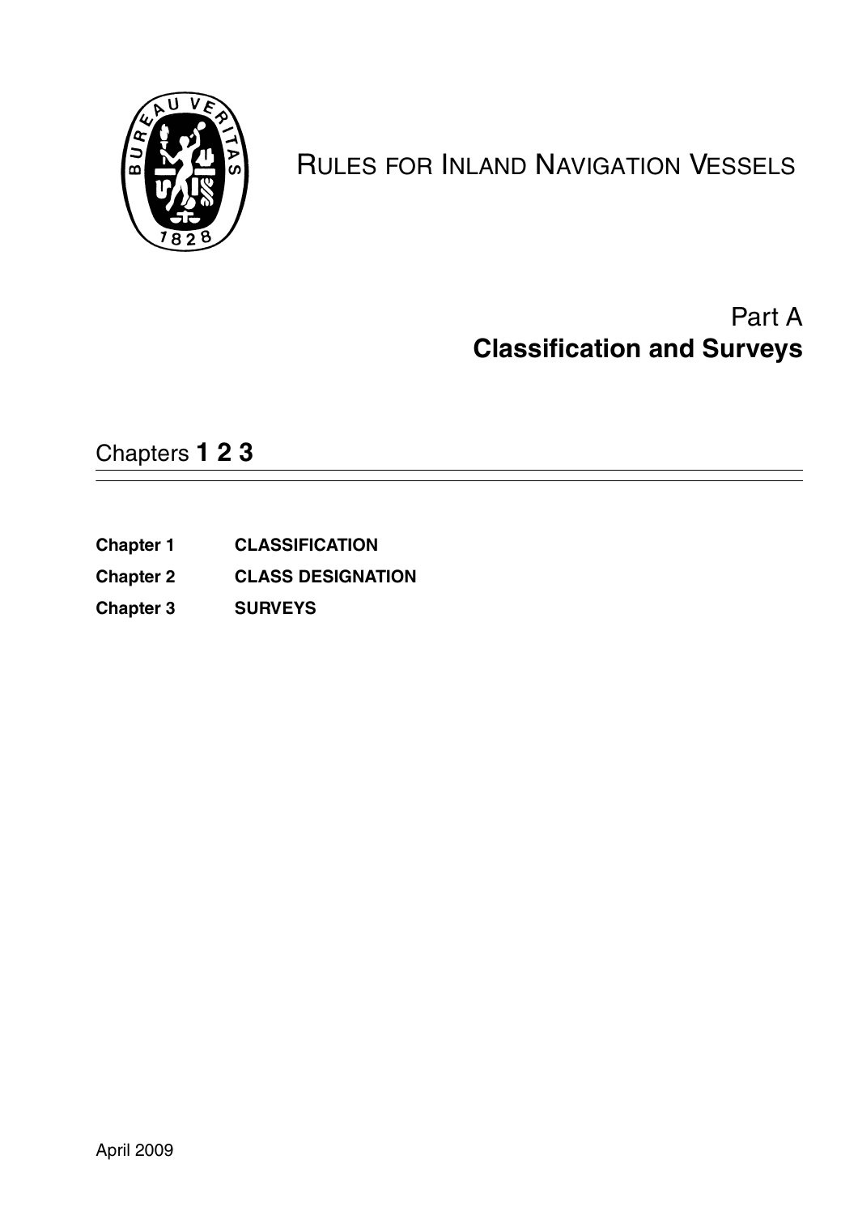# RULES FOR INLAND NAVIGATION VESSELS

## Part A
## Classification and Surveys

Chapters **1 2 3**

| | |
|---|---|
| **Chapter 1** | **CLASSIFICATION** |
| **Chapter 2** | **CLASS DESIGNATION** |
| **Chapter 3** | **SURVEYS** |

April 2009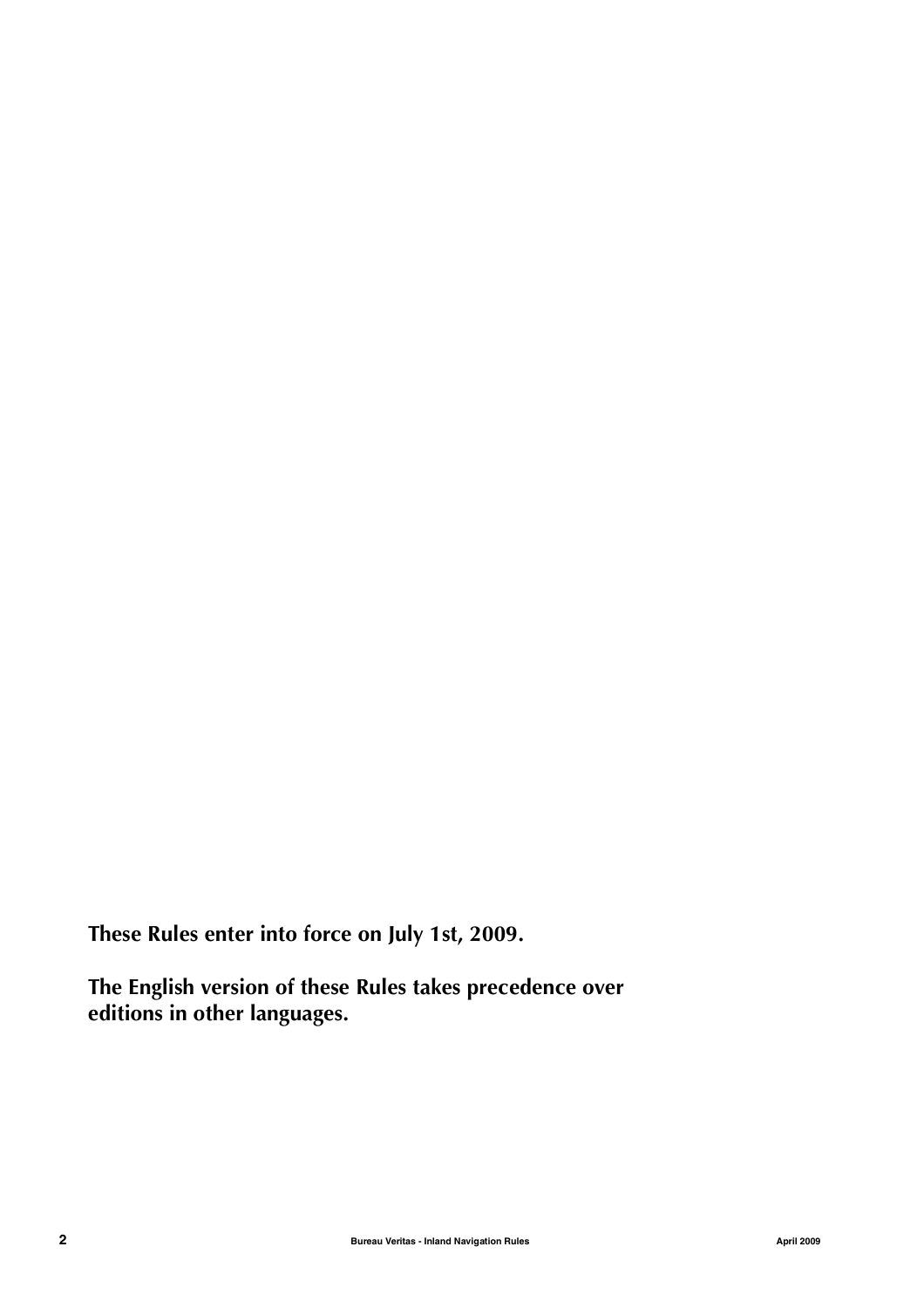**These Rules enter into force on July 1st, 2009.**

**The English version of these Rules takes precedence over editions in other languages.**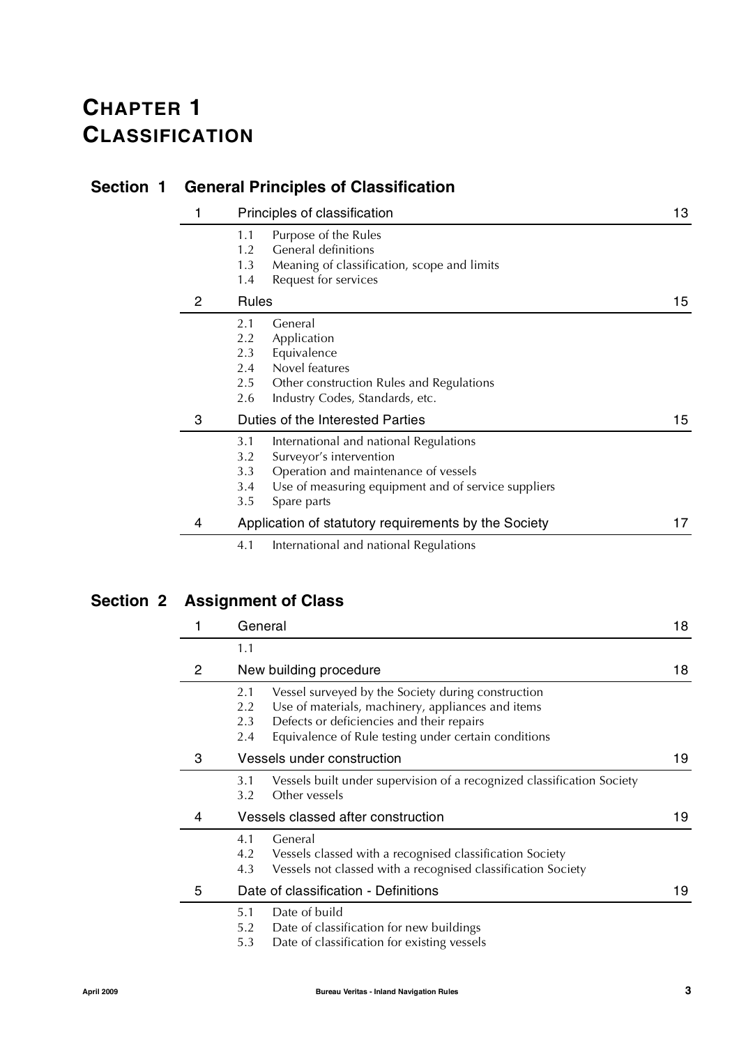# CHAPTER 1 CLASSIFICATION

## Section 1 General Principles of Classification

| | | |
|---|---|---|
| 1 | Principles of classification | 13 |
| | 1.1 Purpose of the Rules<br>1.2 General definitions<br>1.3 Meaning of classification, scope and limits<br>1.4 Request for services | |
| 2 | Rules | 15 |
| | 2.1 General<br>2.2 Application<br>2.3 Equivalence<br>2.4 Novel features<br>2.5 Other construction Rules and Regulations<br>2.6 Industry Codes, Standards, etc. | |
| 3 | Duties of the Interested Parties | 15 |
| | 3.1 International and national Regulations<br>3.2 Surveyor's intervention<br>3.3 Operation and maintenance of vessels<br>3.4 Use of measuring equipment and of service suppliers<br>3.5 Spare parts | |
| 4 | Application of statutory requirements by the Society | 17 |
| | 4.1 International and national Regulations | |

## Section 2 Assignment of Class

| | | |
|---|---|---|
| 1 | General | 18 |
| | 1.1 | |
| 2 | New building procedure | 18 |
| | 2.1 Vessel surveyed by the Society during construction<br>2.2 Use of materials, machinery, appliances and items<br>2.3 Defects or deficiencies and their repairs<br>2.4 Equivalence of Rule testing under certain conditions | |
| 3 | Vessels under construction | 19 |
| | 3.1 Vessels built under supervision of a recognized classification Society<br>3.2 Other vessels | |
| 4 | Vessels classed after construction | 19 |
| | 4.1 General<br>4.2 Vessels classed with a recognised classification Society<br>4.3 Vessels not classed with a recognised classification Society | |
| 5 | Date of classification - Definitions | 19 |
| | 5.1 Date of build<br>5.2 Date of classification for new buildings<br>5.3 Date of classification for existing vessels | |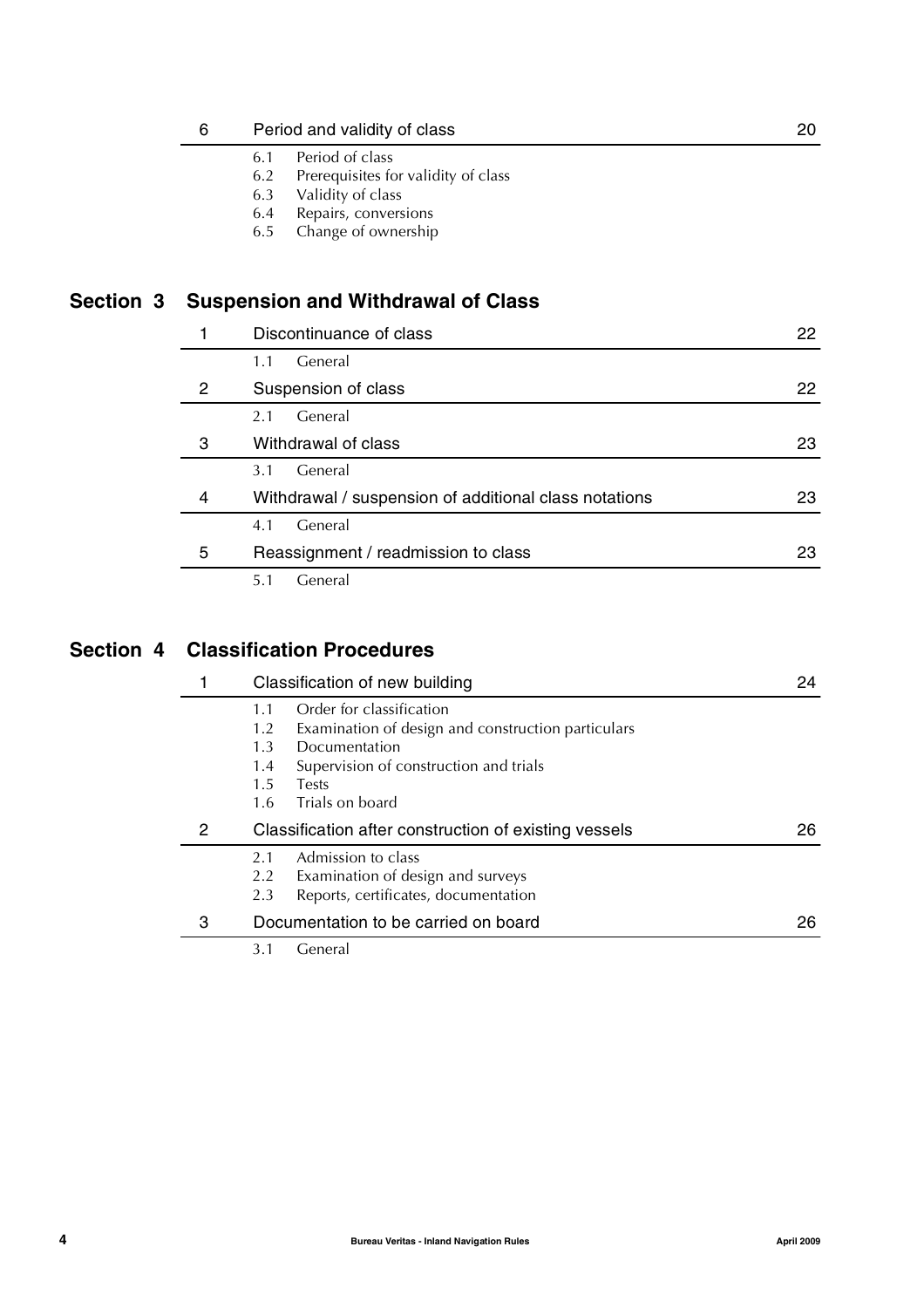| | | |
|---|---|---|
| 6 | Period and validity of class | 20 |
| | 6.1 Period of class<br>6.2 Prerequisites for validity of class<br>6.3 Validity of class<br>6.4 Repairs, conversions<br>6.5 Change of ownership | |

## Section 3 Suspension and Withdrawal of Class

| | | |
|---|---|---|
| 1 | Discontinuance of class | 22 |
| | 1.1 General | |
| 2 | Suspension of class | 22 |
| | 2.1 General | |
| 3 | Withdrawal of class | 23 |
| | 3.1 General | |
| 4 | Withdrawal / suspension of additional class notations | 23 |
| | 4.1 General | |
| 5 | Reassignment / readmission to class | 23 |
| | 5.1 General | |

## Section 4 Classification Procedures

| | | |
|---|---|---|
| 1 | Classification of new building | 24 |
| | 1.1 Order for classification<br>1.2 Examination of design and construction particulars<br>1.3 Documentation<br>1.4 Supervision of construction and trials<br>1.5 Tests<br>1.6 Trials on board | |
| 2 | Classification after construction of existing vessels | 26 |
| | 2.1 Admission to class<br>2.2 Examination of design and surveys<br>2.3 Reports, certificates, documentation | |
| 3 | Documentation to be carried on board | 26 |
| | 3.1 General | |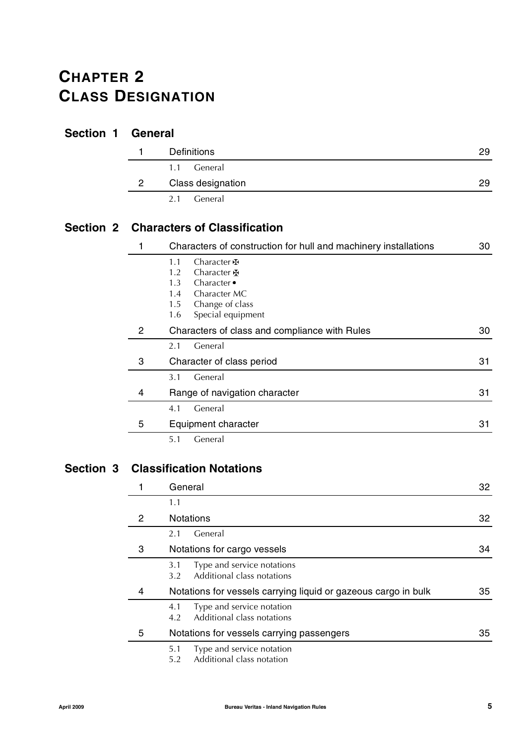# CHAPTER 2
# CLASS DESIGNATION

## Section 1 General

| | | |
|---|---|---|
| 1 | Definitions | 29 |
| | 1.1 General | |
| 2 | Class designation | 29 |
| | 2.1 General | |

## Section 2 Characters of Classification

| | | |
|---|---|---|
| 1 | Characters of construction for hull and machinery installations | 30 |
| | 1.1 Character ✠<br>1.2 Character ✠<br>1.3 Character •<br>1.4 Character MC<br>1.5 Change of class<br>1.6 Special equipment | |
| 2 | Characters of class and compliance with Rules | 30 |
| | 2.1 General | |
| 3 | Character of class period | 31 |
| | 3.1 General | |
| 4 | Range of navigation character | 31 |
| | 4.1 General | |
| 5 | Equipment character | 31 |
| | 5.1 General | |

## Section 3 Classification Notations

| | | |
|---|---|---|
| 1 | General | 32 |
| | 1.1 | |
| 2 | Notations | 32 |
| | 2.1 General | |
| 3 | Notations for cargo vessels | 34 |
| | 3.1 Type and service notations<br>3.2 Additional class notations | |
| 4 | Notations for vessels carrying liquid or gazeous cargo in bulk | 35 |
| | 4.1 Type and service notation<br>4.2 Additional class notations | |
| 5 | Notations for vessels carrying passengers | 35 |
| | 5.1 Type and service notation<br>5.2 Additional class notation | |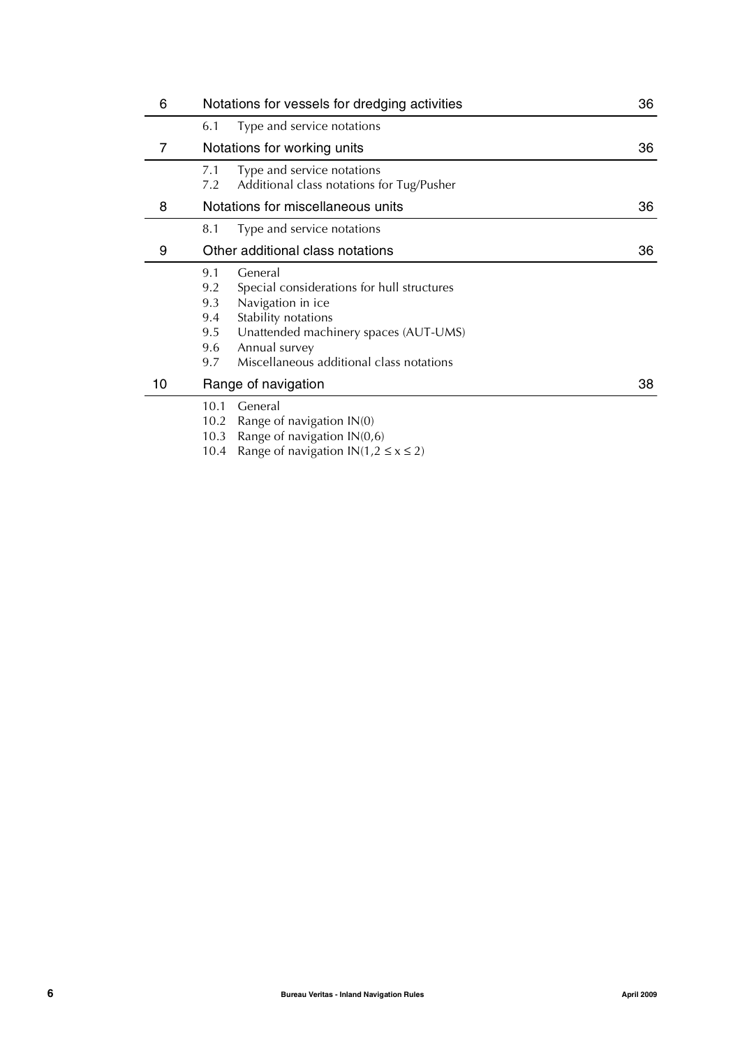| 6 | Notations for vessels for dredging activities | 36 |
|---|---|---|
| | 6.1 Type and service notations | |
| 7 | Notations for working units | 36 |
| | 7.1 Type and service notations<br>7.2 Additional class notations for Tug/Pusher | |
| 8 | Notations for miscellaneous units | 36 |
| | 8.1 Type and service notations | |
| 9 | Other additional class notations | 36 |
| | 9.1 General<br>9.2 Special considerations for hull structures<br>9.3 Navigation in ice<br>9.4 Stability notations<br>9.5 Unattended machinery spaces (AUT-UMS)<br>9.6 Annual survey<br>9.7 Miscellaneous additional class notations | |
| 10 | Range of navigation | 38 |
| | 10.1 General<br>10.2 Range of navigation IN(0)<br>10.3 Range of navigation IN(0,6)<br>10.4 Range of navigation IN($1,2 \leq x \leq 2$) | |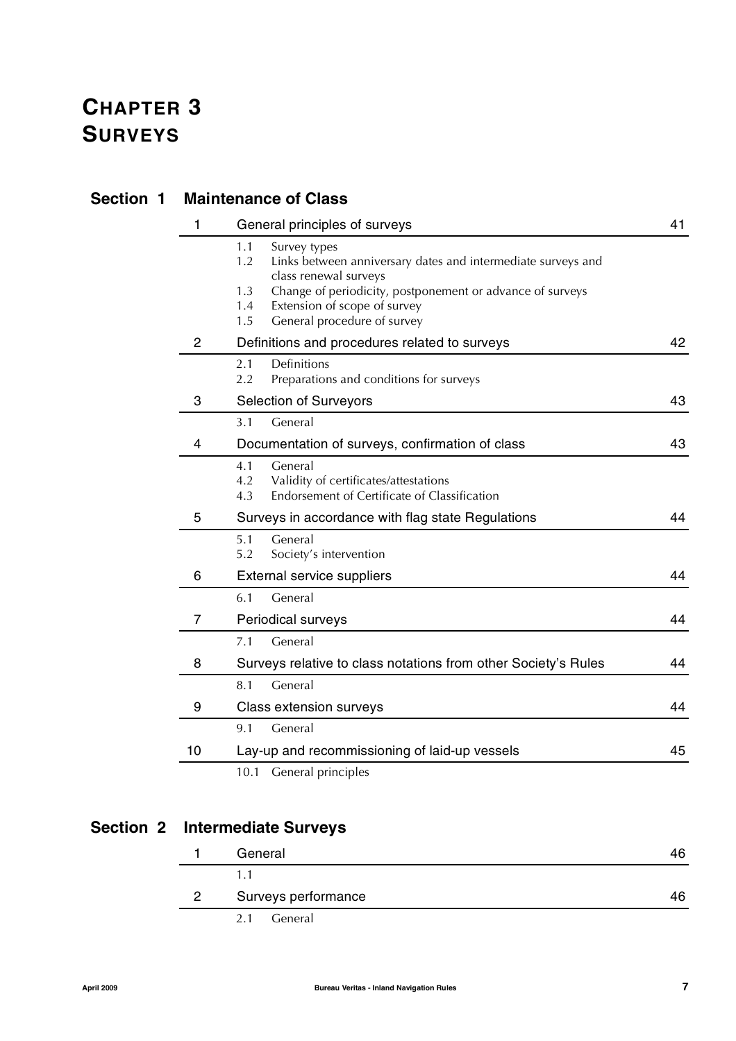# CHAPTER 3
# SURVEYS

## Section 1 Maintenance of Class

| | | |
|---|---|---|
| 1 | General principles of surveys | 41 |
| | 1.1 Survey types<br>1.2 Links between anniversary dates and intermediate surveys and class renewal surveys<br>1.3 Change of periodicity, postponement or advance of surveys<br>1.4 Extension of scope of survey<br>1.5 General procedure of survey | |
| 2 | Definitions and procedures related to surveys | 42 |
| | 2.1 Definitions<br>2.2 Preparations and conditions for surveys | |
| 3 | Selection of Surveyors | 43 |
| | 3.1 General | |
| 4 | Documentation of surveys, confirmation of class | 43 |
| | 4.1 General<br>4.2 Validity of certificates/attestations<br>4.3 Endorsement of Certificate of Classification | |
| 5 | Surveys in accordance with flag state Regulations | 44 |
| | 5.1 General<br>5.2 Society's intervention | |
| 6 | External service suppliers | 44 |
| | 6.1 General | |
| 7 | Periodical surveys | 44 |
| | 7.1 General | |
| 8 | Surveys relative to class notations from other Society's Rules | 44 |
| | 8.1 General | |
| 9 | Class extension surveys | 44 |
| | 9.1 General | |
| 10 | Lay-up and recommissioning of laid-up vessels | 45 |
| | 10.1 General principles | |

## Section 2 Intermediate Surveys

| | | |
|---|---|---|
| 1 | General | 46 |
| | 1.1 | |
| 2 | Surveys performance | 46 |
| | 2.1 General | |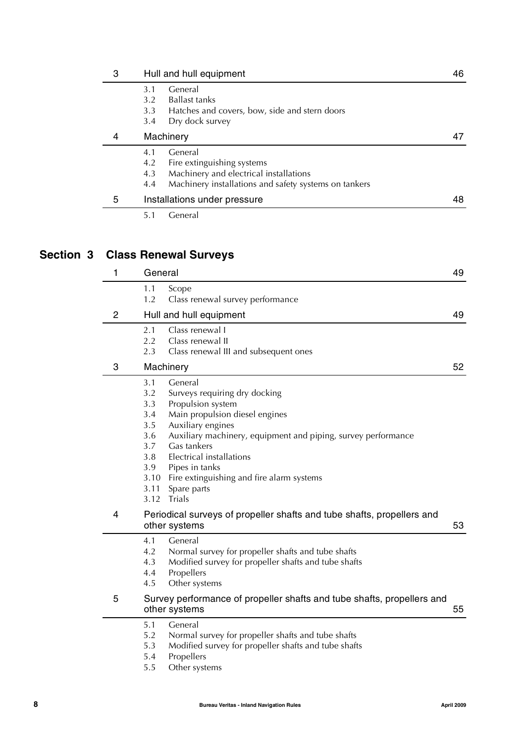| 3 | Hull and hull equipment | 46 |
|---|---|---|
| | 3.1 General<br>3.2 Ballast tanks<br>3.3 Hatches and covers, bow, side and stern doors<br>3.4 Dry dock survey | |
| 4 | Machinery | 47 |
| | 4.1 General<br>4.2 Fire extinguishing systems<br>4.3 Machinery and electrical installations<br>4.4 Machinery installations and safety systems on tankers | |
| 5 | Installations under pressure | 48 |
| | 5.1 General | |

## Section 3 Class Renewal Surveys

| 1 | General | 49 |
|---|---|---|
| | 1.1 Scope<br>1.2 Class renewal survey performance | |
| 2 | Hull and hull equipment | 49 |
| | 2.1 Class renewal I<br>2.2 Class renewal II<br>2.3 Class renewal III and subsequent ones | |
| 3 | Machinery | 52 |
| | 3.1 General<br>3.2 Surveys requiring dry docking<br>3.3 Propulsion system<br>3.4 Main propulsion diesel engines<br>3.5 Auxiliary engines<br>3.6 Auxiliary machinery, equipment and piping, survey performance<br>3.7 Gas tankers<br>3.8 Electrical installations<br>3.9 Pipes in tanks<br>3.10 Fire extinguishing and fire alarm systems<br>3.11 Spare parts<br>3.12 Trials | |
| 4 | Periodical surveys of propeller shafts and tube shafts, propellers and other systems | 53 |
| | 4.1 General<br>4.2 Normal survey for propeller shafts and tube shafts<br>4.3 Modified survey for propeller shafts and tube shafts<br>4.4 Propellers<br>4.5 Other systems | |
| 5 | Survey performance of propeller shafts and tube shafts, propellers and other systems | 55 |
| | 5.1 General<br>5.2 Normal survey for propeller shafts and tube shafts<br>5.3 Modified survey for propeller shafts and tube shafts<br>5.4 Propellers<br>5.5 Other systems | |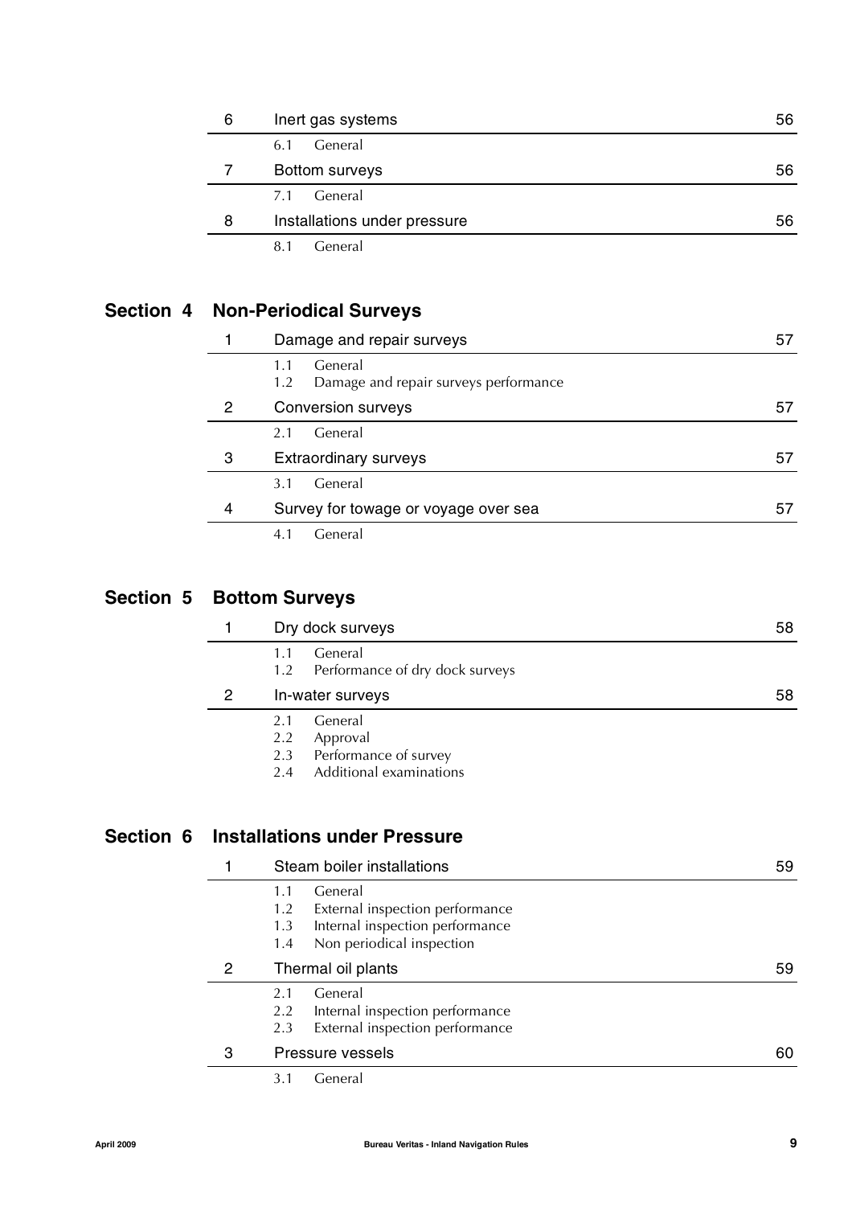| | | |
|---|---|---|
| 6 | Inert gas systems | 56 |
| | 6.1 General | |
| 7 | Bottom surveys | 56 |
| | 7.1 General | |
| 8 | Installations under pressure | 56 |
| | 8.1 General | |

## Section 4 Non-Periodical Surveys

| | | |
|---|---|---|
| 1 | Damage and repair surveys | 57 |
| | 1.1 General<br>1.2 Damage and repair surveys performance | |
| 2 | Conversion surveys | 57 |
| | 2.1 General | |
| 3 | Extraordinary surveys | 57 |
| | 3.1 General | |
| 4 | Survey for towage or voyage over sea | 57 |
| | 4.1 General | |

## Section 5 Bottom Surveys

| | | |
|---|---|---|
| 1 | Dry dock surveys | 58 |
| | 1.1 General<br>1.2 Performance of dry dock surveys | |
| 2 | In-water surveys | 58 |
| | 2.1 General<br>2.2 Approval<br>2.3 Performance of survey<br>2.4 Additional examinations | |

## Section 6 Installations under Pressure

| | | |
|---|---|---|
| 1 | Steam boiler installations | 59 |
| | 1.1 General<br>1.2 External inspection performance<br>1.3 Internal inspection performance<br>1.4 Non periodical inspection | |
| 2 | Thermal oil plants | 59 |
| | 2.1 General<br>2.2 Internal inspection performance<br>2.3 External inspection performance | |
| 3 | Pressure vessels | 60 |
| | 3.1 General | |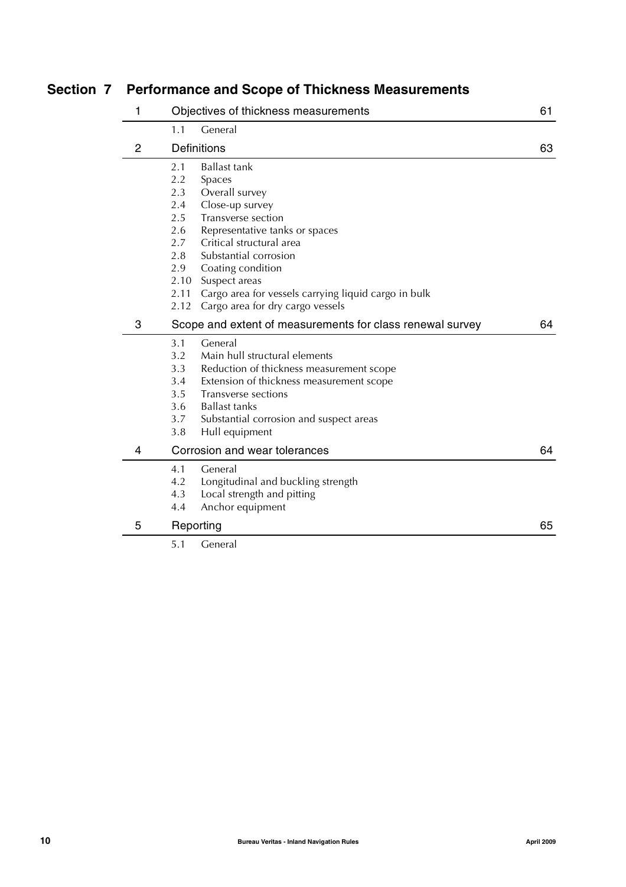## Section 7 Performance and Scope of Thickness Measurements

| | | |
|---|---|---|
| 1 | Objectives of thickness measurements | 61 |
| | 1.1 General | |
| 2 | Definitions | 63 |
| | 2.1 Ballast tank<br>2.2 Spaces<br>2.3 Overall survey<br>2.4 Close-up survey<br>2.5 Transverse section<br>2.6 Representative tanks or spaces<br>2.7 Critical structural area<br>2.8 Substantial corrosion<br>2.9 Coating condition<br>2.10 Suspect areas<br>2.11 Cargo area for vessels carrying liquid cargo in bulk<br>2.12 Cargo area for dry cargo vessels | |
| 3 | Scope and extent of measurements for class renewal survey | 64 |
| | 3.1 General<br>3.2 Main hull structural elements<br>3.3 Reduction of thickness measurement scope<br>3.4 Extension of thickness measurement scope<br>3.5 Transverse sections<br>3.6 Ballast tanks<br>3.7 Substantial corrosion and suspect areas<br>3.8 Hull equipment | |
| 4 | Corrosion and wear tolerances | 64 |
| | 4.1 General<br>4.2 Longitudinal and buckling strength<br>4.3 Local strength and pitting<br>4.4 Anchor equipment | |
| 5 | Reporting | 65 |
| | 5.1 General | |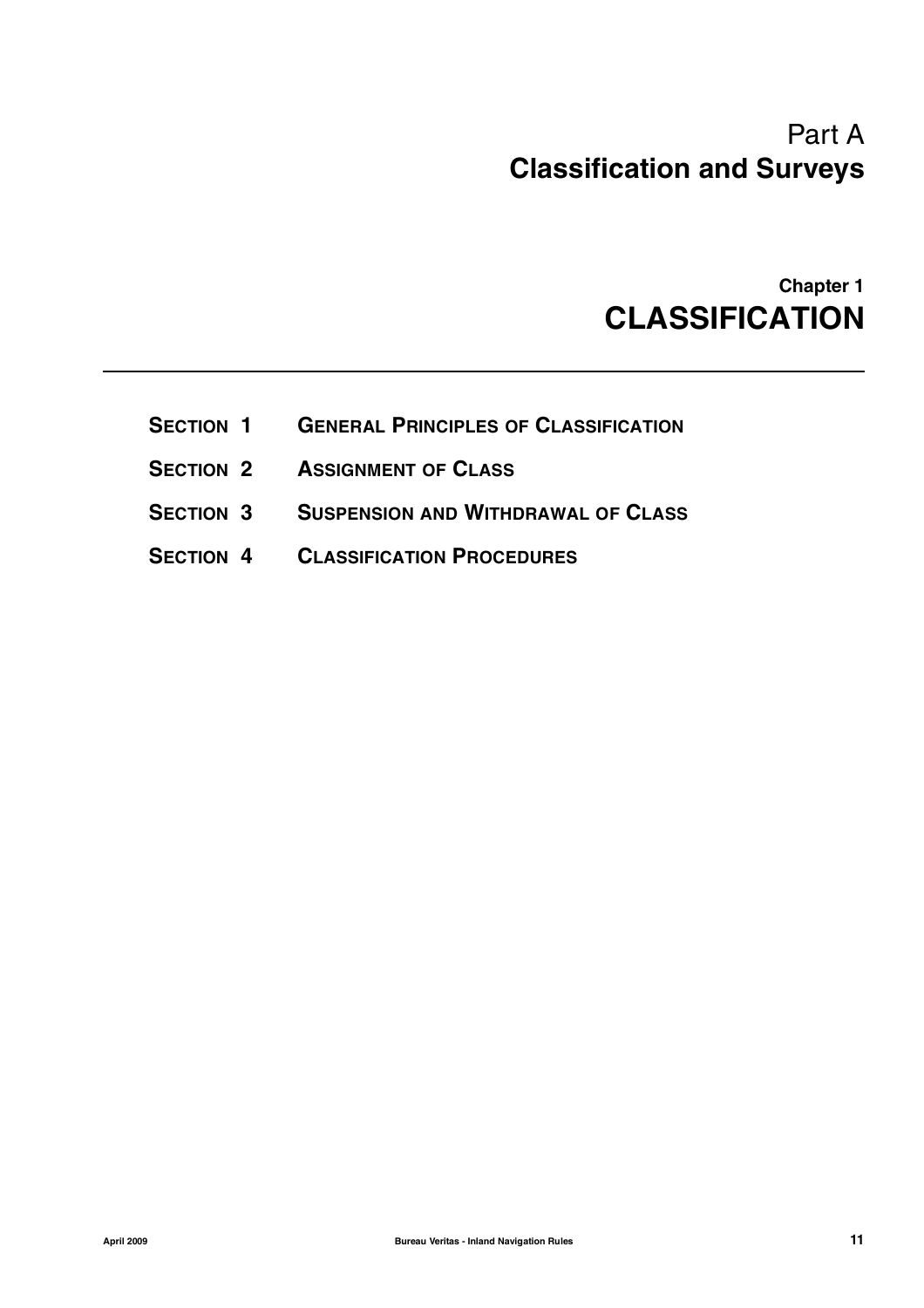# Part A
# Classification and Surveys

## Chapter 1
## CLASSIFICATION

---

- **SECTION 1** **GENERAL PRINCIPLES OF CLASSIFICATION**
- **SECTION 2** **ASSIGNMENT OF CLASS**
- **SECTION 3** **SUSPENSION AND WITHDRAWAL OF CLASS**
- **SECTION 4** **CLASSIFICATION PROCEDURES**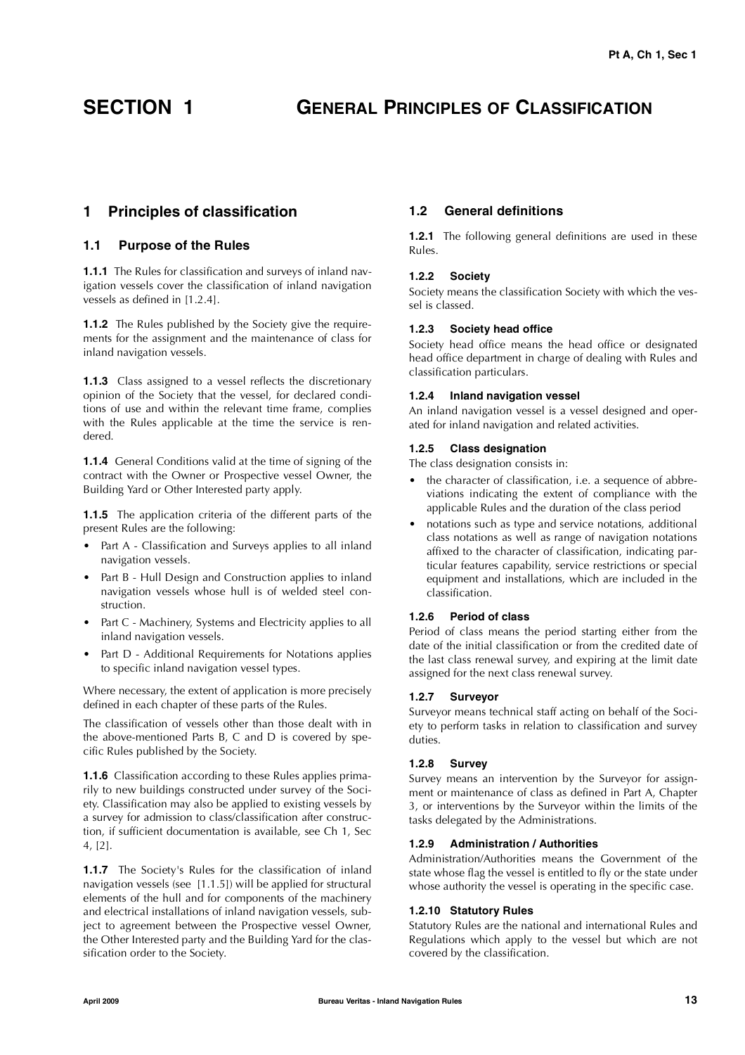# SECTION 1 GENERAL PRINCIPLES OF CLASSIFICATION

## 1 Principles of classification

### 1.1 Purpose of the Rules

**1.1.1** The Rules for classification and surveys of inland navigation vessels cover the classification of inland navigation vessels as defined in [1.2.4].

**1.1.2** The Rules published by the Society give the requirements for the assignment and the maintenance of class for inland navigation vessels.

**1.1.3** Class assigned to a vessel reflects the discretionary opinion of the Society that the vessel, for declared conditions of use and within the relevant time frame, complies with the Rules applicable at the time the service is rendered.

**1.1.4** General Conditions valid at the time of signing of the contract with the Owner or Prospective vessel Owner, the Building Yard or Other Interested party apply.

**1.1.5** The application criteria of the different parts of the present Rules are the following:

- Part A - Classification and Surveys applies to all inland navigation vessels.
- Part B - Hull Design and Construction applies to inland navigation vessels whose hull is of welded steel construction.
- Part C - Machinery, Systems and Electricity applies to all inland navigation vessels.
- Part D - Additional Requirements for Notations applies to specific inland navigation vessel types.

Where necessary, the extent of application is more precisely defined in each chapter of these parts of the Rules.

The classification of vessels other than those dealt with in the above-mentioned Parts B, C and D is covered by specific Rules published by the Society.

**1.1.6** Classification according to these Rules applies primarily to new buildings constructed under survey of the Society. Classification may also be applied to existing vessels by a survey for admission to class/classification after construction, if sufficient documentation is available, see Ch 1, Sec 4, [2].

**1.1.7** The Society's Rules for the classification of inland navigation vessels (see [1.1.5]) will be applied for structural elements of the hull and for components of the machinery and electrical installations of inland navigation vessels, subject to agreement between the Prospective vessel Owner, the Other Interested party and the Building Yard for the classification order to the Society.

### 1.2 General definitions

**1.2.1** The following general definitions are used in these Rules.

#### 1.2.2 Society

Society means the classification Society with which the vessel is classed.

#### 1.2.3 Society head office

Society head office means the head office or designated head office department in charge of dealing with Rules and classification particulars.

#### 1.2.4 Inland navigation vessel

An inland navigation vessel is a vessel designed and operated for inland navigation and related activities.

#### 1.2.5 Class designation

The class designation consists in:

- the character of classification, i.e. a sequence of abbreviations indicating the extent of compliance with the applicable Rules and the duration of the class period
- notations such as type and service notations, additional class notations as well as range of navigation notations affixed to the character of classification, indicating particular features capability, service restrictions or special equipment and installations, which are included in the classification.

#### 1.2.6 Period of class

Period of class means the period starting either from the date of the initial classification or from the credited date of the last class renewal survey, and expiring at the limit date assigned for the next class renewal survey.

#### 1.2.7 Surveyor

Surveyor means technical staff acting on behalf of the Society to perform tasks in relation to classification and survey duties.

#### 1.2.8 Survey

Survey means an intervention by the Surveyor for assignment or maintenance of class as defined in Part A, Chapter 3, or interventions by the Surveyor within the limits of the tasks delegated by the Administrations.

#### 1.2.9 Administration / Authorities

Administration/Authorities means the Government of the state whose flag the vessel is entitled to fly or the state under whose authority the vessel is operating in the specific case.

#### 1.2.10 Statutory Rules

Statutory Rules are the national and international Rules and Regulations which apply to the vessel but which are not covered by the classification.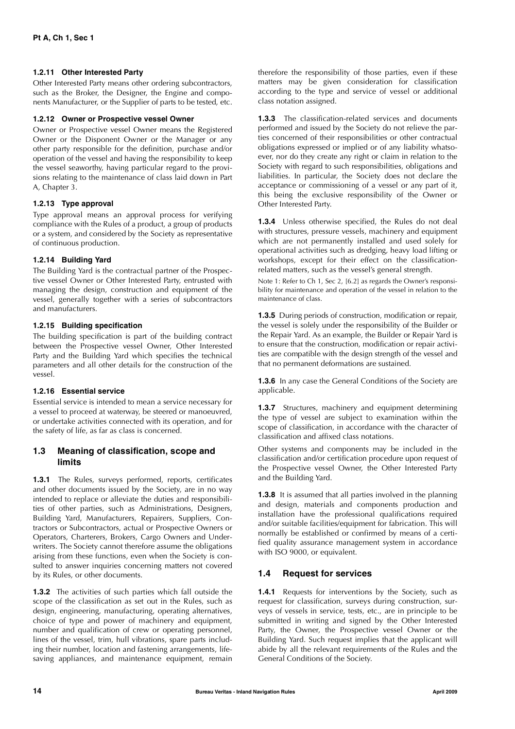#### 1.2.11 Other Interested Party

Other Interested Party means other ordering subcontractors, such as the Broker, the Designer, the Engine and components Manufacturer, or the Supplier of parts to be tested, etc.

#### 1.2.12 Owner or Prospective vessel Owner

Owner or Prospective vessel Owner means the Registered Owner or the Disponent Owner or the Manager or any other party responsible for the definition, purchase and/or operation of the vessel and having the responsibility to keep the vessel seaworthy, having particular regard to the provisions relating to the maintenance of class laid down in Part A, Chapter 3.

#### 1.2.13 Type approval

Type approval means an approval process for verifying compliance with the Rules of a product, a group of products or a system, and considered by the Society as representative of continuous production.

#### 1.2.14 Building Yard

The Building Yard is the contractual partner of the Prospective vessel Owner or Other Interested Party, entrusted with managing the design, construction and equipment of the vessel, generally together with a series of subcontractors and manufacturers.

#### 1.2.15 Building specification

The building specification is part of the building contract between the Prospective vessel Owner, Other Interested Party and the Building Yard which specifies the technical parameters and all other details for the construction of the vessel.

#### 1.2.16 Essential service

Essential service is intended to mean a service necessary for a vessel to proceed at waterway, be steered or manoeuvred, or undertake activities connected with its operation, and for the safety of life, as far as class is concerned.

### 1.3 Meaning of classification, scope and limits

**1.3.1** The Rules, surveys performed, reports, certificates and other documents issued by the Society, are in no way intended to replace or alleviate the duties and responsibilities of other parties, such as Administrations, Designers, Building Yard, Manufacturers, Repairers, Suppliers, Contractors or Subcontractors, actual or Prospective Owners or Operators, Charterers, Brokers, Cargo Owners and Underwriters. The Society cannot therefore assume the obligations arising from these functions, even when the Society is consulted to answer inquiries concerning matters not covered by its Rules, or other documents.

**1.3.2** The activities of such parties which fall outside the scope of the classification as set out in the Rules, such as design, engineering, manufacturing, operating alternatives, choice of type and power of machinery and equipment, number and qualification of crew or operating personnel, lines of the vessel, trim, hull vibrations, spare parts including their number, location and fastening arrangements, life-saving appliances, and maintenance equipment, remain therefore the responsibility of those parties, even if these matters may be given consideration for classification according to the type and service of vessel or additional class notation assigned.

**1.3.3** The classification-related services and documents performed and issued by the Society do not relieve the parties concerned of their responsibilities or other contractual obligations expressed or implied or of any liability whatsoever, nor do they create any right or claim in relation to the Society with regard to such responsibilities, obligations and liabilities. In particular, the Society does not declare the acceptance or commissioning of a vessel or any part of it, this being the exclusive responsibility of the Owner or Other Interested Party.

**1.3.4** Unless otherwise specified, the Rules do not deal with structures, pressure vessels, machinery and equipment which are not permanently installed and used solely for operational activities such as dredging, heavy load lifting or workshops, except for their effect on the classification-related matters, such as the vessel's general strength.

Note 1: Refer to Ch 1, Sec 2, [6.2] as regards the Owner's responsibility for maintenance and operation of the vessel in relation to the maintenance of class.

**1.3.5** During periods of construction, modification or repair, the vessel is solely under the responsibility of the Builder or the Repair Yard. As an example, the Builder or Repair Yard is to ensure that the construction, modification or repair activities are compatible with the design strength of the vessel and that no permanent deformations are sustained.

**1.3.6** In any case the General Conditions of the Society are applicable.

**1.3.7** Structures, machinery and equipment determining the type of vessel are subject to examination within the scope of classification, in accordance with the character of classification and affixed class notations.

Other systems and components may be included in the classification and/or certification procedure upon request of the Prospective vessel Owner, the Other Interested Party and the Building Yard.

**1.3.8** It is assumed that all parties involved in the planning and design, materials and components production and installation have the professional qualifications required and/or suitable facilities/equipment for fabrication. This will normally be established or confirmed by means of a certified quality assurance management system in accordance with ISO 9000, or equivalent.

### 1.4 Request for services

**1.4.1** Requests for interventions by the Society, such as request for classification, surveys during construction, surveys of vessels in service, tests, etc., are in principle to be submitted in writing and signed by the Other Interested Party, the Owner, the Prospective vessel Owner or the Building Yard. Such request implies that the applicant will abide by all the relevant requirements of the Rules and the General Conditions of the Society.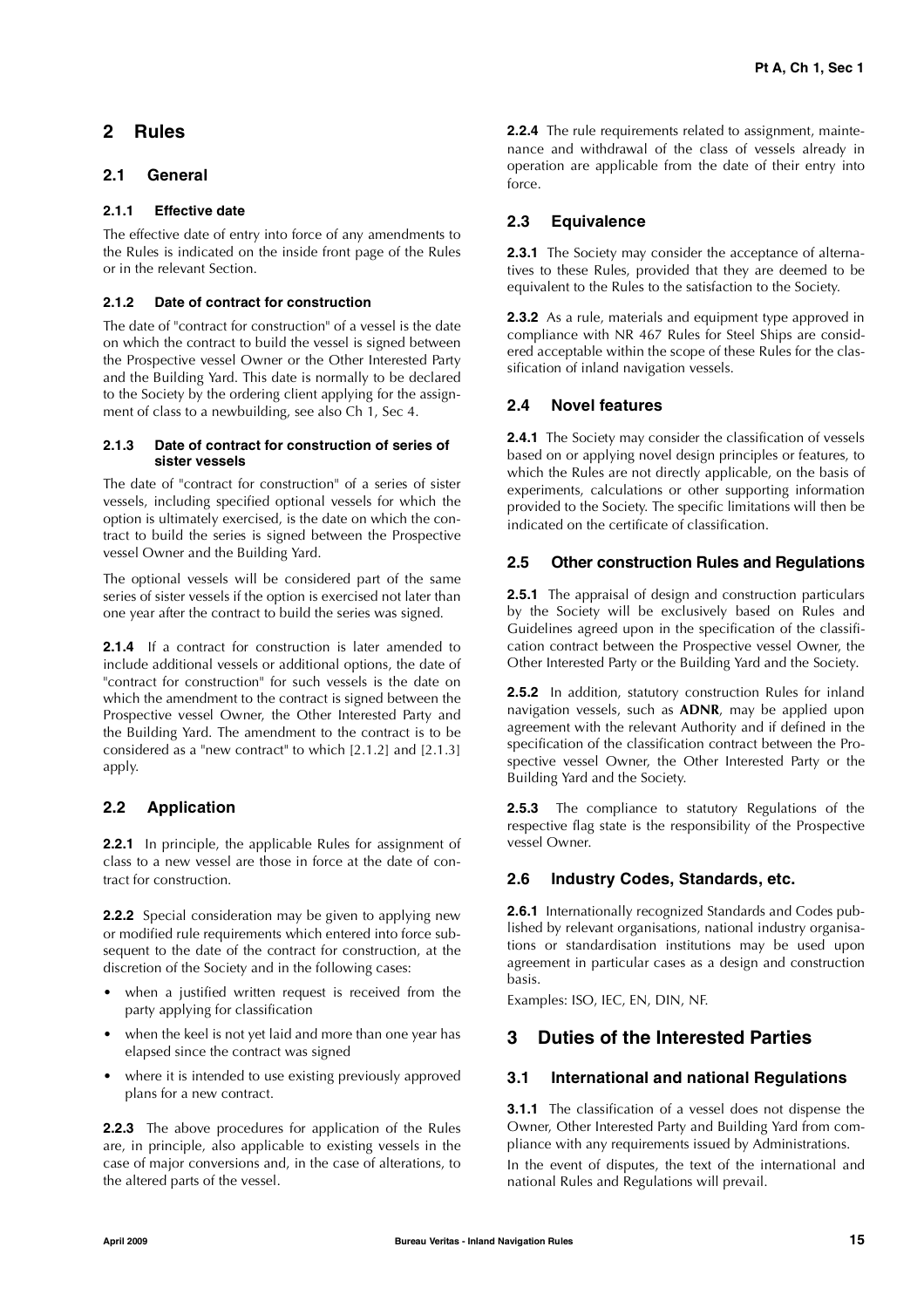## 2 Rules

### 2.1 General

#### 2.1.1 Effective date

The effective date of entry into force of any amendments to the Rules is indicated on the inside front page of the Rules or in the relevant Section.

#### 2.1.2 Date of contract for construction

The date of "contract for construction" of a vessel is the date on which the contract to build the vessel is signed between the Prospective vessel Owner or the Other Interested Party and the Building Yard. This date is normally to be declared to the Society by the ordering client applying for the assignment of class to a newbuilding, see also Ch 1, Sec 4.

#### 2.1.3 Date of contract for construction of series of sister vessels

The date of "contract for construction" of a series of sister vessels, including specified optional vessels for which the option is ultimately exercised, is the date on which the contract to build the series is signed between the Prospective vessel Owner and the Building Yard.

The optional vessels will be considered part of the same series of sister vessels if the option is exercised not later than one year after the contract to build the series was signed.

**2.1.4** If a contract for construction is later amended to include additional vessels or additional options, the date of "contract for construction" for such vessels is the date on which the amendment to the contract is signed between the Prospective vessel Owner, the Other Interested Party and the Building Yard. The amendment to the contract is to be considered as a "new contract" to which [2.1.2] and [2.1.3] apply.

### 2.2 Application

**2.2.1** In principle, the applicable Rules for assignment of class to a new vessel are those in force at the date of contract for construction.

**2.2.2** Special consideration may be given to applying new or modified rule requirements which entered into force subsequent to the date of the contract for construction, at the discretion of the Society and in the following cases:

- when a justified written request is received from the party applying for classification
- when the keel is not yet laid and more than one year has elapsed since the contract was signed
- where it is intended to use existing previously approved plans for a new contract.

**2.2.3** The above procedures for application of the Rules are, in principle, also applicable to existing vessels in the case of major conversions and, in the case of alterations, to the altered parts of the vessel.

**2.2.4** The rule requirements related to assignment, maintenance and withdrawal of the class of vessels already in operation are applicable from the date of their entry into force.

### 2.3 Equivalence

**2.3.1** The Society may consider the acceptance of alternatives to these Rules, provided that they are deemed to be equivalent to the Rules to the satisfaction to the Society.

**2.3.2** As a rule, materials and equipment type approved in compliance with NR 467 Rules for Steel Ships are considered acceptable within the scope of these Rules for the classification of inland navigation vessels.

### 2.4 Novel features

**2.4.1** The Society may consider the classification of vessels based on or applying novel design principles or features, to which the Rules are not directly applicable, on the basis of experiments, calculations or other supporting information provided to the Society. The specific limitations will then be indicated on the certificate of classification.

### 2.5 Other construction Rules and Regulations

**2.5.1** The appraisal of design and construction particulars by the Society will be exclusively based on Rules and Guidelines agreed upon in the specification of the classification contract between the Prospective vessel Owner, the Other Interested Party or the Building Yard and the Society.

**2.5.2** In addition, statutory construction Rules for inland navigation vessels, such as **ADNR**, may be applied upon agreement with the relevant Authority and if defined in the specification of the classification contract between the Prospective vessel Owner, the Other Interested Party or the Building Yard and the Society.

**2.5.3** The compliance to statutory Regulations of the respective flag state is the responsibility of the Prospective vessel Owner.

### 2.6 Industry Codes, Standards, etc.

**2.6.1** Internationally recognized Standards and Codes published by relevant organisations, national industry organisations or standardisation institutions may be used upon agreement in particular cases as a design and construction basis.

Examples: ISO, IEC, EN, DIN, NF.

## 3 Duties of the Interested Parties

### 3.1 International and national Regulations

**3.1.1** The classification of a vessel does not dispense the Owner, Other Interested Party and Building Yard from compliance with any requirements issued by Administrations.

In the event of disputes, the text of the international and national Rules and Regulations will prevail.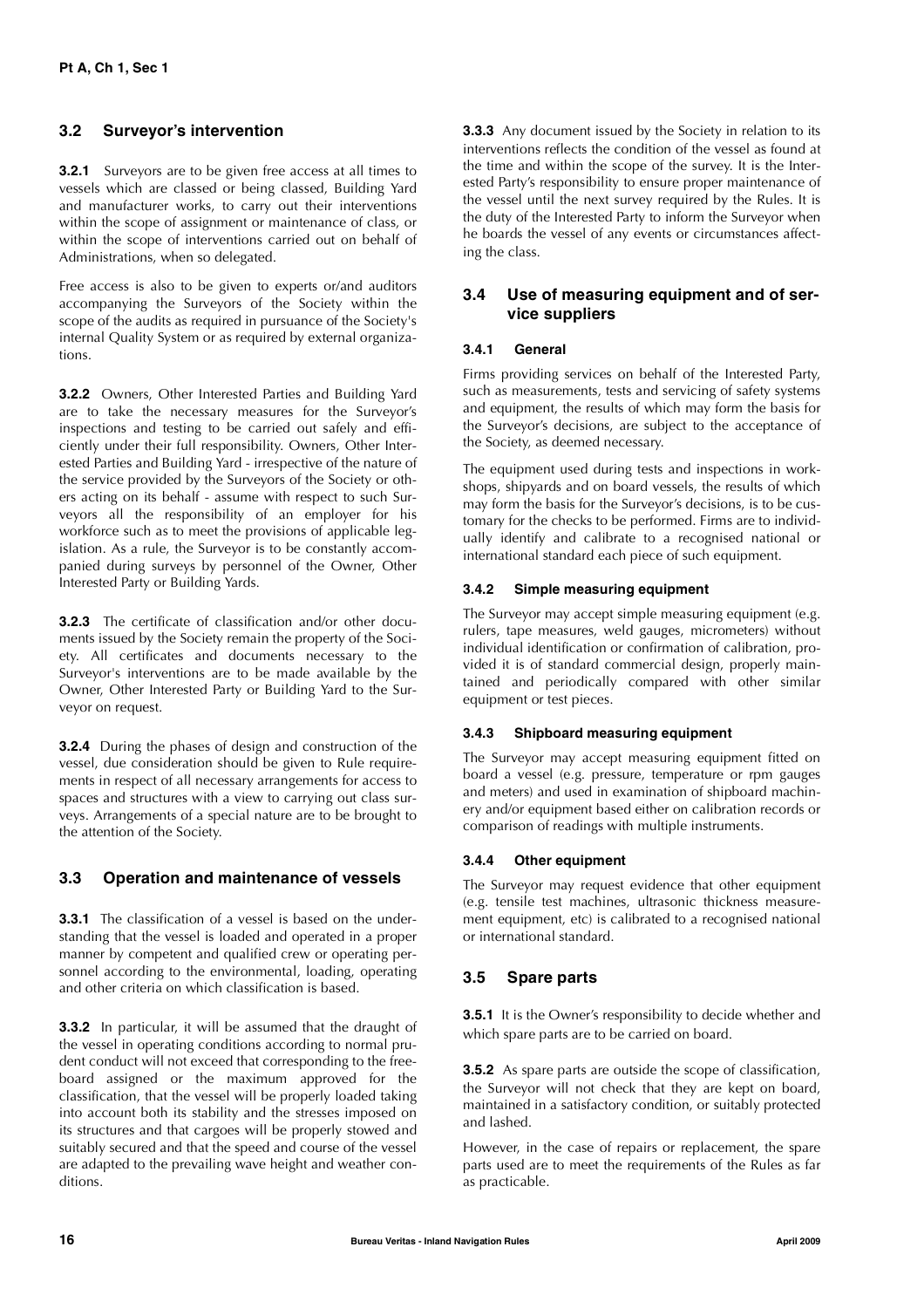### 3.2 Surveyor's intervention

**3.2.1** Surveyors are to be given free access at all times to vessels which are classed or being classed, Building Yard and manufacturer works, to carry out their interventions within the scope of assignment or maintenance of class, or within the scope of interventions carried out on behalf of Administrations, when so delegated.

Free access is also to be given to experts or/and auditors accompanying the Surveyors of the Society within the scope of the audits as required in pursuance of the Society's internal Quality System or as required by external organizations.

**3.2.2** Owners, Other Interested Parties and Building Yard are to take the necessary measures for the Surveyor's inspections and testing to be carried out safely and efficiently under their full responsibility. Owners, Other Interested Parties and Building Yard - irrespective of the nature of the service provided by the Surveyors of the Society or others acting on its behalf - assume with respect to such Surveyors all the responsibility of an employer for his workforce such as to meet the provisions of applicable legislation. As a rule, the Surveyor is to be constantly accompanied during surveys by personnel of the Owner, Other Interested Party or Building Yards.

**3.2.3** The certificate of classification and/or other documents issued by the Society remain the property of the Society. All certificates and documents necessary to the Surveyor's interventions are to be made available by the Owner, Other Interested Party or Building Yard to the Surveyor on request.

**3.2.4** During the phases of design and construction of the vessel, due consideration should be given to Rule requirements in respect of all necessary arrangements for access to spaces and structures with a view to carrying out class surveys. Arrangements of a special nature are to be brought to the attention of the Society.

### 3.3 Operation and maintenance of vessels

**3.3.1** The classification of a vessel is based on the understanding that the vessel is loaded and operated in a proper manner by competent and qualified crew or operating personnel according to the environmental, loading, operating and other criteria on which classification is based.

**3.3.2** In particular, it will be assumed that the draught of the vessel in operating conditions according to normal prudent conduct will not exceed that corresponding to the freeboard assigned or the maximum approved for the classification, that the vessel will be properly loaded taking into account both its stability and the stresses imposed on its structures and that cargoes will be properly stowed and suitably secured and that the speed and course of the vessel are adapted to the prevailing wave height and weather conditions.

**3.3.3** Any document issued by the Society in relation to its interventions reflects the condition of the vessel as found at the time and within the scope of the survey. It is the Interested Party's responsibility to ensure proper maintenance of the vessel until the next survey required by the Rules. It is the duty of the Interested Party to inform the Surveyor when he boards the vessel of any events or circumstances affecting the class.

### 3.4 Use of measuring equipment and of service suppliers

#### 3.4.1 General

Firms providing services on behalf of the Interested Party, such as measurements, tests and servicing of safety systems and equipment, the results of which may form the basis for the Surveyor's decisions, are subject to the acceptance of the Society, as deemed necessary.

The equipment used during tests and inspections in workshops, shipyards and on board vessels, the results of which may form the basis for the Surveyor's decisions, is to be customary for the checks to be performed. Firms are to individually identify and calibrate to a recognised national or international standard each piece of such equipment.

#### 3.4.2 Simple measuring equipment

The Surveyor may accept simple measuring equipment (e.g. rulers, tape measures, weld gauges, micrometers) without individual identification or confirmation of calibration, provided it is of standard commercial design, properly maintained and periodically compared with other similar equipment or test pieces.

#### 3.4.3 Shipboard measuring equipment

The Surveyor may accept measuring equipment fitted on board a vessel (e.g. pressure, temperature or rpm gauges and meters) and used in examination of shipboard machinery and/or equipment based either on calibration records or comparison of readings with multiple instruments.

#### 3.4.4 Other equipment

The Surveyor may request evidence that other equipment (e.g. tensile test machines, ultrasonic thickness measurement equipment, etc) is calibrated to a recognised national or international standard.

### 3.5 Spare parts

**3.5.1** It is the Owner's responsibility to decide whether and which spare parts are to be carried on board.

**3.5.2** As spare parts are outside the scope of classification, the Surveyor will not check that they are kept on board, maintained in a satisfactory condition, or suitably protected and lashed.

However, in the case of repairs or replacement, the spare parts used are to meet the requirements of the Rules as far as practicable.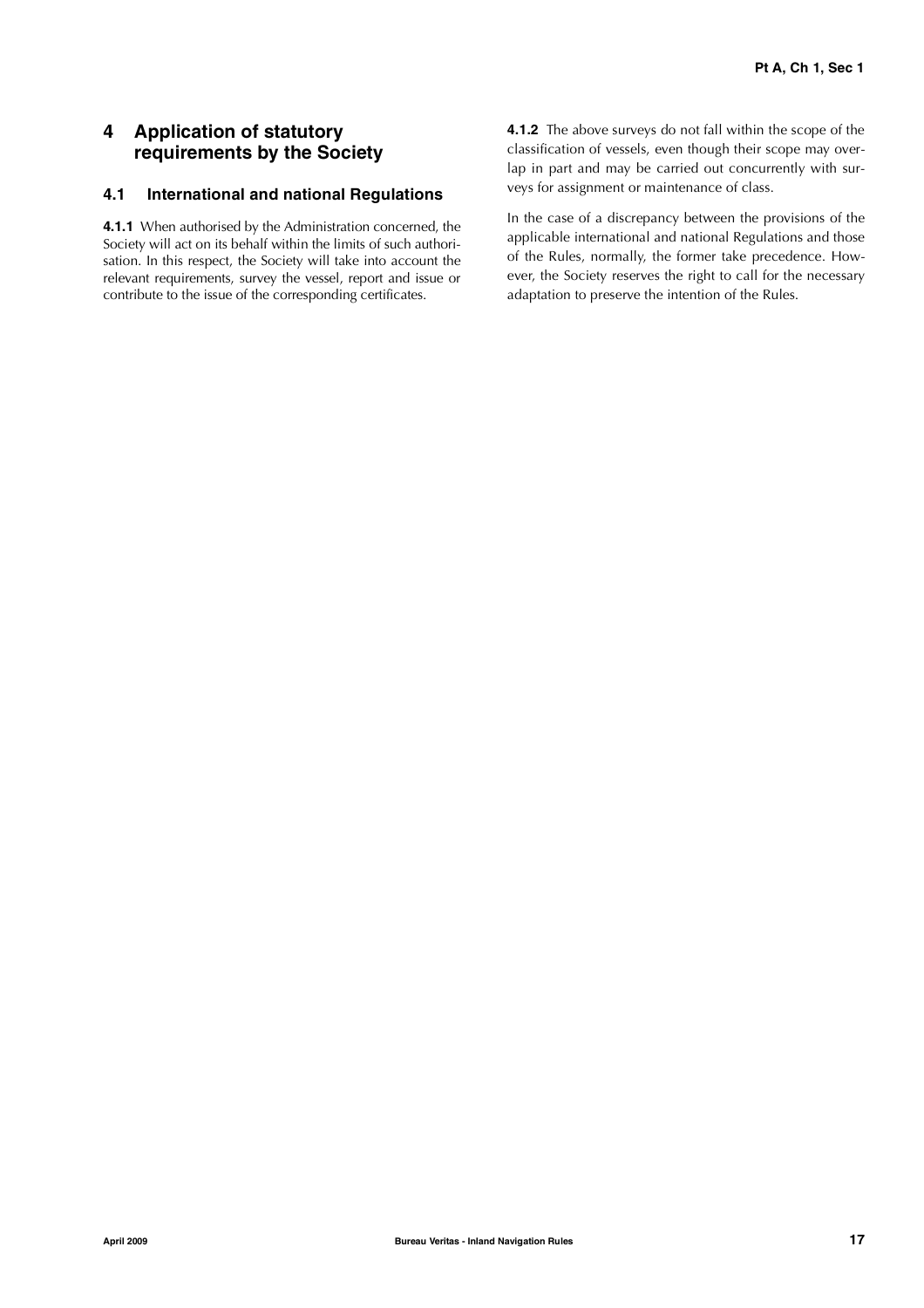## 4 Application of statutory requirements by the Society

### 4.1 International and national Regulations

**4.1.1** When authorised by the Administration concerned, the Society will act on its behalf within the limits of such authorisation. In this respect, the Society will take into account the relevant requirements, survey the vessel, report and issue or contribute to the issue of the corresponding certificates.

**4.1.2** The above surveys do not fall within the scope of the classification of vessels, even though their scope may overlap in part and may be carried out concurrently with surveys for assignment or maintenance of class.

In the case of a discrepancy between the provisions of the applicable international and national Regulations and those of the Rules, normally, the former take precedence. However, the Society reserves the right to call for the necessary adaptation to preserve the intention of the Rules.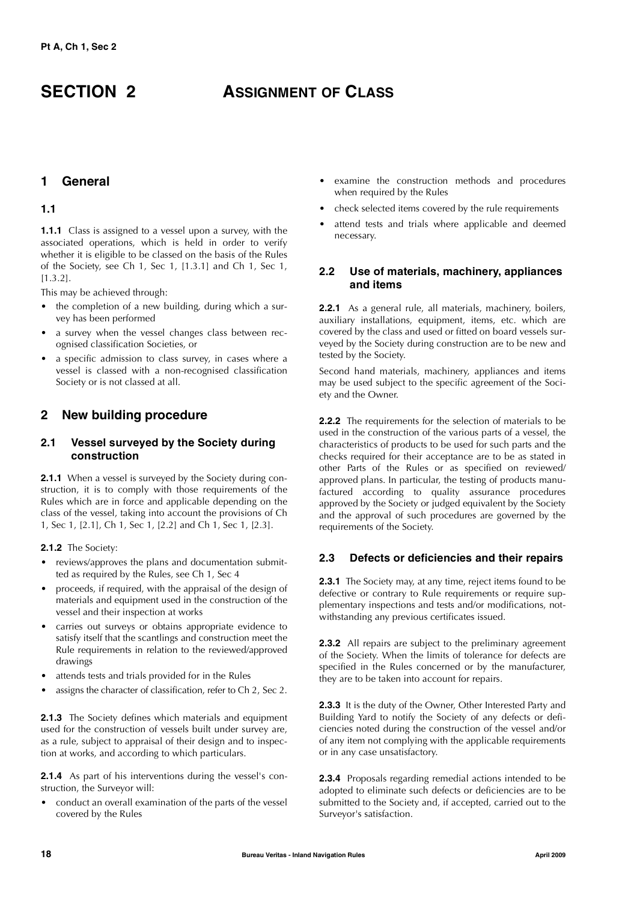# SECTION 2 ASSIGNMENT OF CLASS

## 1 General

### 1.1

**1.1.1** Class is assigned to a vessel upon a survey, with the associated operations, which is held in order to verify whether it is eligible to be classed on the basis of the Rules of the Society, see Ch 1, Sec 1, [1.3.1] and Ch 1, Sec 1, [1.3.2].

This may be achieved through:

- the completion of a new building, during which a survey has been performed
- a survey when the vessel changes class between recognised classification Societies, or
- a specific admission to class survey, in cases where a vessel is classed with a non-recognised classification Society or is not classed at all.

## 2 New building procedure

### 2.1 Vessel surveyed by the Society during construction

**2.1.1** When a vessel is surveyed by the Society during construction, it is to comply with those requirements of the Rules which are in force and applicable depending on the class of the vessel, taking into account the provisions of Ch 1, Sec 1, [2.1], Ch 1, Sec 1, [2.2] and Ch 1, Sec 1, [2.3].

**2.1.2** The Society:

- reviews/approves the plans and documentation submitted as required by the Rules, see Ch 1, Sec 4
- proceeds, if required, with the appraisal of the design of materials and equipment used in the construction of the vessel and their inspection at works
- carries out surveys or obtains appropriate evidence to satisfy itself that the scantlings and construction meet the Rule requirements in relation to the reviewed/approved drawings
- attends tests and trials provided for in the Rules
- assigns the character of classification, refer to Ch 2, Sec 2.

**2.1.3** The Society defines which materials and equipment used for the construction of vessels built under survey are, as a rule, subject to appraisal of their design and to inspection at works, and according to which particulars.

**2.1.4** As part of his interventions during the vessel's construction, the Surveyor will:

- conduct an overall examination of the parts of the vessel covered by the Rules
- examine the construction methods and procedures when required by the Rules
- check selected items covered by the rule requirements
- attend tests and trials where applicable and deemed necessary.

### 2.2 Use of materials, machinery, appliances and items

**2.2.1** As a general rule, all materials, machinery, boilers, auxiliary installations, equipment, items, etc. which are covered by the class and used or fitted on board vessels surveyed by the Society during construction are to be new and tested by the Society.

Second hand materials, machinery, appliances and items may be used subject to the specific agreement of the Society and the Owner.

**2.2.2** The requirements for the selection of materials to be used in the construction of the various parts of a vessel, the characteristics of products to be used for such parts and the checks required for their acceptance are to be as stated in other Parts of the Rules or as specified on reviewed/approved plans. In particular, the testing of products manufactured according to quality assurance procedures approved by the Society or judged equivalent by the Society and the approval of such procedures are governed by the requirements of the Society.

### 2.3 Defects or deficiencies and their repairs

**2.3.1** The Society may, at any time, reject items found to be defective or contrary to Rule requirements or require supplementary inspections and tests and/or modifications, notwithstanding any previous certificates issued.

**2.3.2** All repairs are subject to the preliminary agreement of the Society. When the limits of tolerance for defects are specified in the Rules concerned or by the manufacturer, they are to be taken into account for repairs.

**2.3.3** It is the duty of the Owner, Other Interested Party and Building Yard to notify the Society of any defects or deficiencies noted during the construction of the vessel and/or of any item not complying with the applicable requirements or in any case unsatisfactory.

**2.3.4** Proposals regarding remedial actions intended to be adopted to eliminate such defects or deficiencies are to be submitted to the Society and, if accepted, carried out to the Surveyor's satisfaction.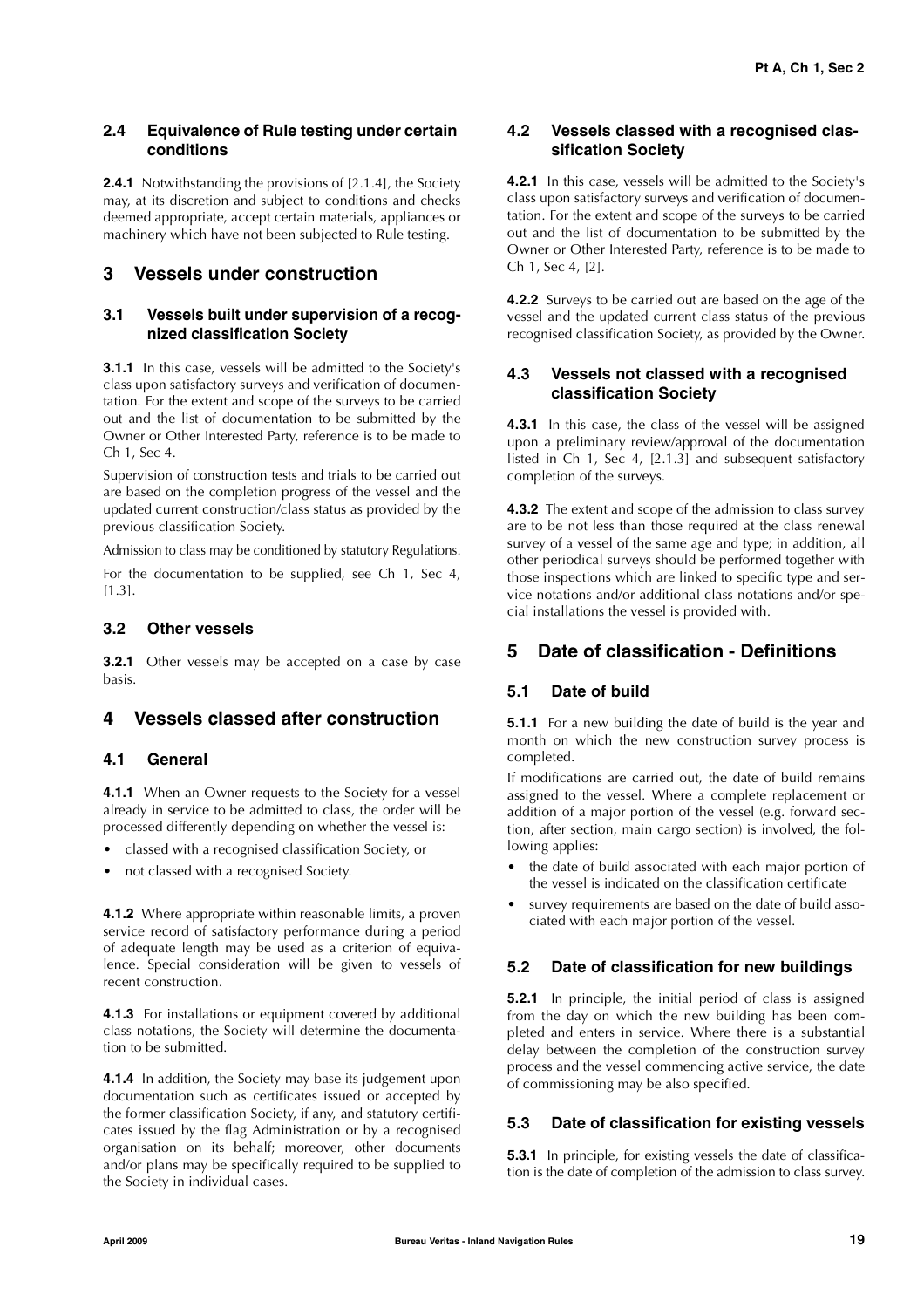### 2.4 Equivalence of Rule testing under certain conditions

**2.4.1** Notwithstanding the provisions of [2.1.4], the Society may, at its discretion and subject to conditions and checks deemed appropriate, accept certain materials, appliances or machinery which have not been subjected to Rule testing.

## 3 Vessels under construction

### 3.1 Vessels built under supervision of a recognized classification Society

**3.1.1** In this case, vessels will be admitted to the Society's class upon satisfactory surveys and verification of documentation. For the extent and scope of the surveys to be carried out and the list of documentation to be submitted by the Owner or Other Interested Party, reference is to be made to Ch 1, Sec 4.

Supervision of construction tests and trials to be carried out are based on the completion progress of the vessel and the updated current construction/class status as provided by the previous classification Society.

Admission to class may be conditioned by statutory Regulations.

For the documentation to be supplied, see Ch 1, Sec 4, [1.3].

### 3.2 Other vessels

**3.2.1** Other vessels may be accepted on a case by case basis.

## 4 Vessels classed after construction

### 4.1 General

**4.1.1** When an Owner requests to the Society for a vessel already in service to be admitted to class, the order will be processed differently depending on whether the vessel is:

- classed with a recognised classification Society, or
- not classed with a recognised Society.

**4.1.2** Where appropriate within reasonable limits, a proven service record of satisfactory performance during a period of adequate length may be used as a criterion of equivalence. Special consideration will be given to vessels of recent construction.

**4.1.3** For installations or equipment covered by additional class notations, the Society will determine the documentation to be submitted.

**4.1.4** In addition, the Society may base its judgement upon documentation such as certificates issued or accepted by the former classification Society, if any, and statutory certificates issued by the flag Administration or by a recognised organisation on its behalf; moreover, other documents and/or plans may be specifically required to be supplied to the Society in individual cases.

### 4.2 Vessels classed with a recognised classification Society

**4.2.1** In this case, vessels will be admitted to the Society's class upon satisfactory surveys and verification of documentation. For the extent and scope of the surveys to be carried out and the list of documentation to be submitted by the Owner or Other Interested Party, reference is to be made to Ch 1, Sec 4, [2].

**4.2.2** Surveys to be carried out are based on the age of the vessel and the updated current class status of the previous recognised classification Society, as provided by the Owner.

### 4.3 Vessels not classed with a recognised classification Society

**4.3.1** In this case, the class of the vessel will be assigned upon a preliminary review/approval of the documentation listed in Ch 1, Sec 4, [2.1.3] and subsequent satisfactory completion of the surveys.

**4.3.2** The extent and scope of the admission to class survey are to be not less than those required at the class renewal survey of a vessel of the same age and type; in addition, all other periodical surveys should be performed together with those inspections which are linked to specific type and service notations and/or additional class notations and/or special installations the vessel is provided with.

## 5 Date of classification - Definitions

### 5.1 Date of build

**5.1.1** For a new building the date of build is the year and month on which the new construction survey process is completed.

If modifications are carried out, the date of build remains assigned to the vessel. Where a complete replacement or addition of a major portion of the vessel (e.g. forward section, after section, main cargo section) is involved, the following applies:

- the date of build associated with each major portion of the vessel is indicated on the classification certificate
- survey requirements are based on the date of build associated with each major portion of the vessel.

### 5.2 Date of classification for new buildings

**5.2.1** In principle, the initial period of class is assigned from the day on which the new building has been completed and enters in service. Where there is a substantial delay between the completion of the construction survey process and the vessel commencing active service, the date of commissioning may be also specified.

### 5.3 Date of classification for existing vessels

**5.3.1** In principle, for existing vessels the date of classification is the date of completion of the admission to class survey.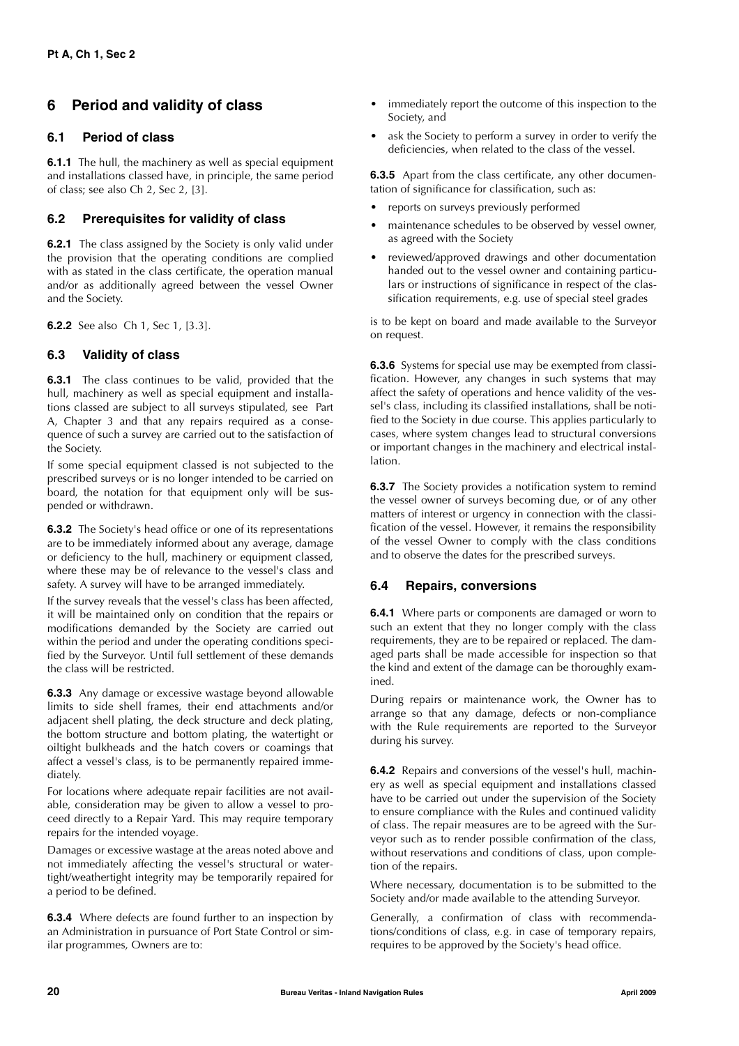## 6 Period and validity of class

### 6.1 Period of class

**6.1.1** The hull, the machinery as well as special equipment and installations classed have, in principle, the same period of class; see also Ch 2, Sec 2, [3].

### 6.2 Prerequisites for validity of class

**6.2.1** The class assigned by the Society is only valid under the provision that the operating conditions are complied with as stated in the class certificate, the operation manual and/or as additionally agreed between the vessel Owner and the Society.

**6.2.2** See also Ch 1, Sec 1, [3.3].

### 6.3 Validity of class

**6.3.1** The class continues to be valid, provided that the hull, machinery as well as special equipment and installations classed are subject to all surveys stipulated, see Part A, Chapter 3 and that any repairs required as a consequence of such a survey are carried out to the satisfaction of the Society.

If some special equipment classed is not subjected to the prescribed surveys or is no longer intended to be carried on board, the notation for that equipment only will be suspended or withdrawn.

**6.3.2** The Society's head office or one of its representations are to be immediately informed about any average, damage or deficiency to the hull, machinery or equipment classed, where these may be of relevance to the vessel's class and safety. A survey will have to be arranged immediately.

If the survey reveals that the vessel's class has been affected, it will be maintained only on condition that the repairs or modifications demanded by the Society are carried out within the period and under the operating conditions specified by the Surveyor. Until full settlement of these demands the class will be restricted.

**6.3.3** Any damage or excessive wastage beyond allowable limits to side shell frames, their end attachments and/or adjacent shell plating, the deck structure and deck plating, the bottom structure and bottom plating, the watertight or oiltight bulkheads and the hatch covers or coamings that affect a vessel's class, is to be permanently repaired immediately.

For locations where adequate repair facilities are not available, consideration may be given to allow a vessel to proceed directly to a Repair Yard. This may require temporary repairs for the intended voyage.

Damages or excessive wastage at the areas noted above and not immediately affecting the vessel's structural or watertight/weathertight integrity may be temporarily repaired for a period to be defined.

**6.3.4** Where defects are found further to an inspection by an Administration in pursuance of Port State Control or similar programmes, Owners are to:

- immediately report the outcome of this inspection to the Society, and
- ask the Society to perform a survey in order to verify the deficiencies, when related to the class of the vessel.

**6.3.5** Apart from the class certificate, any other documentation of significance for classification, such as:

- reports on surveys previously performed
- maintenance schedules to be observed by vessel owner, as agreed with the Society
- reviewed/approved drawings and other documentation handed out to the vessel owner and containing particulars or instructions of significance in respect of the classification requirements, e.g. use of special steel grades

is to be kept on board and made available to the Surveyor on request.

**6.3.6** Systems for special use may be exempted from classification. However, any changes in such systems that may affect the safety of operations and hence validity of the vessel's class, including its classified installations, shall be notified to the Society in due course. This applies particularly to cases, where system changes lead to structural conversions or important changes in the machinery and electrical installation.

**6.3.7** The Society provides a notification system to remind the vessel owner of surveys becoming due, or of any other matters of interest or urgency in connection with the classification of the vessel. However, it remains the responsibility of the vessel Owner to comply with the class conditions and to observe the dates for the prescribed surveys.

### 6.4 Repairs, conversions

**6.4.1** Where parts or components are damaged or worn to such an extent that they no longer comply with the class requirements, they are to be repaired or replaced. The damaged parts shall be made accessible for inspection so that the kind and extent of the damage can be thoroughly examined.

During repairs or maintenance work, the Owner has to arrange so that any damage, defects or non-compliance with the Rule requirements are reported to the Surveyor during his survey.

**6.4.2** Repairs and conversions of the vessel's hull, machinery as well as special equipment and installations classed have to be carried out under the supervision of the Society to ensure compliance with the Rules and continued validity of class. The repair measures are to be agreed with the Surveyor such as to render possible confirmation of the class, without reservations and conditions of class, upon completion of the repairs.

Where necessary, documentation is to be submitted to the Society and/or made available to the attending Surveyor.

Generally, a confirmation of class with recommendations/conditions of class, e.g. in case of temporary repairs, requires to be approved by the Society's head office.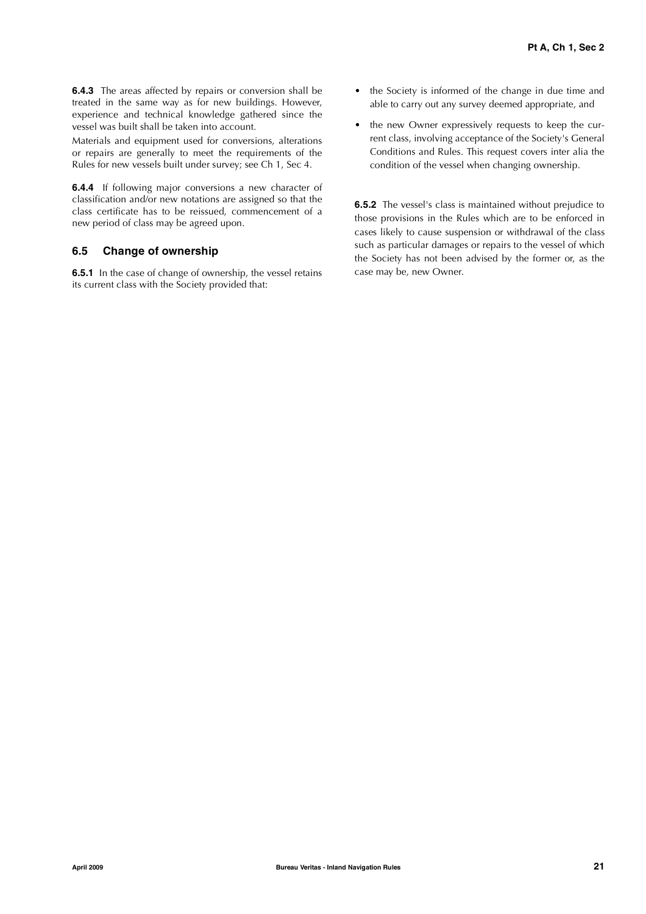**6.4.3** The areas affected by repairs or conversion shall be treated in the same way as for new buildings. However, experience and technical knowledge gathered since the vessel was built shall be taken into account.

Materials and equipment used for conversions, alterations or repairs are generally to meet the requirements of the Rules for new vessels built under survey; see Ch 1, Sec 4.

**6.4.4** If following major conversions a new character of classification and/or new notations are assigned so that the class certificate has to be reissued, commencement of a new period of class may be agreed upon.

### 6.5 Change of ownership

**6.5.1** In the case of change of ownership, the vessel retains its current class with the Society provided that:

- the Society is informed of the change in due time and able to carry out any survey deemed appropriate, and
- the new Owner expressively requests to keep the current class, involving acceptance of the Society's General Conditions and Rules. This request covers inter alia the condition of the vessel when changing ownership.

**6.5.2** The vessel's class is maintained without prejudice to those provisions in the Rules which are to be enforced in cases likely to cause suspension or withdrawal of the class such as particular damages or repairs to the vessel of which the Society has not been advised by the former or, as the case may be, new Owner.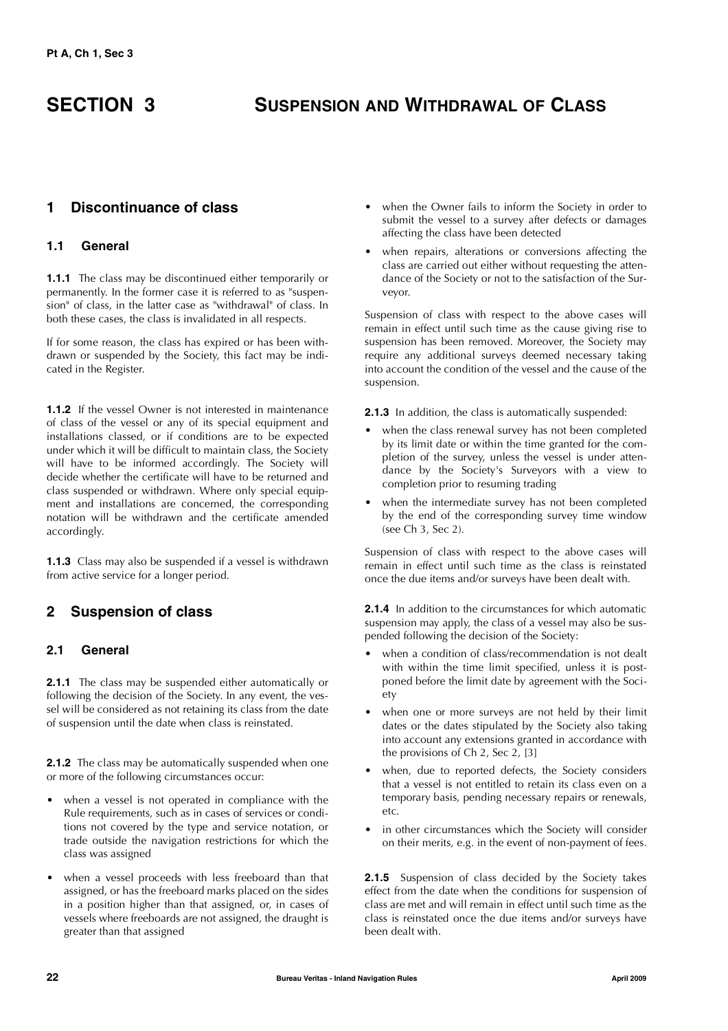# SECTION 3 SUSPENSION AND WITHDRAWAL OF CLASS

## 1 Discontinuance of class

### 1.1 General

**1.1.1** The class may be discontinued either temporarily or permanently. In the former case it is referred to as "suspension" of class, in the latter case as "withdrawal" of class. In both these cases, the class is invalidated in all respects.

If for some reason, the class has expired or has been withdrawn or suspended by the Society, this fact may be indicated in the Register.

**1.1.2** If the vessel Owner is not interested in maintenance of class of the vessel or any of its special equipment and installations classed, or if conditions are to be expected under which it will be difficult to maintain class, the Society will have to be informed accordingly. The Society will decide whether the certificate will have to be returned and class suspended or withdrawn. Where only special equipment and installations are concerned, the corresponding notation will be withdrawn and the certificate amended accordingly.

**1.1.3** Class may also be suspended if a vessel is withdrawn from active service for a longer period.

## 2 Suspension of class

### 2.1 General

**2.1.1** The class may be suspended either automatically or following the decision of the Society. In any event, the vessel will be considered as not retaining its class from the date of suspension until the date when class is reinstated.

**2.1.2** The class may be automatically suspended when one or more of the following circumstances occur:

- when a vessel is not operated in compliance with the Rule requirements, such as in cases of services or conditions not covered by the type and service notation, or trade outside the navigation restrictions for which the class was assigned
- when a vessel proceeds with less freeboard than that assigned, or has the freeboard marks placed on the sides in a position higher than that assigned, or, in cases of vessels where freeboards are not assigned, the draught is greater than that assigned
- when the Owner fails to inform the Society in order to submit the vessel to a survey after defects or damages affecting the class have been detected
- when repairs, alterations or conversions affecting the class are carried out either without requesting the attendance of the Society or not to the satisfaction of the Surveyor.

Suspension of class with respect to the above cases will remain in effect until such time as the cause giving rise to suspension has been removed. Moreover, the Society may require any additional surveys deemed necessary taking into account the condition of the vessel and the cause of the suspension.

**2.1.3** In addition, the class is automatically suspended:

- when the class renewal survey has not been completed by its limit date or within the time granted for the completion of the survey, unless the vessel is under attendance by the Society's Surveyors with a view to completion prior to resuming trading
- when the intermediate survey has not been completed by the end of the corresponding survey time window (see Ch 3, Sec 2).

Suspension of class with respect to the above cases will remain in effect until such time as the class is reinstated once the due items and/or surveys have been dealt with.

**2.1.4** In addition to the circumstances for which automatic suspension may apply, the class of a vessel may also be suspended following the decision of the Society:

- when a condition of class/recommendation is not dealt with within the time limit specified, unless it is postponed before the limit date by agreement with the Society
- when one or more surveys are not held by their limit dates or the dates stipulated by the Society also taking into account any extensions granted in accordance with the provisions of Ch 2, Sec 2, [3]
- when, due to reported defects, the Society considers that a vessel is not entitled to retain its class even on a temporary basis, pending necessary repairs or renewals, etc.
- in other circumstances which the Society will consider on their merits, e.g. in the event of non-payment of fees.

**2.1.5** Suspension of class decided by the Society takes effect from the date when the conditions for suspension of class are met and will remain in effect until such time as the class is reinstated once the due items and/or surveys have been dealt with.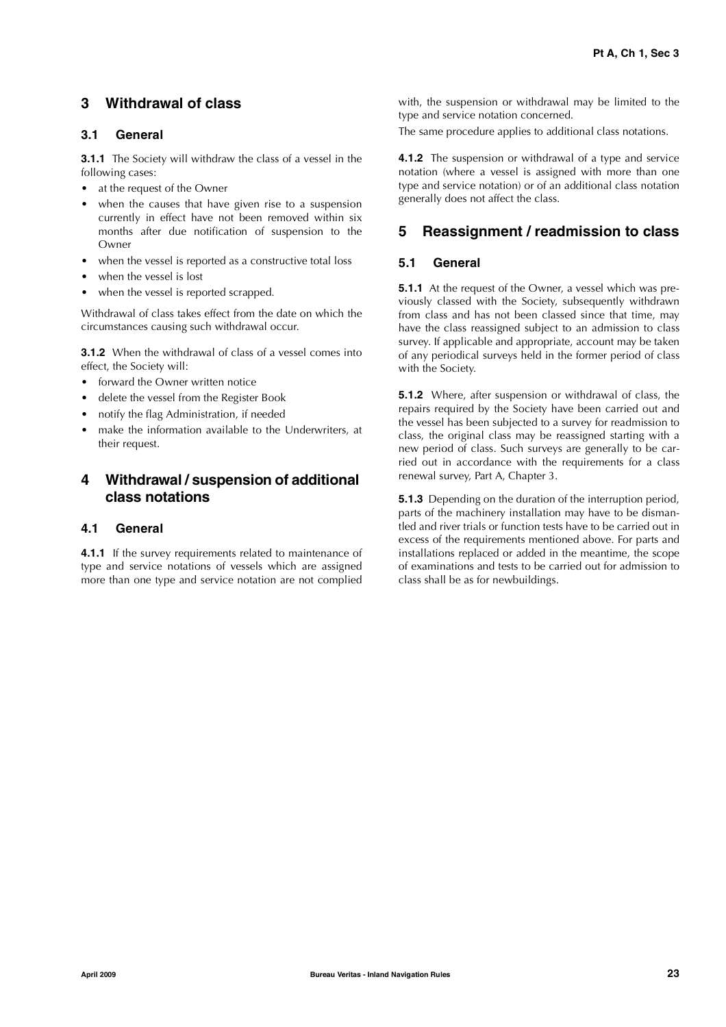## 3 Withdrawal of class

### 3.1 General

**3.1.1** The Society will withdraw the class of a vessel in the following cases:

- at the request of the Owner
- when the causes that have given rise to a suspension currently in effect have not been removed within six months after due notification of suspension to the Owner
- when the vessel is reported as a constructive total loss
- when the vessel is lost
- when the vessel is reported scrapped.

Withdrawal of class takes effect from the date on which the circumstances causing such withdrawal occur.

**3.1.2** When the withdrawal of class of a vessel comes into effect, the Society will:

- forward the Owner written notice
- delete the vessel from the Register Book
- notify the flag Administration, if needed
- make the information available to the Underwriters, at their request.

## 4 Withdrawal / suspension of additional class notations

### 4.1 General

**4.1.1** If the survey requirements related to maintenance of type and service notations of vessels which are assigned more than one type and service notation are not complied with, the suspension or withdrawal may be limited to the type and service notation concerned.

The same procedure applies to additional class notations.

**4.1.2** The suspension or withdrawal of a type and service notation (where a vessel is assigned with more than one type and service notation) or of an additional class notation generally does not affect the class.

## 5 Reassignment / readmission to class

### 5.1 General

**5.1.1** At the request of the Owner, a vessel which was previously classed with the Society, subsequently withdrawn from class and has not been classed since that time, may have the class reassigned subject to an admission to class survey. If applicable and appropriate, account may be taken of any periodical surveys held in the former period of class with the Society.

**5.1.2** Where, after suspension or withdrawal of class, the repairs required by the Society have been carried out and the vessel has been subjected to a survey for readmission to class, the original class may be reassigned starting with a new period of class. Such surveys are generally to be carried out in accordance with the requirements for a class renewal survey, Part A, Chapter 3.

**5.1.3** Depending on the duration of the interruption period, parts of the machinery installation may have to be dismantled and river trials or function tests have to be carried out in excess of the requirements mentioned above. For parts and installations replaced or added in the meantime, the scope of examinations and tests to be carried out for admission to class shall be as for newbuildings.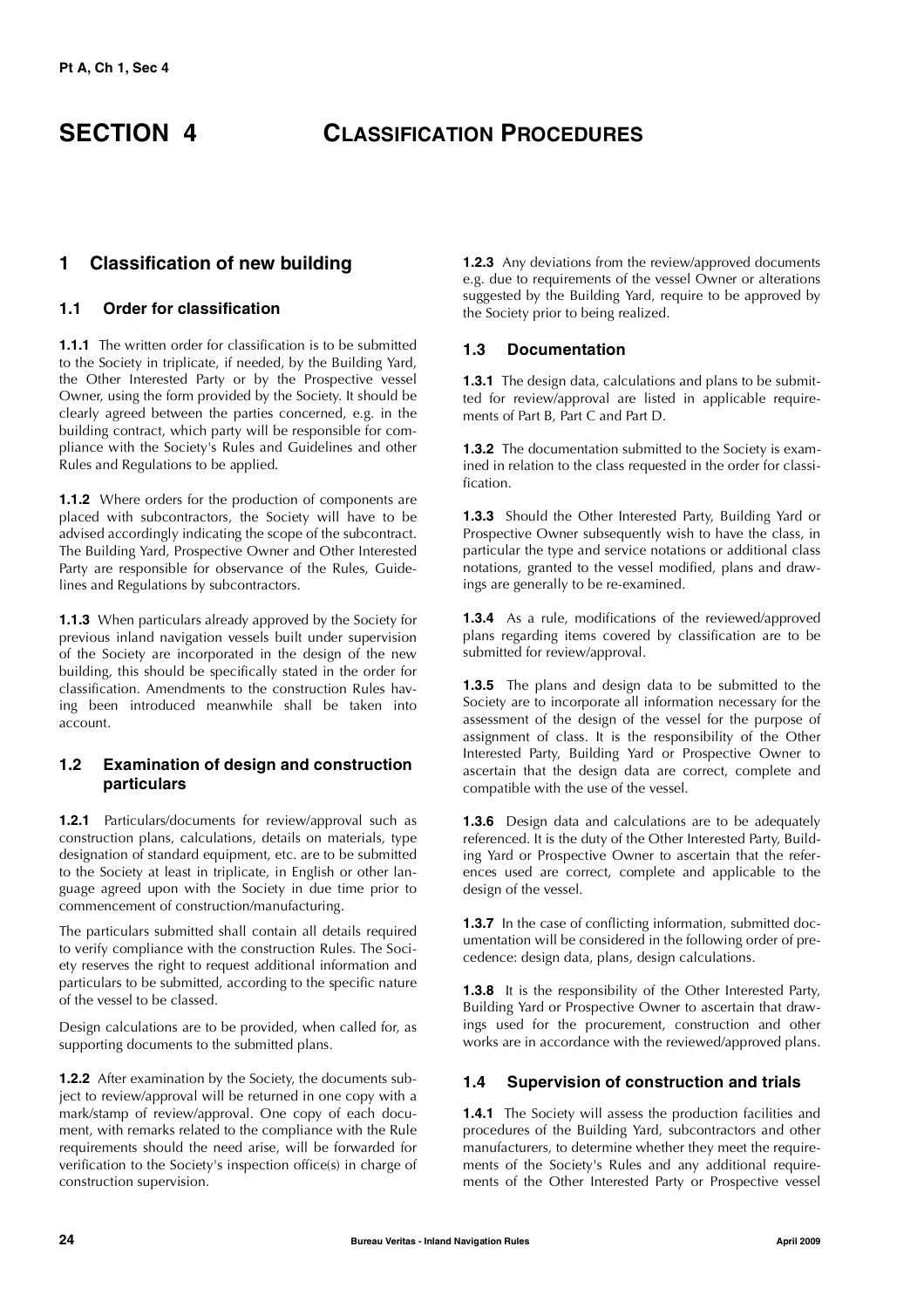# SECTION 4 CLASSIFICATION PROCEDURES

## 1 Classification of new building

### 1.1 Order for classification

**1.1.1** The written order for classification is to be submitted to the Society in triplicate, if needed, by the Building Yard, the Other Interested Party or by the Prospective vessel Owner, using the form provided by the Society. It should be clearly agreed between the parties concerned, e.g. in the building contract, which party will be responsible for compliance with the Society's Rules and Guidelines and other Rules and Regulations to be applied.

**1.1.2** Where orders for the production of components are placed with subcontractors, the Society will have to be advised accordingly indicating the scope of the subcontract. The Building Yard, Prospective Owner and Other Interested Party are responsible for observance of the Rules, Guidelines and Regulations by subcontractors.

**1.1.3** When particulars already approved by the Society for previous inland navigation vessels built under supervision of the Society are incorporated in the design of the new building, this should be specifically stated in the order for classification. Amendments to the construction Rules having been introduced meanwhile shall be taken into account.

### 1.2 Examination of design and construction particulars

**1.2.1** Particulars/documents for review/approval such as construction plans, calculations, details on materials, type designation of standard equipment, etc. are to be submitted to the Society at least in triplicate, in English or other language agreed upon with the Society in due time prior to commencement of construction/manufacturing.

The particulars submitted shall contain all details required to verify compliance with the construction Rules. The Society reserves the right to request additional information and particulars to be submitted, according to the specific nature of the vessel to be classed.

Design calculations are to be provided, when called for, as supporting documents to the submitted plans.

**1.2.2** After examination by the Society, the documents subject to review/approval will be returned in one copy with a mark/stamp of review/approval. One copy of each document, with remarks related to the compliance with the Rule requirements should the need arise, will be forwarded for verification to the Society's inspection office(s) in charge of construction supervision.

**1.2.3** Any deviations from the review/approved documents e.g. due to requirements of the vessel Owner or alterations suggested by the Building Yard, require to be approved by the Society prior to being realized.

### 1.3 Documentation

**1.3.1** The design data, calculations and plans to be submitted for review/approval are listed in applicable requirements of Part B, Part C and Part D.

**1.3.2** The documentation submitted to the Society is examined in relation to the class requested in the order for classification.

**1.3.3** Should the Other Interested Party, Building Yard or Prospective Owner subsequently wish to have the class, in particular the type and service notations or additional class notations, granted to the vessel modified, plans and drawings are generally to be re-examined.

**1.3.4** As a rule, modifications of the reviewed/approved plans regarding items covered by classification are to be submitted for review/approval.

**1.3.5** The plans and design data to be submitted to the Society are to incorporate all information necessary for the assessment of the design of the vessel for the purpose of assignment of class. It is the responsibility of the Other Interested Party, Building Yard or Prospective Owner to ascertain that the design data are correct, complete and compatible with the use of the vessel.

**1.3.6** Design data and calculations are to be adequately referenced. It is the duty of the Other Interested Party, Building Yard or Prospective Owner to ascertain that the references used are correct, complete and applicable to the design of the vessel.

**1.3.7** In the case of conflicting information, submitted documentation will be considered in the following order of precedence: design data, plans, design calculations.

**1.3.8** It is the responsibility of the Other Interested Party, Building Yard or Prospective Owner to ascertain that drawings used for the procurement, construction and other works are in accordance with the reviewed/approved plans.

### 1.4 Supervision of construction and trials

**1.4.1** The Society will assess the production facilities and procedures of the Building Yard, subcontractors and other manufacturers, to determine whether they meet the requirements of the Society's Rules and any additional requirements of the Other Interested Party or Prospective vessel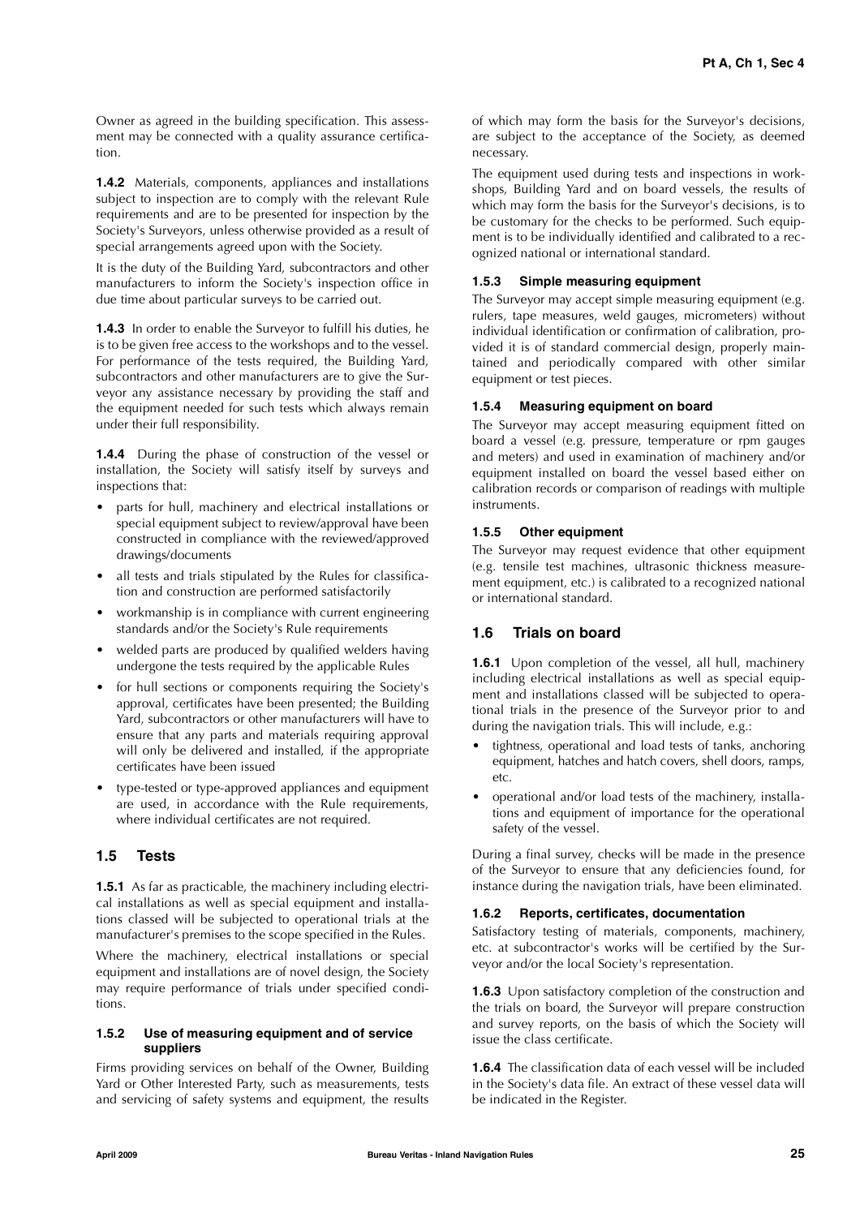Owner as agreed in the building specification. This assessment may be connected with a quality assurance certification.

**1.4.2** Materials, components, appliances and installations subject to inspection are to comply with the relevant Rule requirements and are to be presented for inspection by the Society's Surveyors, unless otherwise provided as a result of special arrangements agreed upon with the Society.

It is the duty of the Building Yard, subcontractors and other manufacturers to inform the Society's inspection office in due time about particular surveys to be carried out.

**1.4.3** In order to enable the Surveyor to fulfill his duties, he is to be given free access to the workshops and to the vessel. For performance of the tests required, the Building Yard, subcontractors and other manufacturers are to give the Surveyor any assistance necessary by providing the staff and the equipment needed for such tests which always remain under their full responsibility.

**1.4.4** During the phase of construction of the vessel or installation, the Society will satisfy itself by surveys and inspections that:

- parts for hull, machinery and electrical installations or special equipment subject to review/approval have been constructed in compliance with the reviewed/approved drawings/documents
- all tests and trials stipulated by the Rules for classification and construction are performed satisfactorily
- workmanship is in compliance with current engineering standards and/or the Society's Rule requirements
- welded parts are produced by qualified welders having undergone the tests required by the applicable Rules
- for hull sections or components requiring the Society's approval, certificates have been presented; the Building Yard, subcontractors or other manufacturers will have to ensure that any parts and materials requiring approval will only be delivered and installed, if the appropriate certificates have been issued
- type-tested or type-approved appliances and equipment are used, in accordance with the Rule requirements, where individual certificates are not required.

## 1.5 Tests

**1.5.1** As far as practicable, the machinery including electrical installations as well as special equipment and installations classed will be subjected to operational trials at the manufacturer's premises to the scope specified in the Rules.

Where the machinery, electrical installations or special equipment and installations are of novel design, the Society may require performance of trials under specified conditions.

### 1.5.2 Use of measuring equipment and of service suppliers

Firms providing services on behalf of the Owner, Building Yard or Other Interested Party, such as measurements, tests and servicing of safety systems and equipment, the results of which may form the basis for the Surveyor's decisions, are subject to the acceptance of the Society, as deemed necessary.

The equipment used during tests and inspections in workshops, Building Yard and on board vessels, the results of which may form the basis for the Surveyor's decisions, is to be customary for the checks to be performed. Such equipment is to be individually identified and calibrated to a recognized national or international standard.

### 1.5.3 Simple measuring equipment

The Surveyor may accept simple measuring equipment (e.g. rulers, tape measures, weld gauges, micrometers) without individual identification or confirmation of calibration, provided it is of standard commercial design, properly maintained and periodically compared with other similar equipment or test pieces.

### 1.5.4 Measuring equipment on board

The Surveyor may accept measuring equipment fitted on board a vessel (e.g. pressure, temperature or rpm gauges and meters) and used in examination of machinery and/or equipment installed on board the vessel based either on calibration records or comparison of readings with multiple instruments.

### 1.5.5 Other equipment

The Surveyor may request evidence that other equipment (e.g. tensile test machines, ultrasonic thickness measurement equipment, etc.) is calibrated to a recognized national or international standard.

## 1.6 Trials on board

**1.6.1** Upon completion of the vessel, all hull, machinery including electrical installations as well as special equipment and installations classed will be subjected to operational trials in the presence of the Surveyor prior to and during the navigation trials. This will include, e.g.:

- tightness, operational and load tests of tanks, anchoring equipment, hatches and hatch covers, shell doors, ramps, etc.
- operational and/or load tests of the machinery, installations and equipment of importance for the operational safety of the vessel.

During a final survey, checks will be made in the presence of the Surveyor to ensure that any deficiencies found, for instance during the navigation trials, have been eliminated.

### 1.6.2 Reports, certificates, documentation

Satisfactory testing of materials, components, machinery, etc. at subcontractor's works will be certified by the Surveyor and/or the local Society's representation.

**1.6.3** Upon satisfactory completion of the construction and the trials on board, the Surveyor will prepare construction and survey reports, on the basis of which the Society will issue the class certificate.

**1.6.4** The classification data of each vessel will be included in the Society's data file. An extract of these vessel data will be indicated in the Register.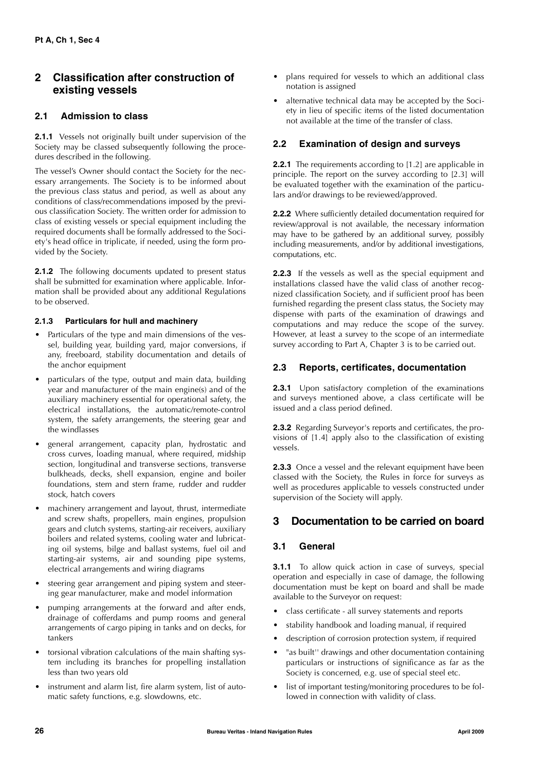## 2 Classification after construction of existing vessels

### 2.1 Admission to class

**2.1.1** Vessels not originally built under supervision of the Society may be classed subsequently following the procedures described in the following.

The vessel's Owner should contact the Society for the necessary arrangements. The Society is to be informed about the previous class status and period, as well as about any conditions of class/recommendations imposed by the previous classification Society. The written order for admission to class of existing vessels or special equipment including the required documents shall be formally addressed to the Society's head office in triplicate, if needed, using the form provided by the Society.

**2.1.2** The following documents updated to present status shall be submitted for examination where applicable. Information shall be provided about any additional Regulations to be observed.

#### 2.1.3 Particulars for hull and machinery

- Particulars of the type and main dimensions of the vessel, building year, building yard, major conversions, if any, freeboard, stability documentation and details of the anchor equipment
- particulars of the type, output and main data, building year and manufacturer of the main engine(s) and of the auxiliary machinery essential for operational safety, the electrical installations, the automatic/remote-control system, the safety arrangements, the steering gear and the windlasses
- general arrangement, capacity plan, hydrostatic and cross curves, loading manual, where required, midship section, longitudinal and transverse sections, transverse bulkheads, decks, shell expansion, engine and boiler foundations, stem and stern frame, rudder and rudder stock, hatch covers
- machinery arrangement and layout, thrust, intermediate and screw shafts, propellers, main engines, propulsion gears and clutch systems, starting-air receivers, auxiliary boilers and related systems, cooling water and lubricating oil systems, bilge and ballast systems, fuel oil and starting-air systems, air and sounding pipe systems, electrical arrangements and wiring diagrams
- steering gear arrangement and piping system and steering gear manufacturer, make and model information
- pumping arrangements at the forward and after ends, drainage of cofferdams and pump rooms and general arrangements of cargo piping in tanks and on decks, for tankers
- torsional vibration calculations of the main shafting system including its branches for propelling installation less than two years old
- instrument and alarm list, fire alarm system, list of automatic safety functions, e.g. slowdowns, etc.
- plans required for vessels to which an additional class notation is assigned
- alternative technical data may be accepted by the Society in lieu of specific items of the listed documentation not available at the time of the transfer of class.

### 2.2 Examination of design and surveys

**2.2.1** The requirements according to [1.2] are applicable in principle. The report on the survey according to [2.3] will be evaluated together with the examination of the particulars and/or drawings to be reviewed/approved.

**2.2.2** Where sufficiently detailed documentation required for review/approval is not available, the necessary information may have to be gathered by an additional survey, possibly including measurements, and/or by additional investigations, computations, etc.

**2.2.3** If the vessels as well as the special equipment and installations classed have the valid class of another recognized classification Society, and if sufficient proof has been furnished regarding the present class status, the Society may dispense with parts of the examination of drawings and computations and may reduce the scope of the survey. However, at least a survey to the scope of an intermediate survey according to Part A, Chapter 3 is to be carried out.

### 2.3 Reports, certificates, documentation

**2.3.1** Upon satisfactory completion of the examinations and surveys mentioned above, a class certificate will be issued and a class period defined.

**2.3.2** Regarding Surveyor's reports and certificates, the provisions of [1.4] apply also to the classification of existing vessels.

**2.3.3** Once a vessel and the relevant equipment have been classed with the Society, the Rules in force for surveys as well as procedures applicable to vessels constructed under supervision of the Society will apply.

## 3 Documentation to be carried on board

### 3.1 General

**3.1.1** To allow quick action in case of surveys, special operation and especially in case of damage, the following documentation must be kept on board and shall be made available to the Surveyor on request:

- class certificate - all survey statements and reports
- stability handbook and loading manual, if required
- description of corrosion protection system, if required
- "as built" drawings and other documentation containing particulars or instructions of significance as far as the Society is concerned, e.g. use of special steel etc.
- list of important testing/monitoring procedures to be followed in connection with validity of class.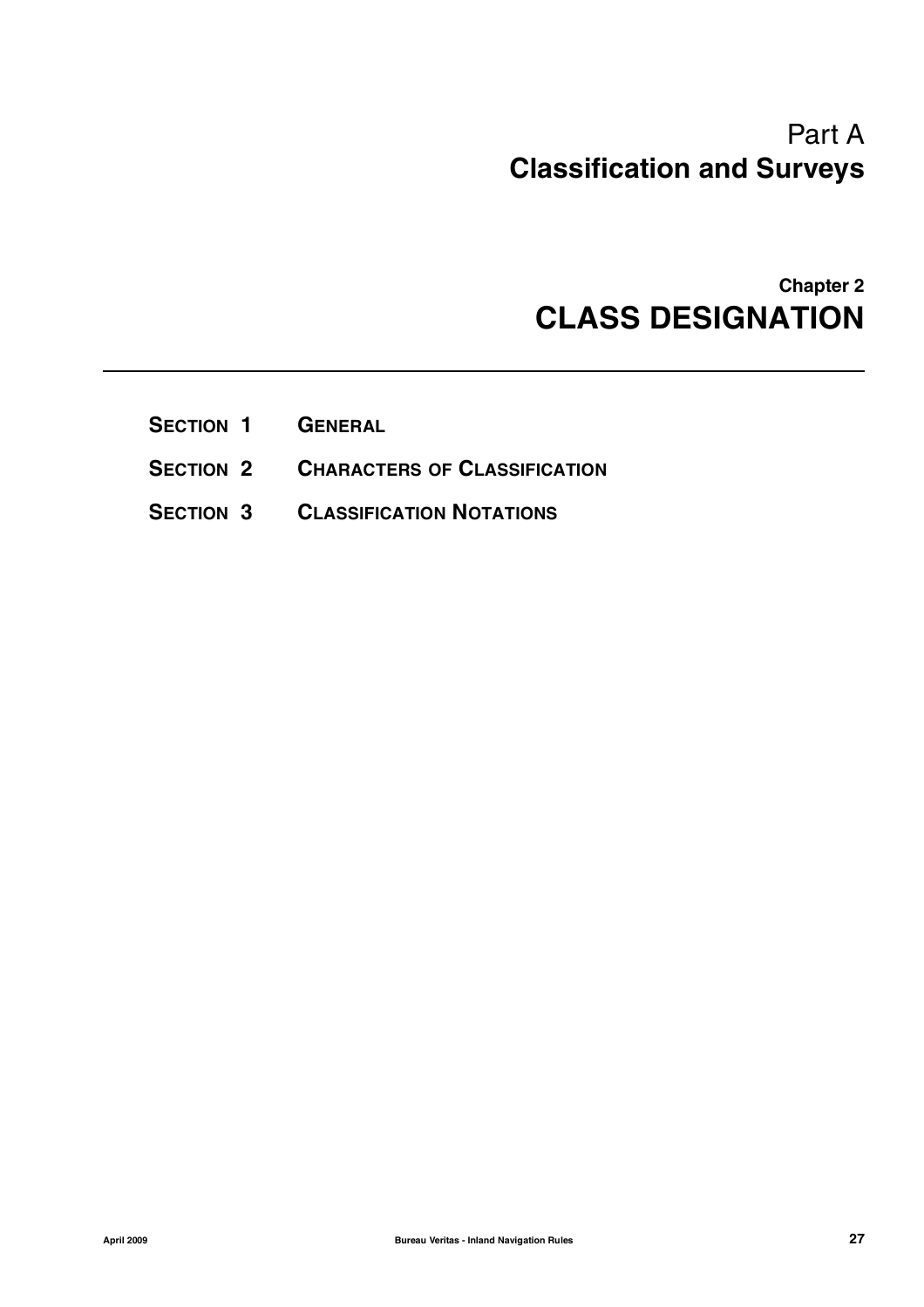# Part A
# Classification and Surveys

## Chapter 2
## CLASS DESIGNATION

---

- **SECTION 1 GENERAL**
- **SECTION 2 CHARACTERS OF CLASSIFICATION**
- **SECTION 3 CLASSIFICATION NOTATIONS**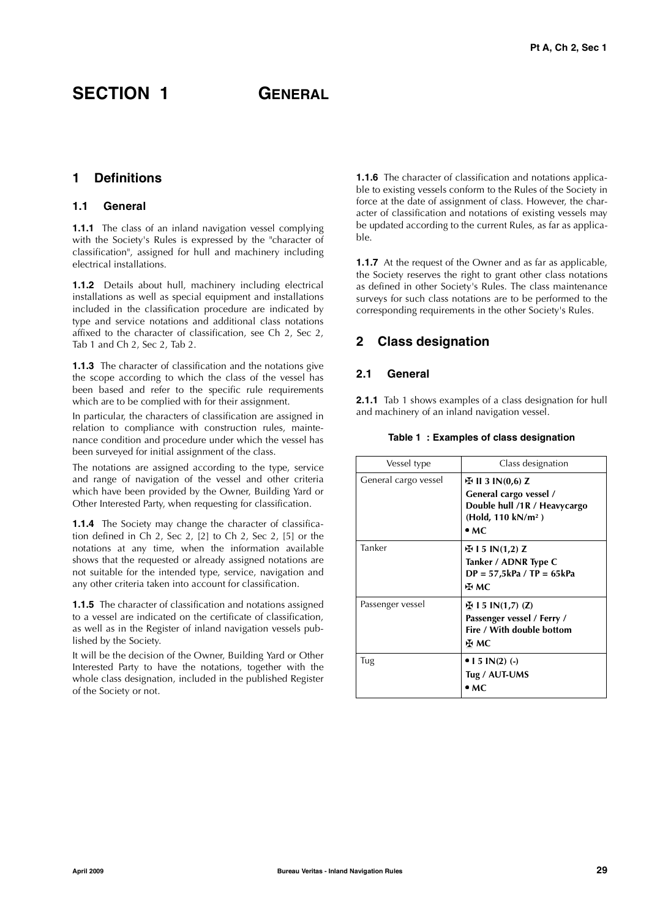# SECTION 1 GENERAL

## 1 Definitions

### 1.1 General

**1.1.1** The class of an inland navigation vessel complying with the Society's Rules is expressed by the "character of classification", assigned for hull and machinery including electrical installations.

**1.1.2** Details about hull, machinery including electrical installations as well as special equipment and installations included in the classification procedure are indicated by type and service notations and additional class notations affixed to the character of classification, see Ch 2, Sec 2, Tab 1 and Ch 2, Sec 2, Tab 2.

**1.1.3** The character of classification and the notations give the scope according to which the class of the vessel has been based and refer to the specific rule requirements which are to be complied with for their assignment.

In particular, the characters of classification are assigned in relation to compliance with construction rules, maintenance condition and procedure under which the vessel has been surveyed for initial assignment of the class.

The notations are assigned according to the type, service and range of navigation of the vessel and other criteria which have been provided by the Owner, Building Yard or Other Interested Party, when requesting for classification.

**1.1.4** The Society may change the character of classification defined in Ch 2, Sec 2, [2] to Ch 2, Sec 2, [5] or the notations at any time, when the information available shows that the requested or already assigned notations are not suitable for the intended type, service, navigation and any other criteria taken into account for classification.

**1.1.5** The character of classification and notations assigned to a vessel are indicated on the certificate of classification, as well as in the Register of inland navigation vessels published by the Society.

It will be the decision of the Owner, Building Yard or Other Interested Party to have the notations, together with the whole class designation, included in the published Register of the Society or not.

**1.1.6** The character of classification and notations applicable to existing vessels conform to the Rules of the Society in force at the date of assignment of class. However, the character of classification and notations of existing vessels may be updated according to the current Rules, as far as applicable.

**1.1.7** At the request of the Owner and as far as applicable, the Society reserves the right to grant other class notations as defined in other Society's Rules. The class maintenance surveys for such class notations are to be performed to the corresponding requirements in the other Society's Rules.

## 2 Class designation

### 2.1 General

**2.1.1** Tab 1 shows examples of a class designation for hull and machinery of an inland navigation vessel.

**Table 1 : Examples of class designation**

| Vessel type | Class designation |
| --- | --- |
| General cargo vessel | **✠ II 3 IN(0,6) Z**<br>**General cargo vessel / Double hull /1R / Heavycargo (Hold, 110 kN/m²)**<br>**• MC** |
| Tanker | **✠ I 5 IN(1,2) Z**<br>**Tanker / ADNR Type C**<br>**DP = 57,5kPa / TP = 65kPa**<br>**✠ MC** |
| Passenger vessel | **✠ I 5 IN(1,7) (Z)**<br>**Passenger vessel / Ferry / Fire / With double bottom**<br>**✠ MC** |
| Tug | **• I 5 IN(2) (-)**<br>**Tug / AUT-UMS**<br>**• MC** |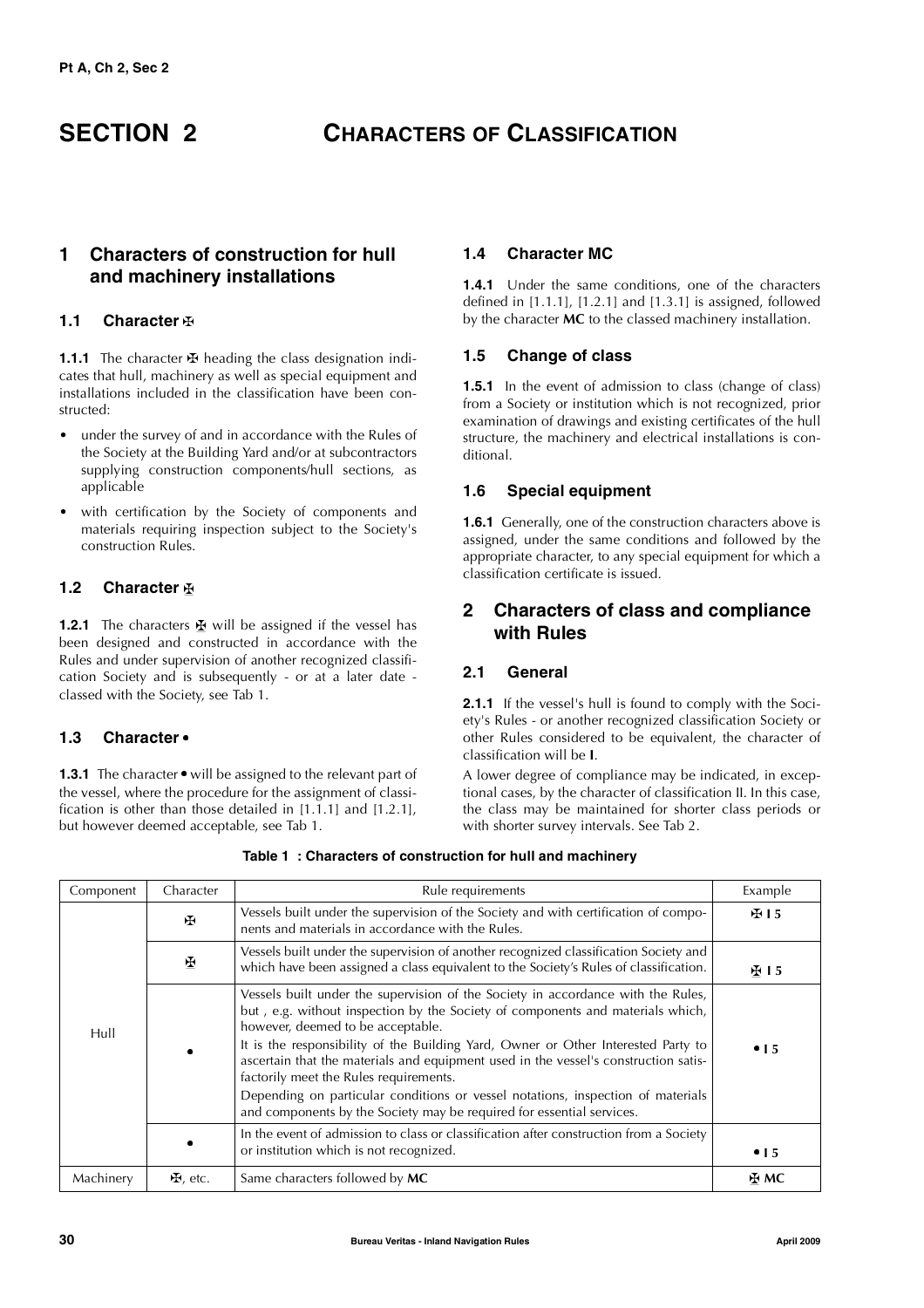# SECTION 2 CHARACTERS OF CLASSIFICATION

## 1 Characters of construction for hull and machinery installations

### 1.1 Character ✠

**1.1.1** The character ✠ heading the class designation indicates that hull, machinery as well as special equipment and installations included in the classification have been constructed:

- under the survey of and in accordance with the Rules of the Society at the Building Yard and/or at subcontractors supplying construction components/hull sections, as applicable
- with certification by the Society of components and materials requiring inspection subject to the Society's construction Rules.

### 1.2 Character ✠

**1.2.1** The characters ✠ will be assigned if the vessel has been designed and constructed in accordance with the Rules and under supervision of another recognized classification Society and is subsequently - or at a later date - classed with the Society, see Tab 1.

### 1.3 Character •

**1.3.1** The character • will be assigned to the relevant part of the vessel, where the procedure for the assignment of classification is other than those detailed in [1.1.1] and [1.2.1], but however deemed acceptable, see Tab 1.

### 1.4 Character MC

**1.4.1** Under the same conditions, one of the characters defined in [1.1.1], [1.2.1] and [1.3.1] is assigned, followed by the character **MC** to the classed machinery installation.

### 1.5 Change of class

**1.5.1** In the event of admission to class (change of class) from a Society or institution which is not recognized, prior examination of drawings and existing certificates of the hull structure, the machinery and electrical installations is conditional.

### 1.6 Special equipment

**1.6.1** Generally, one of the construction characters above is assigned, under the same conditions and followed by the appropriate character, to any special equipment for which a classification certificate is issued.

## 2 Characters of class and compliance with Rules

### 2.1 General

**2.1.1** If the vessel's hull is found to comply with the Society's Rules - or another recognized classification Society or other Rules considered to be equivalent, the character of classification will be **I**.

A lower degree of compliance may be indicated, in exceptional cases, by the character of classification II. In this case, the class may be maintained for shorter class periods or with shorter survey intervals. See Tab 2.

**Table 1 : Characters of construction for hull and machinery**

| Component | Character | Rule requirements | Example |
|---|---|---|---|
| Hull | ✠ | Vessels built under the supervision of the Society and with certification of components and materials in accordance with the Rules. | **✠ I 5** |
| | ✠ | Vessels built under the supervision of another recognized classification Society and which have been assigned a class equivalent to the Society's Rules of classification. | **✠ I 5** |
| | • | Vessels built under the supervision of the Society in accordance with the Rules, but , e.g. without inspection by the Society of components and materials which, however, deemed to be acceptable.<br>It is the responsibility of the Building Yard, Owner or Other Interested Party to ascertain that the materials and equipment used in the vessel's construction satisfactorily meet the Rules requirements.<br>Depending on particular conditions or vessel notations, inspection of materials and components by the Society may be required for essential services. | **• I 5** |
| | • | In the event of admission to class or classification after construction from a Society or institution which is not recognized. | **• I 5** |
| Machinery | ✠, etc. | Same characters followed by **MC** | **✠ MC** |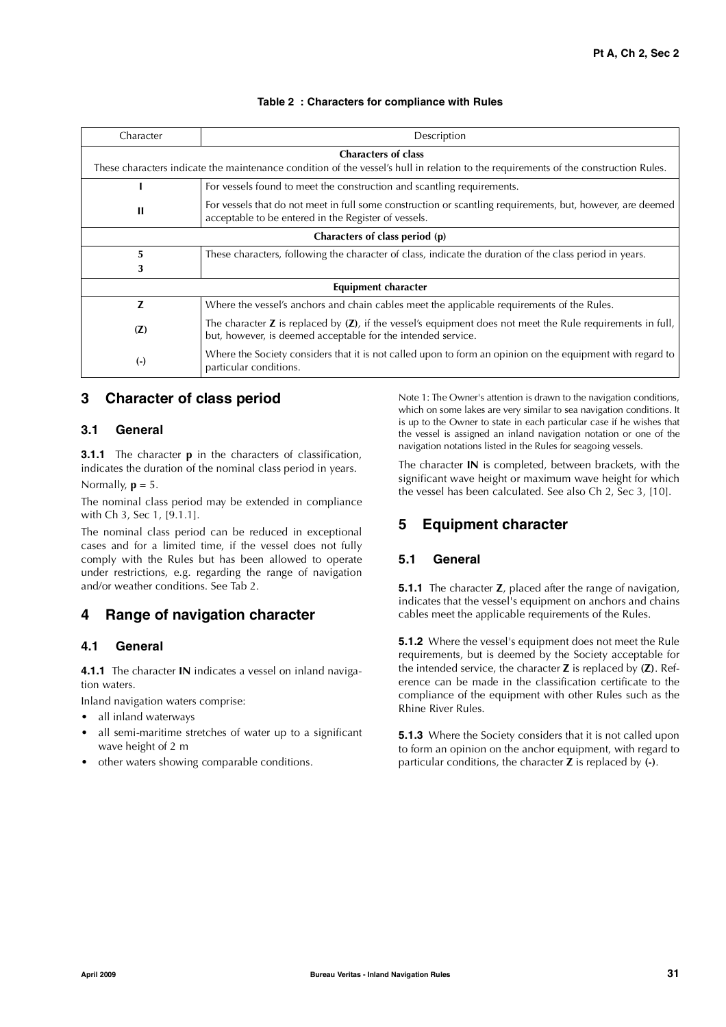**Table 2 : Characters for compliance with Rules**

| Character | Description |
|---|---|
| **Characters of class** These characters indicate the maintenance condition of the vessel's hull in relation to the requirements of the construction Rules. | |
| **I** | For vessels found to meet the construction and scantling requirements. |
| **II** | For vessels that do not meet in full some construction or scantling requirements, but, however, are deemed acceptable to be entered in the Register of vessels. |
| **Characters of class period (p)** | |
| **5** **3** | These characters, following the character of class, indicate the duration of the class period in years. |
| **Equipment character** | |
| **Z** | Where the vessel's anchors and chain cables meet the applicable requirements of the Rules. |
| **(Z)** | The character **Z** is replaced by **(Z)**, if the vessel's equipment does not meet the Rule requirements in full, but, however, is deemed acceptable for the intended service. |
| **(-)** | Where the Society considers that it is not called upon to form an opinion on the equipment with regard to particular conditions. |

## 3 Character of class period

### 3.1 General

**3.1.1** The character **p** in the characters of classification, indicates the duration of the nominal class period in years.

Normally, **p** = 5.

The nominal class period may be extended in compliance with Ch 3, Sec 1, [9.1.1].

The nominal class period can be reduced in exceptional cases and for a limited time, if the vessel does not fully comply with the Rules but has been allowed to operate under restrictions, e.g. regarding the range of navigation and/or weather conditions. See Tab 2.

## 4 Range of navigation character

### 4.1 General

**4.1.1** The character **IN** indicates a vessel on inland navigation waters.

Inland navigation waters comprise:

- all inland waterways
- all semi-maritime stretches of water up to a significant wave height of 2 m
- other waters showing comparable conditions.

Note 1: The Owner's attention is drawn to the navigation conditions, which on some lakes are very similar to sea navigation conditions. It is up to the Owner to state in each particular case if he wishes that the vessel is assigned an inland navigation notation or one of the navigation notations listed in the Rules for seagoing vessels.

The character **IN** is completed, between brackets, with the significant wave height or maximum wave height for which the vessel has been calculated. See also Ch 2, Sec 3, [10].

## 5 Equipment character

### 5.1 General

**5.1.1** The character **Z**, placed after the range of navigation, indicates that the vessel's equipment on anchors and chains cables meet the applicable requirements of the Rules.

**5.1.2** Where the vessel's equipment does not meet the Rule requirements, but is deemed by the Society acceptable for the intended service, the character **Z** is replaced by **(Z)**. Reference can be made in the classification certificate to the compliance of the equipment with other Rules such as the Rhine River Rules.

**5.1.3** Where the Society considers that it is not called upon to form an opinion on the anchor equipment, with regard to particular conditions, the character **Z** is replaced by **(-)**.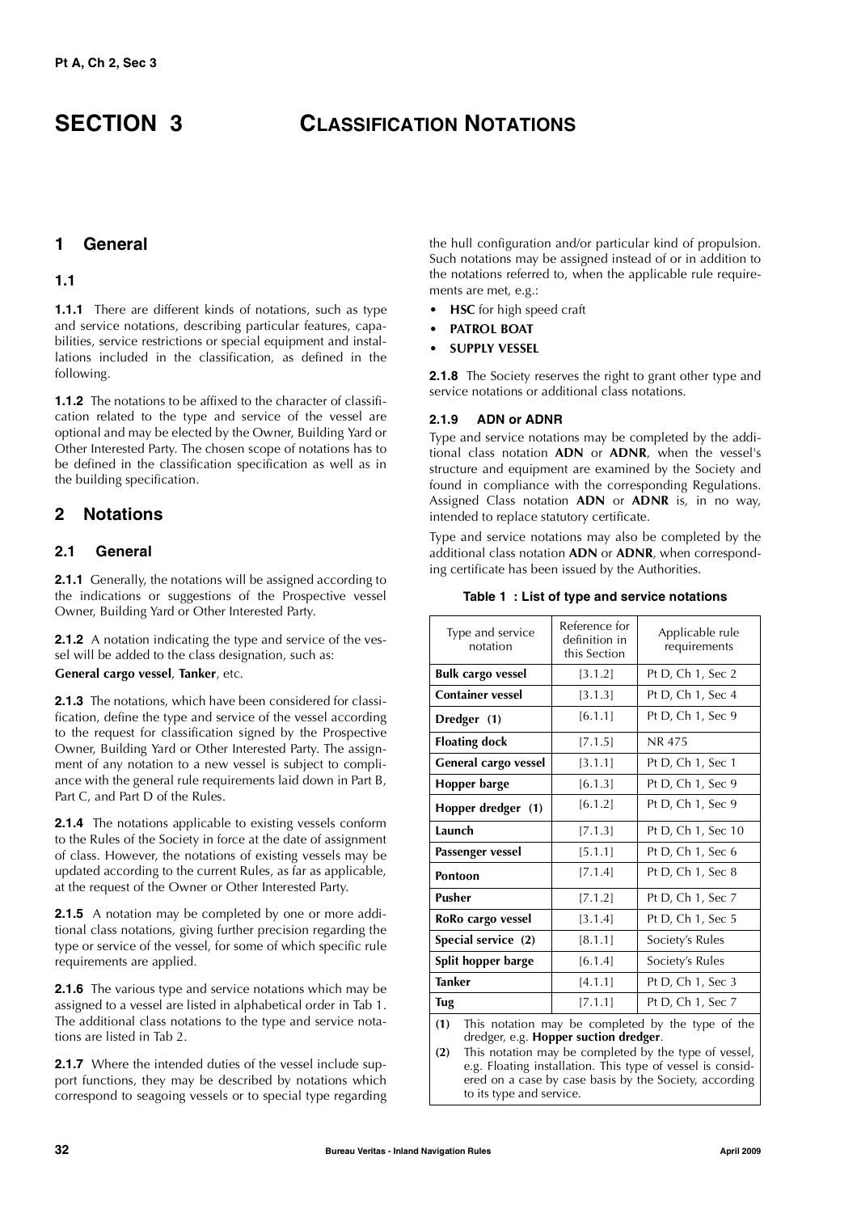# SECTION 3 CLASSIFICATION NOTATIONS

## 1 General

### 1.1

**1.1.1** There are different kinds of notations, such as type and service notations, describing particular features, capabilities, service restrictions or special equipment and installations included in the classification, as defined in the following.

**1.1.2** The notations to be affixed to the character of classification related to the type and service of the vessel are optional and may be elected by the Owner, Building Yard or Other Interested Party. The chosen scope of notations has to be defined in the classification specification as well as in the building specification.

## 2 Notations

### 2.1 General

**2.1.1** Generally, the notations will be assigned according to the indications or suggestions of the Prospective vessel Owner, Building Yard or Other Interested Party.

**2.1.2** A notation indicating the type and service of the vessel will be added to the class designation, such as:

**General cargo vessel**, **Tanker**, etc.

**2.1.3** The notations, which have been considered for classification, define the type and service of the vessel according to the request for classification signed by the Prospective Owner, Building Yard or Other Interested Party. The assignment of any notation to a new vessel is subject to compliance with the general rule requirements laid down in Part B, Part C, and Part D of the Rules.

**2.1.4** The notations applicable to existing vessels conform to the Rules of the Society in force at the date of assignment of class. However, the notations of existing vessels may be updated according to the current Rules, as far as applicable, at the request of the Owner or Other Interested Party.

**2.1.5** A notation may be completed by one or more additional class notations, giving further precision regarding the type or service of the vessel, for some of which specific rule requirements are applied.

**2.1.6** The various type and service notations which may be assigned to a vessel are listed in alphabetical order in Tab 1. The additional class notations to the type and service notations are listed in Tab 2.

**2.1.7** Where the intended duties of the vessel include support functions, they may be described by notations which correspond to seagoing vessels or to special type regarding the hull configuration and/or particular kind of propulsion. Such notations may be assigned instead of or in addition to the notations referred to, when the applicable rule requirements are met, e.g.:

- **HSC** for high speed craft
- **PATROL BOAT**
- **SUPPLY VESSEL**

**2.1.8** The Society reserves the right to grant other type and service notations or additional class notations.

#### 2.1.9 ADN or ADNR

Type and service notations may be completed by the additional class notation **ADN** or **ADNR**, when the vessel's structure and equipment are examined by the Society and found in compliance with the corresponding Regulations. Assigned Class notation **ADN** or **ADNR** is, in no way, intended to replace statutory certificate.

Type and service notations may also be completed by the additional class notation **ADN** or **ADNR**, when corresponding certificate has been issued by the Authorities.

**Table 1 : List of type and service notations**

| Type and service notation | Reference for definition in this Section | Applicable rule requirements |
|---|---|---|
| **Bulk cargo vessel** | [3.1.2] | Pt D, Ch 1, Sec 2 |
| **Container vessel** | [3.1.3] | Pt D, Ch 1, Sec 4 |
| **Dredger (1)** | [6.1.1] | Pt D, Ch 1, Sec 9 |
| **Floating dock** | [7.1.5] | NR 475 |
| **General cargo vessel** | [3.1.1] | Pt D, Ch 1, Sec 1 |
| **Hopper barge** | [6.1.3] | Pt D, Ch 1, Sec 9 |
| **Hopper dredger (1)** | [6.1.2] | Pt D, Ch 1, Sec 9 |
| **Launch** | [7.1.3] | Pt D, Ch 1, Sec 10 |
| **Passenger vessel** | [5.1.1] | Pt D, Ch 1, Sec 6 |
| **Pontoon** | [7.1.4] | Pt D, Ch 1, Sec 8 |
| **Pusher** | [7.1.2] | Pt D, Ch 1, Sec 7 |
| **RoRo cargo vessel** | [3.1.4] | Pt D, Ch 1, Sec 5 |
| **Special service (2)** | [8.1.1] | Society's Rules |
| **Split hopper barge** | [6.1.4] | Society's Rules |
| **Tanker** | [4.1.1] | Pt D, Ch 1, Sec 3 |
| **Tug** | [7.1.1] | Pt D, Ch 1, Sec 7 |

(1) This notation may be completed by the type of the dredger, e.g. **Hopper suction dredger**.

(2) This notation may be completed by the type of vessel, e.g. Floating installation. This type of vessel is considered on a case by case basis by the Society, according to its type and service.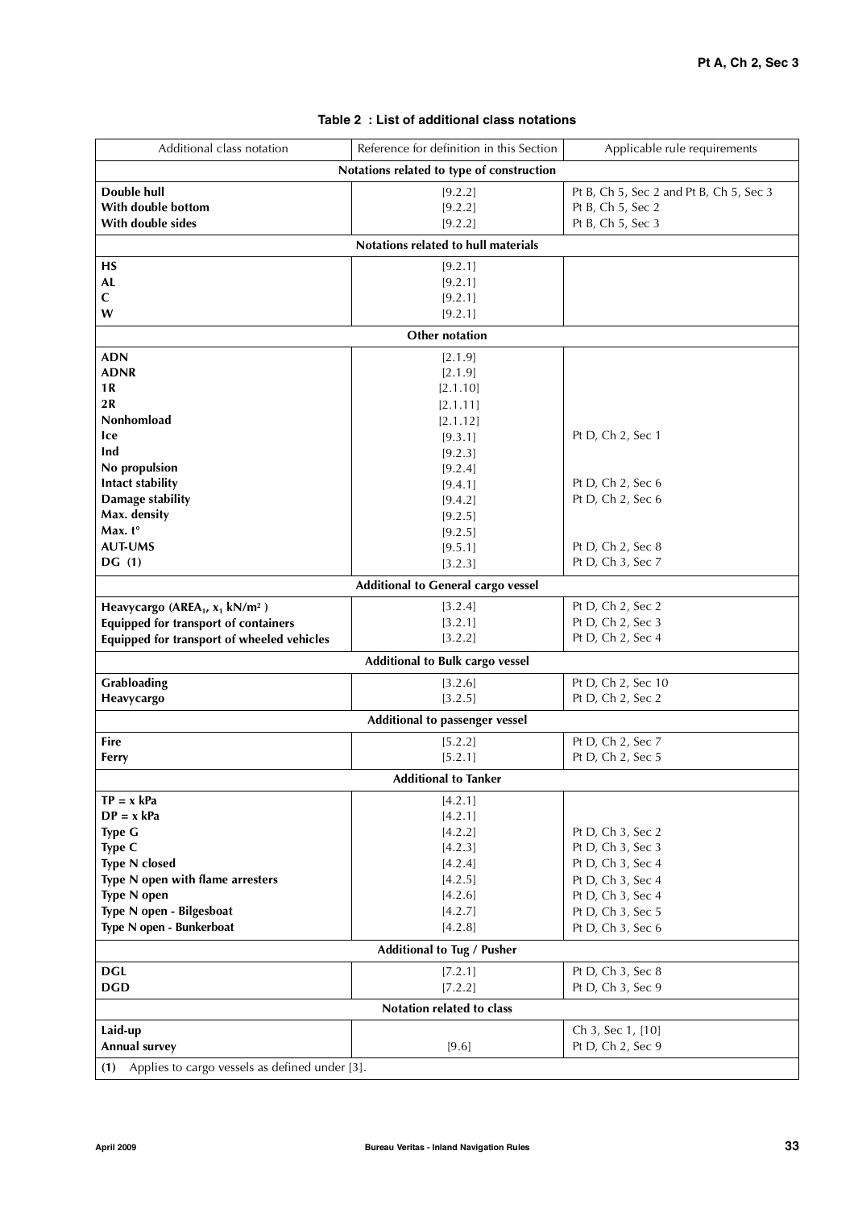**Table 2 : List of additional class notations**

| Additional class notation | Reference for definition in this Section | Applicable rule requirements |
|---|---|---|
| **Notations related to type of construction** | | |
| **Double hull** | [9.2.2] | Pt B, Ch 5, Sec 2 and Pt B, Ch 5, Sec 3 |
| **With double bottom** | [9.2.2] | Pt B, Ch 5, Sec 2 |
| **With double sides** | [9.2.2] | Pt B, Ch 5, Sec 3 |
| **Notations related to hull materials** | | |
| **HS** | [9.2.1] | |
| **AL** | [9.2.1] | |
| **C** | [9.2.1] | |
| **W** | [9.2.1] | |
| **Other notation** | | |
| **ADN** | [2.1.9] | |
| **ADNR** | [2.1.9] | |
| **1R** | [2.1.10] | |
| **2R** | [2.1.11] | |
| **Nonhomload** | [2.1.12] | |
| **Ice** | [9.3.1] | Pt D, Ch 2, Sec 1 |
| **Ind** | [9.2.3] | |
| **No propulsion** | [9.2.4] | |
| **Intact stability** | [9.4.1] | Pt D, Ch 2, Sec 6 |
| **Damage stability** | [9.4.2] | Pt D, Ch 2, Sec 6 |
| **Max. density** | [9.2.5] | |
| **Max. t°** | [9.2.5] | |
| **AUT-UMS** | [9.5.1] | Pt D, Ch 2, Sec 8 |
| **DG (1)** | [3.2.3] | Pt D, Ch 3, Sec 7 |
| **Additional to General cargo vessel** | | |
| **Heavycargo ($AREA_1$, $x_1$ kN/m²)** | [3.2.4] | Pt D, Ch 2, Sec 2 |
| **Equipped for transport of containers** | [3.2.1] | Pt D, Ch 2, Sec 3 |
| **Equipped for transport of wheeled vehicles** | [3.2.2] | Pt D, Ch 2, Sec 4 |
| **Additional to Bulk cargo vessel** | | |
| **Grabloading** | [3.2.6] | Pt D, Ch 2, Sec 10 |
| **Heavycargo** | [3.2.5] | Pt D, Ch 2, Sec 2 |
| **Additional to passenger vessel** | | |
| **Fire** | [5.2.2] | Pt D, Ch 2, Sec 7 |
| **Ferry** | [5.2.1] | Pt D, Ch 2, Sec 5 |
| **Additional to Tanker** | | |
| **TP = x kPa** | [4.2.1] | |
| **DP = x kPa** | [4.2.1] | |
| **Type G** | [4.2.2] | Pt D, Ch 3, Sec 2 |
| **Type C** | [4.2.3] | Pt D, Ch 3, Sec 3 |
| **Type N closed** | [4.2.4] | Pt D, Ch 3, Sec 4 |
| **Type N open with flame arresters** | [4.2.5] | Pt D, Ch 3, Sec 4 |
| **Type N open** | [4.2.6] | Pt D, Ch 3, Sec 4 |
| **Type N open - Bilgesboat** | [4.2.7] | Pt D, Ch 3, Sec 5 |
| **Type N open - Bunkerboat** | [4.2.8] | Pt D, Ch 3, Sec 6 |
| **Additional to Tug / Pusher** | | |
| **DGL** | [7.2.1] | Pt D, Ch 3, Sec 8 |
| **DGD** | [7.2.2] | Pt D, Ch 3, Sec 9 |
| **Notation related to class** | | |
| **Laid-up** | | Ch 3, Sec 1, [10] |
| **Annual survey** | [9.6] | Pt D, Ch 2, Sec 9 |

**(1)** Applies to cargo vessels as defined under [3].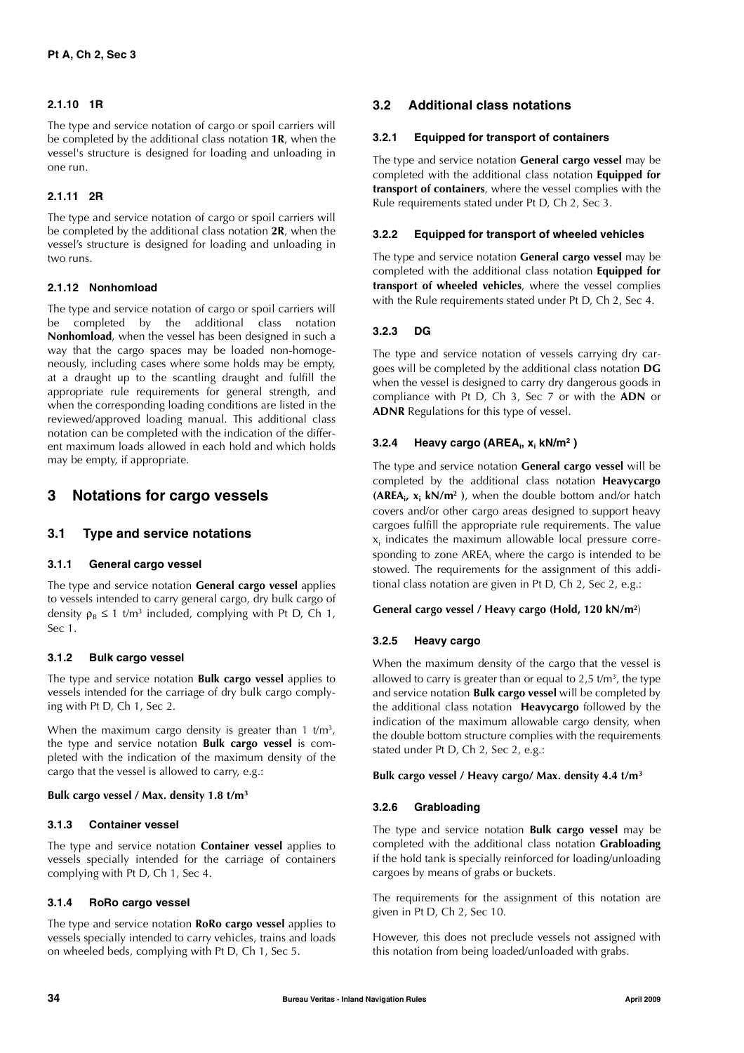#### 2.1.10 1R

The type and service notation of cargo or spoil carriers will be completed by the additional class notation **1R**, when the vessel's structure is designed for loading and unloading in one run.

#### 2.1.11 2R

The type and service notation of cargo or spoil carriers will be completed by the additional class notation **2R**, when the vessel's structure is designed for loading and unloading in two runs.

#### 2.1.12 Nonhomload

The type and service notation of cargo or spoil carriers will be completed by the additional class notation **Nonhomload**, when the vessel has been designed in such a way that the cargo spaces may be loaded non-homogeneously, including cases where some holds may be empty, at a draught up to the scantling draught and fulfill the appropriate rule requirements for general strength, and when the corresponding loading conditions are listed in the reviewed/approved loading manual. This additional class notation can be completed with the indication of the different maximum loads allowed in each hold and which holds may be empty, if appropriate.

# 3 Notations for cargo vessels

## 3.1 Type and service notations

#### 3.1.1 General cargo vessel

The type and service notation **General cargo vessel** applies to vessels intended to carry general cargo, dry bulk cargo of density $\rho_B \leq 1$ t/m³ included, complying with Pt D, Ch 1, Sec 1.

#### 3.1.2 Bulk cargo vessel

The type and service notation **Bulk cargo vessel** applies to vessels intended for the carriage of dry bulk cargo complying with Pt D, Ch 1, Sec 2.

When the maximum cargo density is greater than 1 t/m³, the type and service notation **Bulk cargo vessel** is completed with the indication of the maximum density of the cargo that the vessel is allowed to carry, e.g.:

**Bulk cargo vessel / Max. density 1.8 t/m³**

#### 3.1.3 Container vessel

The type and service notation **Container vessel** applies to vessels specially intended for the carriage of containers complying with Pt D, Ch 1, Sec 4.

#### 3.1.4 RoRo cargo vessel

The type and service notation **RoRo cargo vessel** applies to vessels specially intended to carry vehicles, trains and loads on wheeled beds, complying with Pt D, Ch 1, Sec 5.

## 3.2 Additional class notations

#### 3.2.1 Equipped for transport of containers

The type and service notation **General cargo vessel** may be completed with the additional class notation **Equipped for transport of containers**, where the vessel complies with the Rule requirements stated under Pt D, Ch 2, Sec 3.

#### 3.2.2 Equipped for transport of wheeled vehicles

The type and service notation **General cargo vessel** may be completed with the additional class notation **Equipped for transport of wheeled vehicles**, where the vessel complies with the Rule requirements stated under Pt D, Ch 2, Sec 4.

#### 3.2.3 DG

The type and service notation of vessels carrying dry cargoes will be completed by the additional class notation **DG** when the vessel is designed to carry dry dangerous goods in compliance with Pt D, Ch 3, Sec 7 or with the **ADN** or **ADNR** Regulations for this type of vessel.

#### 3.2.4 Heavy cargo (AREA$_i$, $x_i$ kN/m²)

The type and service notation **General cargo vessel** will be completed by the additional class notation **Heavycargo (AREA$_i$, $x_i$ kN/m²)**, when the double bottom and/or hatch covers and/or other cargo areas designed to support heavy cargoes fulfill the appropriate rule requirements. The value $x_i$ indicates the maximum allowable local pressure corresponding to zone AREA$_i$ where the cargo is intended to be stowed. The requirements for the assignment of this additional class notation are given in Pt D, Ch 2, Sec 2, e.g.:

**General cargo vessel / Heavy cargo (Hold, 120 kN/m²)**

#### 3.2.5 Heavy cargo

When the maximum density of the cargo that the vessel is allowed to carry is greater than or equal to 2,5 t/m³, the type and service notation **Bulk cargo vessel** will be completed by the additional class notation **Heavycargo** followed by the indication of the maximum allowable cargo density, when the double bottom structure complies with the requirements stated under Pt D, Ch 2, Sec 2, e.g.:

**Bulk cargo vessel / Heavy cargo/ Max. density 4.4 t/m³**

#### 3.2.6 Grabloading

The type and service notation **Bulk cargo vessel** may be completed with the additional class notation **Grabloading** if the hold tank is specially reinforced for loading/unloading cargoes by means of grabs or buckets.

The requirements for the assignment of this notation are given in Pt D, Ch 2, Sec 10.

However, this does not preclude vessels not assigned with this notation from being loaded/unloaded with grabs.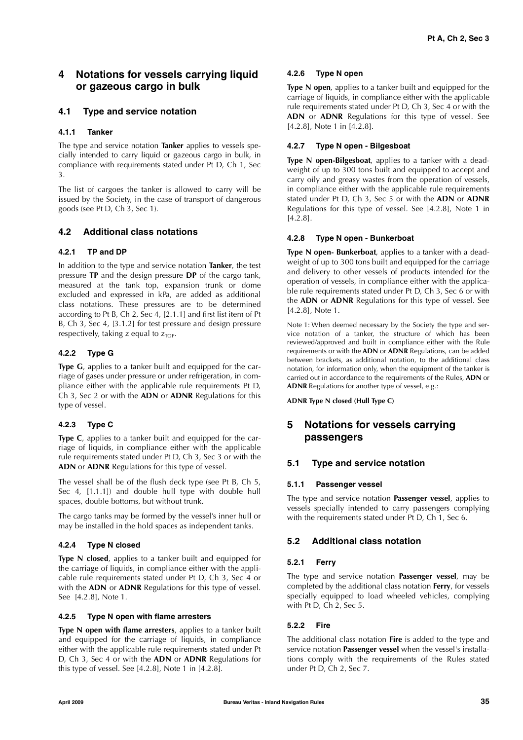## 4 Notations for vessels carrying liquid or gazeous cargo in bulk

### 4.1 Type and service notation

#### 4.1.1 Tanker

The type and service notation **Tanker** applies to vessels specially intended to carry liquid or gazeous cargo in bulk, in compliance with requirements stated under Pt D, Ch 1, Sec 3.

The list of cargoes the tanker is allowed to carry will be issued by the Society, in the case of transport of dangerous goods (see Pt D, Ch 3, Sec 1).

### 4.2 Additional class notations

#### 4.2.1 TP and DP

In addition to the type and service notation **Tanker**, the test pressure **TP** and the design pressure **DP** of the cargo tank, measured at the tank top, expansion trunk or dome excluded and expressed in kPa, are added as additional class notations. These pressures are to be determined according to Pt B, Ch 2, Sec 4, [2.1.1] and first list item of Pt B, Ch 3, Sec 4, [3.1.2] for test pressure and design pressure respectively, taking $z$ equal to $z_{TOP}$.

#### 4.2.2 Type G

**Type G**, applies to a tanker built and equipped for the carriage of gases under pressure or under refrigeration, in compliance either with the applicable rule requirements Pt D, Ch 3, Sec 2 or with the **ADN** or **ADNR** Regulations for this type of vessel.

#### 4.2.3 Type C

**Type C**, applies to a tanker built and equipped for the carriage of liquids, in compliance either with the applicable rule requirements stated under Pt D, Ch 3, Sec 3 or with the **ADN** or **ADNR** Regulations for this type of vessel.

The vessel shall be of the flush deck type (see Pt B, Ch 5, Sec 4, [1.1.1]) and double hull type with double hull spaces, double bottoms, but without trunk.

The cargo tanks may be formed by the vessel's inner hull or may be installed in the hold spaces as independent tanks.

#### 4.2.4 Type N closed

**Type N closed**, applies to a tanker built and equipped for the carriage of liquids, in compliance either with the applicable rule requirements stated under Pt D, Ch 3, Sec 4 or with the **ADN** or **ADNR** Regulations for this type of vessel. See [4.2.8], Note 1.

#### 4.2.5 Type N open with flame arresters

**Type N open with flame arresters**, applies to a tanker built and equipped for the carriage of liquids, in compliance either with the applicable rule requirements stated under Pt D, Ch 3, Sec 4 or with the **ADN** or **ADNR** Regulations for this type of vessel. See [4.2.8], Note 1 in [4.2.8].

#### 4.2.6 Type N open

**Type N open**, applies to a tanker built and equipped for the carriage of liquids, in compliance either with the applicable rule requirements stated under Pt D, Ch 3, Sec 4 or with the **ADN** or **ADNR** Regulations for this type of vessel. See [4.2.8], Note 1 in [4.2.8].

#### 4.2.7 Type N open - Bilgesboat

**Type N open-Bilgesboat**, applies to a tanker with a deadweight of up to 300 tons built and equipped to accept and carry oily and greasy wastes from the operation of vessels, in compliance either with the applicable rule requirements stated under Pt D, Ch 3, Sec 5 or with the **ADN** or **ADNR** Regulations for this type of vessel. See [4.2.8], Note 1 in [4.2.8].

#### 4.2.8 Type N open - Bunkerboat

**Type N open- Bunkerboat**, applies to a tanker with a deadweight of up to 300 tons built and equipped for the carriage and delivery to other vessels of products intended for the operation of vessels, in compliance either with the applicable rule requirements stated under Pt D, Ch 3, Sec 6 or with the **ADN** or **ADNR** Regulations for this type of vessel. See [4.2.8], Note 1.

Note 1: When deemed necessary by the Society the type and service notation of a tanker, the structure of which has been reviewed/approved and built in compliance either with the Rule requirements or with the **ADN** or **ADNR** Regulations, can be added between brackets, as additional notation, to the additional class notation, for information only, when the equipment of the tanker is carried out in accordance to the requirements of the Rules, **ADN** or **ADNR** Regulations for another type of vessel, e.g.:

**ADNR Type N closed (Hull Type C)**

## 5 Notations for vessels carrying passengers

### 5.1 Type and service notation

#### 5.1.1 Passenger vessel

The type and service notation **Passenger vessel**, applies to vessels specially intended to carry passengers complying with the requirements stated under Pt D, Ch 1, Sec 6.

### 5.2 Additional class notation

#### 5.2.1 Ferry

The type and service notation **Passenger vessel**, may be completed by the additional class notation **Ferry**, for vessels specially equipped to load wheeled vehicles, complying with Pt D, Ch 2, Sec 5.

#### 5.2.2 Fire

The additional class notation **Fire** is added to the type and service notation **Passenger vessel** when the vessel's installations comply with the requirements of the Rules stated under Pt D, Ch 2, Sec 7.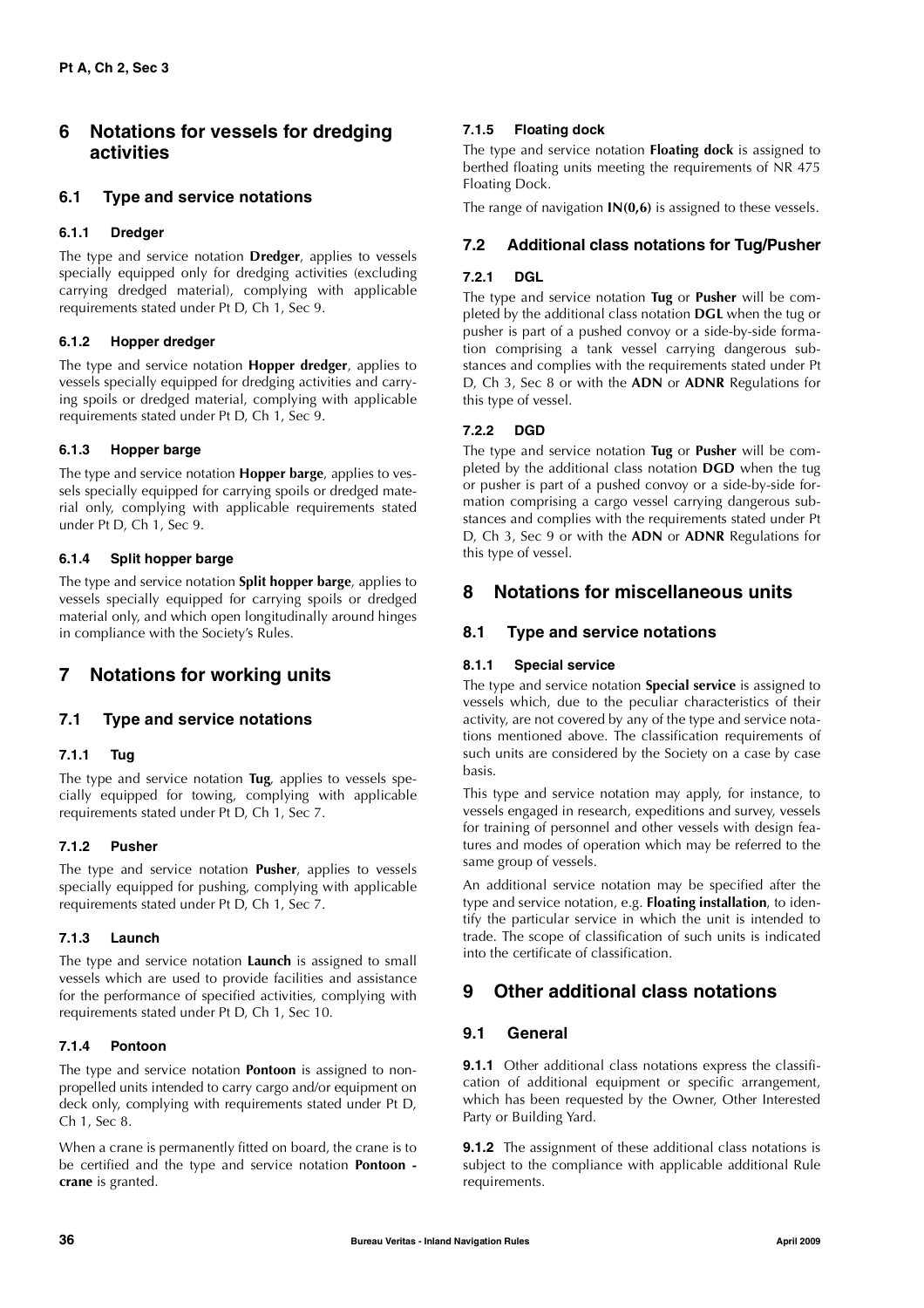## 6 Notations for vessels for dredging activities

### 6.1 Type and service notations

#### 6.1.1 Dredger

The type and service notation **Dredger**, applies to vessels specially equipped only for dredging activities (excluding carrying dredged material), complying with applicable requirements stated under Pt D, Ch 1, Sec 9.

#### 6.1.2 Hopper dredger

The type and service notation **Hopper dredger**, applies to vessels specially equipped for dredging activities and carrying spoils or dredged material, complying with applicable requirements stated under Pt D, Ch 1, Sec 9.

#### 6.1.3 Hopper barge

The type and service notation **Hopper barge**, applies to vessels specially equipped for carrying spoils or dredged material only, complying with applicable requirements stated under Pt D, Ch 1, Sec 9.

#### 6.1.4 Split hopper barge

The type and service notation **Split hopper barge**, applies to vessels specially equipped for carrying spoils or dredged material only, and which open longitudinally around hinges in compliance with the Society's Rules.

## 7 Notations for working units

### 7.1 Type and service notations

#### 7.1.1 Tug

The type and service notation **Tug**, applies to vessels specially equipped for towing, complying with applicable requirements stated under Pt D, Ch 1, Sec 7.

#### 7.1.2 Pusher

The type and service notation **Pusher**, applies to vessels specially equipped for pushing, complying with applicable requirements stated under Pt D, Ch 1, Sec 7.

#### 7.1.3 Launch

The type and service notation **Launch** is assigned to small vessels which are used to provide facilities and assistance for the performance of specified activities, complying with requirements stated under Pt D, Ch 1, Sec 10.

#### 7.1.4 Pontoon

The type and service notation **Pontoon** is assigned to non-propelled units intended to carry cargo and/or equipment on deck only, complying with requirements stated under Pt D, Ch 1, Sec 8.

When a crane is permanently fitted on board, the crane is to be certified and the type and service notation **Pontoon - crane** is granted.

#### 7.1.5 Floating dock

The type and service notation **Floating dock** is assigned to berthed floating units meeting the requirements of NR 475 Floating Dock.

The range of navigation **IN(0,6)** is assigned to these vessels.

### 7.2 Additional class notations for Tug/Pusher

#### 7.2.1 DGL

The type and service notation **Tug** or **Pusher** will be completed by the additional class notation **DGL** when the tug or pusher is part of a pushed convoy or a side-by-side formation comprising a tank vessel carrying dangerous substances and complies with the requirements stated under Pt D, Ch 3, Sec 8 or with the **ADN** or **ADNR** Regulations for this type of vessel.

#### 7.2.2 DGD

The type and service notation **Tug** or **Pusher** will be completed by the additional class notation **DGD** when the tug or pusher is part of a pushed convoy or a side-by-side formation comprising a cargo vessel carrying dangerous substances and complies with the requirements stated under Pt D, Ch 3, Sec 9 or with the **ADN** or **ADNR** Regulations for this type of vessel.

## 8 Notations for miscellaneous units

### 8.1 Type and service notations

#### 8.1.1 Special service

The type and service notation **Special service** is assigned to vessels which, due to the peculiar characteristics of their activity, are not covered by any of the type and service notations mentioned above. The classification requirements of such units are considered by the Society on a case by case basis.

This type and service notation may apply, for instance, to vessels engaged in research, expeditions and survey, vessels for training of personnel and other vessels with design features and modes of operation which may be referred to the same group of vessels.

An additional service notation may be specified after the type and service notation, e.g. **Floating installation**, to identify the particular service in which the unit is intended to trade. The scope of classification of such units is indicated into the certificate of classification.

## 9 Other additional class notations

### 9.1 General

**9.1.1** Other additional class notations express the classification of additional equipment or specific arrangement, which has been requested by the Owner, Other Interested Party or Building Yard.

**9.1.2** The assignment of these additional class notations is subject to the compliance with applicable additional Rule requirements.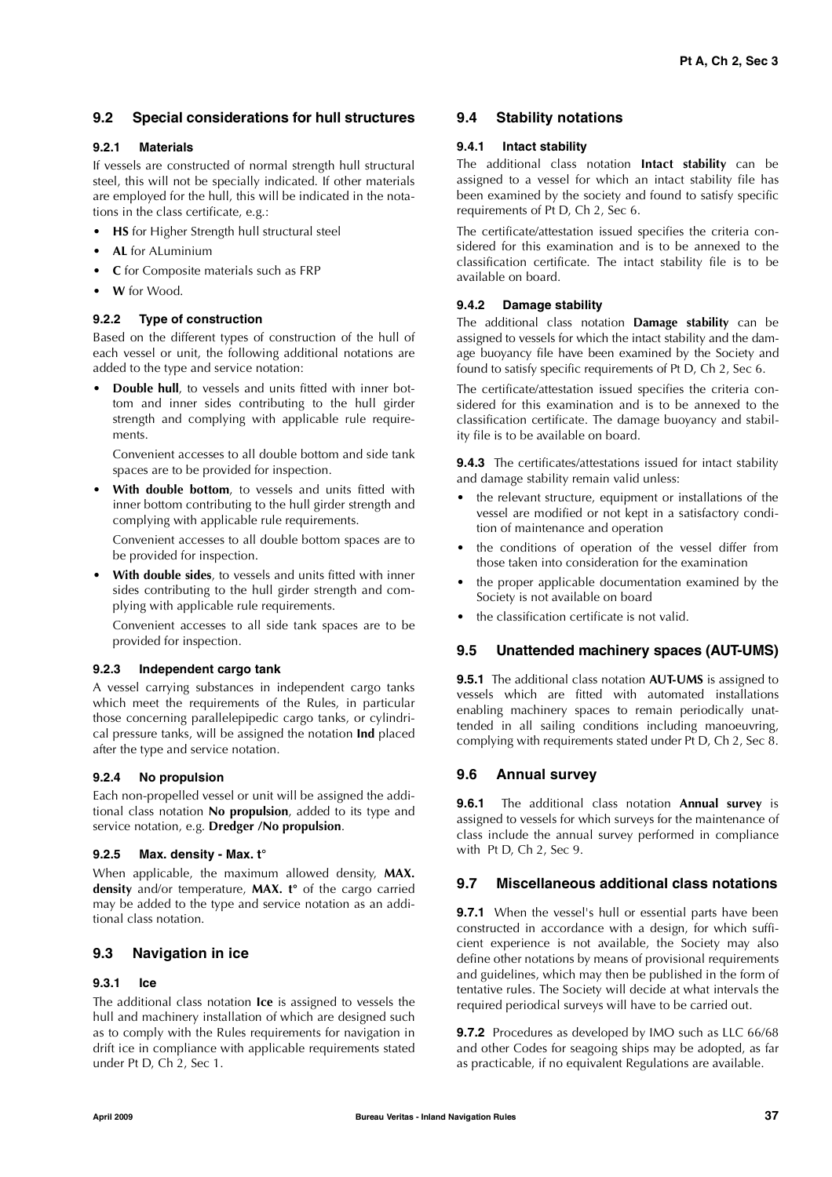## 9.2 Special considerations for hull structures

### 9.2.1 Materials

If vessels are constructed of normal strength hull structural steel, this will not be specially indicated. If other materials are employed for the hull, this will be indicated in the notations in the class certificate, e.g.:

- **HS** for Higher Strength hull structural steel
- **AL** for ALuminium
- **C** for Composite materials such as FRP
- **W** for Wood.

### 9.2.2 Type of construction

Based on the different types of construction of the hull of each vessel or unit, the following additional notations are added to the type and service notation:

- **Double hull**, to vessels and units fitted with inner bottom and inner sides contributing to the hull girder strength and complying with applicable rule requirements.

  Convenient accesses to all double bottom and side tank spaces are to be provided for inspection.

- **With double bottom**, to vessels and units fitted with inner bottom contributing to the hull girder strength and complying with applicable rule requirements.

  Convenient accesses to all double bottom spaces are to be provided for inspection.

- **With double sides**, to vessels and units fitted with inner sides contributing to the hull girder strength and complying with applicable rule requirements.

  Convenient accesses to all side tank spaces are to be provided for inspection.

### 9.2.3 Independent cargo tank

A vessel carrying substances in independent cargo tanks which meet the requirements of the Rules, in particular those concerning parallelepipedic cargo tanks, or cylindrical pressure tanks, will be assigned the notation **Ind** placed after the type and service notation.

### 9.2.4 No propulsion

Each non-propelled vessel or unit will be assigned the additional class notation **No propulsion**, added to its type and service notation, e.g. **Dredger /No propulsion**.

### 9.2.5 Max. density - Max. t°

When applicable, the maximum allowed density, **MAX. density** and/or temperature, **MAX. t°** of the cargo carried may be added to the type and service notation as an additional class notation.

## 9.3 Navigation in ice

### 9.3.1 Ice

The additional class notation **Ice** is assigned to vessels the hull and machinery installation of which are designed such as to comply with the Rules requirements for navigation in drift ice in compliance with applicable requirements stated under Pt D, Ch 2, Sec 1.

## 9.4 Stability notations

### 9.4.1 Intact stability

The additional class notation **Intact stability** can be assigned to a vessel for which an intact stability file has been examined by the society and found to satisfy specific requirements of Pt D, Ch 2, Sec 6.

The certificate/attestation issued specifies the criteria considered for this examination and is to be annexed to the classification certificate. The intact stability file is to be available on board.

### 9.4.2 Damage stability

The additional class notation **Damage stability** can be assigned to vessels for which the intact stability and the damage buoyancy file have been examined by the Society and found to satisfy specific requirements of Pt D, Ch 2, Sec 6.

The certificate/attestation issued specifies the criteria considered for this examination and is to be annexed to the classification certificate. The damage buoyancy and stability file is to be available on board.

**9.4.3** The certificates/attestations issued for intact stability and damage stability remain valid unless:

- the relevant structure, equipment or installations of the vessel are modified or not kept in a satisfactory condition of maintenance and operation
- the conditions of operation of the vessel differ from those taken into consideration for the examination
- the proper applicable documentation examined by the Society is not available on board
- the classification certificate is not valid.

## 9.5 Unattended machinery spaces (AUT-UMS)

**9.5.1** The additional class notation **AUT-UMS** is assigned to vessels which are fitted with automated installations enabling machinery spaces to remain periodically unattended in all sailing conditions including manoeuvring, complying with requirements stated under Pt D, Ch 2, Sec 8.

## 9.6 Annual survey

**9.6.1** The additional class notation **Annual survey** is assigned to vessels for which surveys for the maintenance of class include the annual survey performed in compliance with Pt D, Ch 2, Sec 9.

## 9.7 Miscellaneous additional class notations

**9.7.1** When the vessel's hull or essential parts have been constructed in accordance with a design, for which sufficient experience is not available, the Society may also define other notations by means of provisional requirements and guidelines, which may then be published in the form of tentative rules. The Society will decide at what intervals the required periodical surveys will have to be carried out.

**9.7.2** Procedures as developed by IMO such as LLC 66/68 and other Codes for seagoing ships may be adopted, as far as practicable, if no equivalent Regulations are available.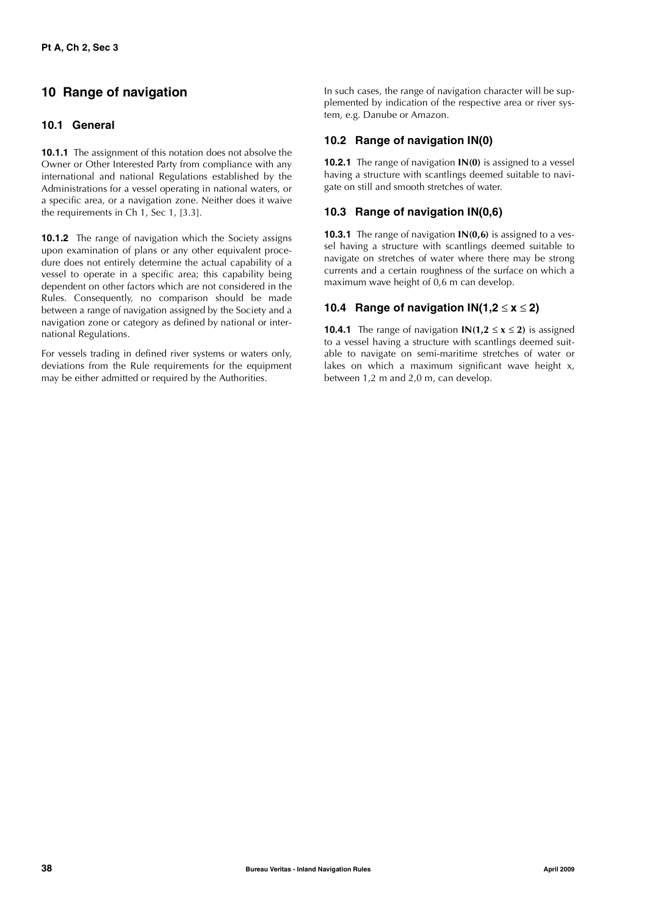## 10 Range of navigation

### 10.1 General

**10.1.1** The assignment of this notation does not absolve the Owner or Other Interested Party from compliance with any international and national Regulations established by the Administrations for a vessel operating in national waters, or a specific area, or a navigation zone. Neither does it waive the requirements in Ch 1, Sec 1, [3.3].

**10.1.2** The range of navigation which the Society assigns upon examination of plans or any other equivalent procedure does not entirely determine the actual capability of a vessel to operate in a specific area; this capability being dependent on other factors which are not considered in the Rules. Consequently, no comparison should be made between a range of navigation assigned by the Society and a navigation zone or category as defined by national or international Regulations.

For vessels trading in defined river systems or waters only, deviations from the Rule requirements for the equipment may be either admitted or required by the Authorities.

In such cases, the range of navigation character will be supplemented by indication of the respective area or river system, e.g. Danube or Amazon.

### 10.2 Range of navigation IN(0)

**10.2.1** The range of navigation **IN(0)** is assigned to a vessel having a structure with scantlings deemed suitable to navigate on still and smooth stretches of water.

### 10.3 Range of navigation IN(0,6)

**10.3.1** The range of navigation **IN(0,6)** is assigned to a vessel having a structure with scantlings deemed suitable to navigate on stretches of water where there may be strong currents and a certain roughness of the surface on which a maximum wave height of 0,6 m can develop.

### 10.4 Range of navigation IN($1,2 \leq x \leq 2$)

**10.4.1** The range of navigation **IN($1,2 \leq x \leq 2$)** is assigned to a vessel having a structure with scantlings deemed suitable to navigate on semi-maritime stretches of water or lakes on which a maximum significant wave height $x$, between 1,2 m and 2,0 m, can develop.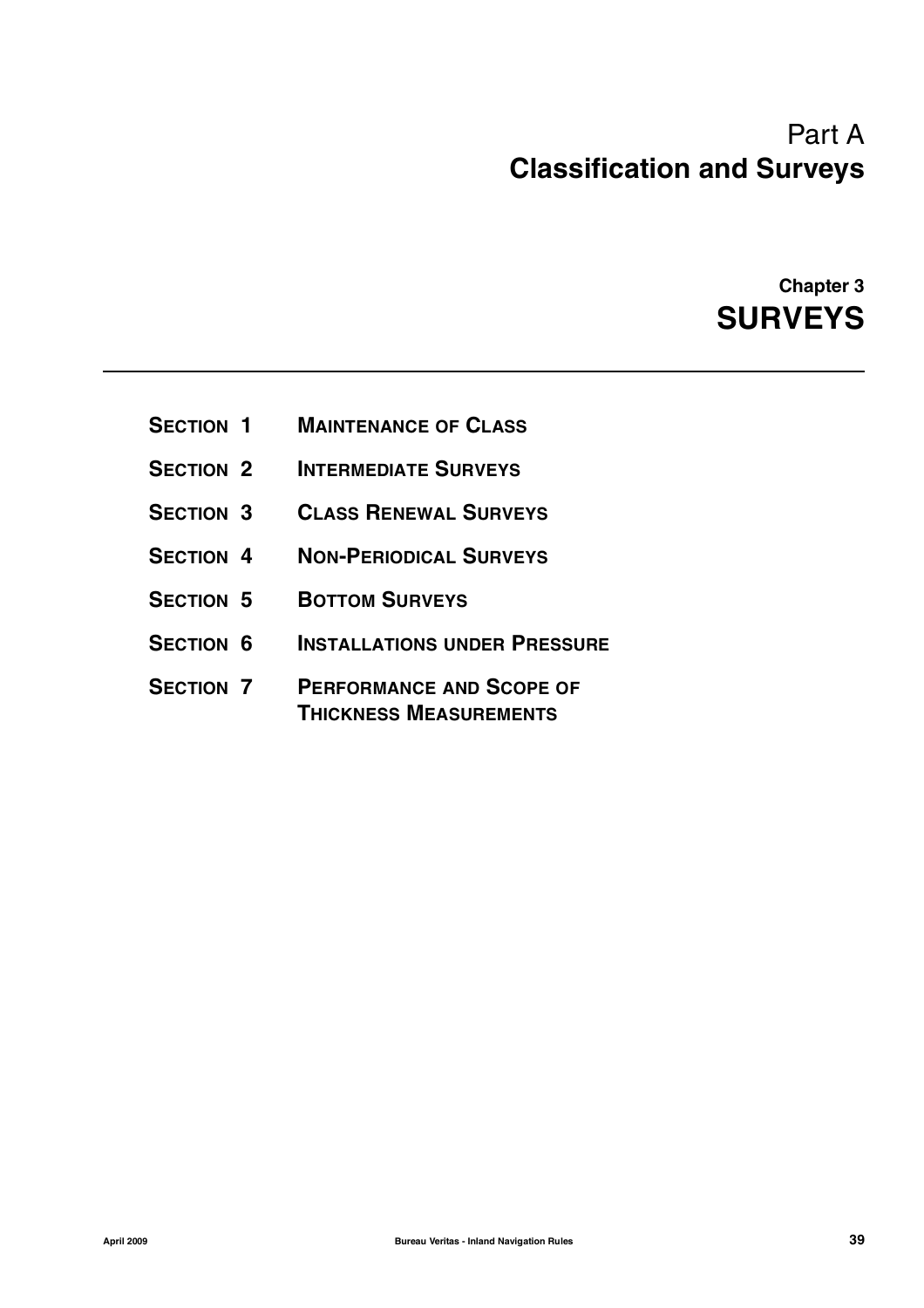# Part A
# Classification and Surveys

## Chapter 3
## SURVEYS

| | |
|---|---|
| SECTION 1 | MAINTENANCE OF CLASS |
| SECTION 2 | INTERMEDIATE SURVEYS |
| SECTION 3 | CLASS RENEWAL SURVEYS |
| SECTION 4 | NON-PERIODICAL SURVEYS |
| SECTION 5 | BOTTOM SURVEYS |
| SECTION 6 | INSTALLATIONS UNDER PRESSURE |
| SECTION 7 | PERFORMANCE AND SCOPE OF THICKNESS MEASUREMENTS |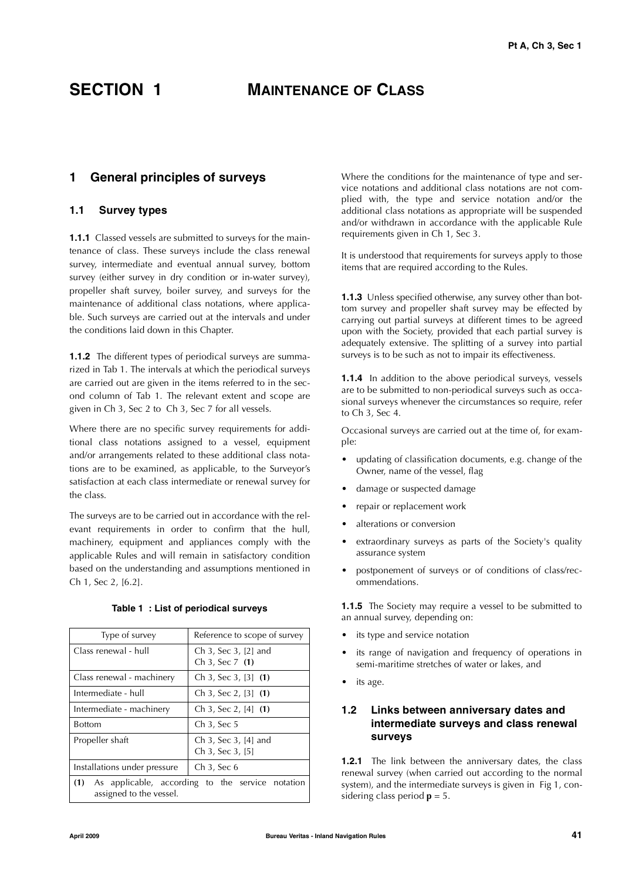# SECTION 1 MAINTENANCE OF CLASS

## 1 General principles of surveys

### 1.1 Survey types

**1.1.1** Classed vessels are submitted to surveys for the maintenance of class. These surveys include the class renewal survey, intermediate and eventual annual survey, bottom survey (either survey in dry condition or in-water survey), propeller shaft survey, boiler survey, and surveys for the maintenance of additional class notations, where applicable. Such surveys are carried out at the intervals and under the conditions laid down in this Chapter.

**1.1.2** The different types of periodical surveys are summarized in Tab 1. The intervals at which the periodical surveys are carried out are given in the items referred to in the second column of Tab 1. The relevant extent and scope are given in Ch 3, Sec 2 to Ch 3, Sec 7 for all vessels.

Where there are no specific survey requirements for additional class notations assigned to a vessel, equipment and/or arrangements related to these additional class notations are to be examined, as applicable, to the Surveyor's satisfaction at each class intermediate or renewal survey for the class.

The surveys are to be carried out in accordance with the relevant requirements in order to confirm that the hull, machinery, equipment and appliances comply with the applicable Rules and will remain in satisfactory condition based on the understanding and assumptions mentioned in Ch 1, Sec 2, [6.2].

**Table 1 : List of periodical surveys**

| Type of survey | Reference to scope of survey |
|---|---|
| Class renewal - hull | Ch 3, Sec 3, [2] and Ch 3, Sec 7 **(1)** |
| Class renewal - machinery | Ch 3, Sec 3, [3] **(1)** |
| Intermediate - hull | Ch 3, Sec 2, [3] **(1)** |
| Intermediate - machinery | Ch 3, Sec 2, [4] **(1)** |
| Bottom | Ch 3, Sec 5 |
| Propeller shaft | Ch 3, Sec 3, [4] and Ch 3, Sec 3, [5] |
| Installations under pressure | Ch 3, Sec 6 |
| **(1)** As applicable, according to the service notation assigned to the vessel. | |

Where the conditions for the maintenance of type and service notations and additional class notations are not complied with, the type and service notation and/or the additional class notations as appropriate will be suspended and/or withdrawn in accordance with the applicable Rule requirements given in Ch 1, Sec 3.

It is understood that requirements for surveys apply to those items that are required according to the Rules.

**1.1.3** Unless specified otherwise, any survey other than bottom survey and propeller shaft survey may be effected by carrying out partial surveys at different times to be agreed upon with the Society, provided that each partial survey is adequately extensive. The splitting of a survey into partial surveys is to be such as not to impair its effectiveness.

**1.1.4** In addition to the above periodical surveys, vessels are to be submitted to non-periodical surveys such as occasional surveys whenever the circumstances so require, refer to Ch 3, Sec 4.

Occasional surveys are carried out at the time of, for example:

- updating of classification documents, e.g. change of the Owner, name of the vessel, flag
- damage or suspected damage
- repair or replacement work
- alterations or conversion
- extraordinary surveys as parts of the Society's quality assurance system
- postponement of surveys or of conditions of class/recommendations.

**1.1.5** The Society may require a vessel to be submitted to an annual survey, depending on:

- its type and service notation
- its range of navigation and frequency of operations in semi-maritime stretches of water or lakes, and
- its age.

### 1.2 Links between anniversary dates and intermediate surveys and class renewal surveys

**1.2.1** The link between the anniversary dates, the class renewal survey (when carried out according to the normal system), and the intermediate surveys is given in Fig 1, considering class period **p** = 5.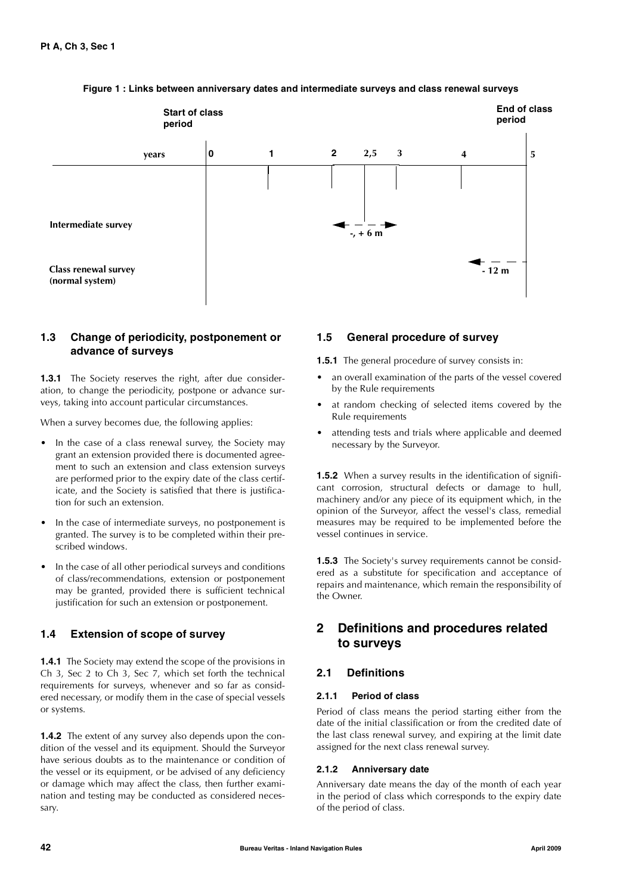**Figure 1 : Links between anniversary dates and intermediate surveys and class renewal surveys**

| | Start of class period | | | | | | End of class period |
|---|---|---|---|---|---|---|---|
| years | 0 | 1 | 2 | 2,5 | 3 | 4 | 5 |
| Intermediate survey | | | | -, + 6 m | | | |
| Class renewal survey (normal system) | | | | | | | - 12 m |

### 1.3 Change of periodicity, postponement or advance of surveys

**1.3.1** The Society reserves the right, after due consideration, to change the periodicity, postpone or advance surveys, taking into account particular circumstances.

When a survey becomes due, the following applies:

- In the case of a class renewal survey, the Society may grant an extension provided there is documented agreement to such an extension and class extension surveys are performed prior to the expiry date of the class certificate, and the Society is satisfied that there is justification for such an extension.
- In the case of intermediate surveys, no postponement is granted. The survey is to be completed within their prescribed windows.
- In the case of all other periodical surveys and conditions of class/recommendations, extension or postponement may be granted, provided there is sufficient technical justification for such an extension or postponement.

### 1.4 Extension of scope of survey

**1.4.1** The Society may extend the scope of the provisions in Ch 3, Sec 2 to Ch 3, Sec 7, which set forth the technical requirements for surveys, whenever and so far as considered necessary, or modify them in the case of special vessels or systems.

**1.4.2** The extent of any survey also depends upon the condition of the vessel and its equipment. Should the Surveyor have serious doubts as to the maintenance or condition of the vessel or its equipment, or be advised of any deficiency or damage which may affect the class, then further examination and testing may be conducted as considered necessary.

### 1.5 General procedure of survey

**1.5.1** The general procedure of survey consists in:

- an overall examination of the parts of the vessel covered by the Rule requirements
- at random checking of selected items covered by the Rule requirements
- attending tests and trials where applicable and deemed necessary by the Surveyor.

**1.5.2** When a survey results in the identification of significant corrosion, structural defects or damage to hull, machinery and/or any piece of its equipment which, in the opinion of the Surveyor, affect the vessel's class, remedial measures may be required to be implemented before the vessel continues in service.

**1.5.3** The Society's survey requirements cannot be considered as a substitute for specification and acceptance of repairs and maintenance, which remain the responsibility of the Owner.

## 2 Definitions and procedures related to surveys

### 2.1 Definitions

#### 2.1.1 Period of class

Period of class means the period starting either from the date of the initial classification or from the credited date of the last class renewal survey, and expiring at the limit date assigned for the next class renewal survey.

#### 2.1.2 Anniversary date

Anniversary date means the day of the month of each year in the period of class which corresponds to the expiry date of the period of class.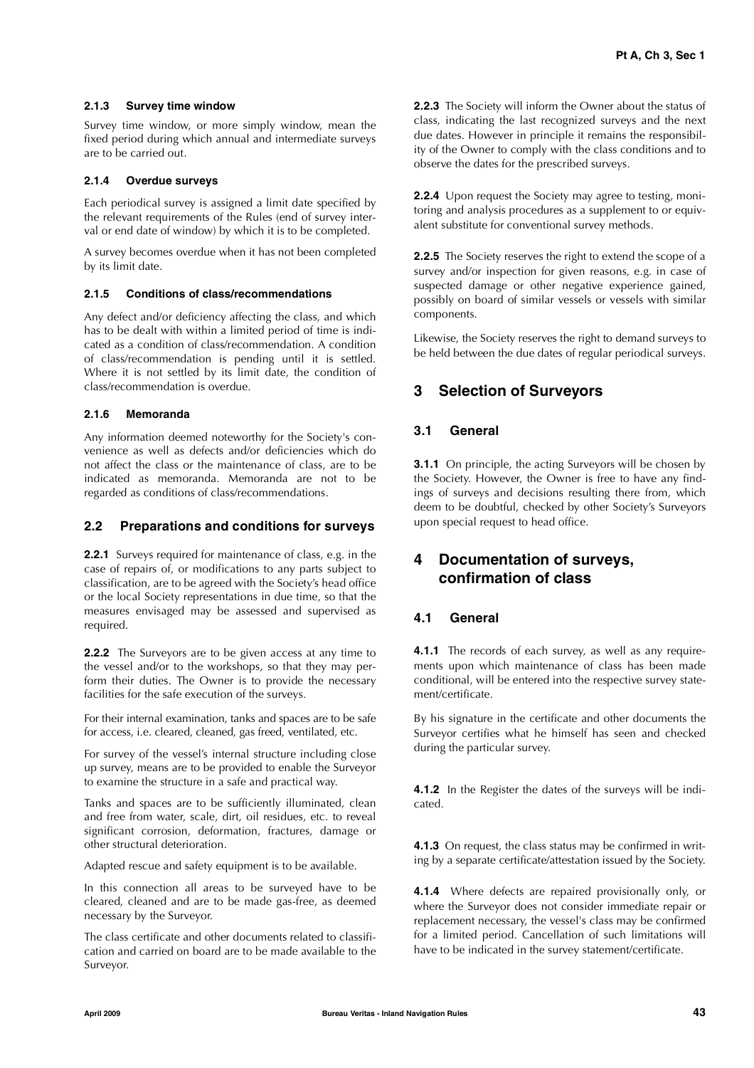#### 2.1.3 Survey time window

Survey time window, or more simply window, mean the fixed period during which annual and intermediate surveys are to be carried out.

#### 2.1.4 Overdue surveys

Each periodical survey is assigned a limit date specified by the relevant requirements of the Rules (end of survey interval or end date of window) by which it is to be completed.

A survey becomes overdue when it has not been completed by its limit date.

#### 2.1.5 Conditions of class/recommendations

Any defect and/or deficiency affecting the class, and which has to be dealt with within a limited period of time is indicated as a condition of class/recommendation. A condition of class/recommendation is pending until it is settled. Where it is not settled by its limit date, the condition of class/recommendation is overdue.

#### 2.1.6 Memoranda

Any information deemed noteworthy for the Society's convenience as well as defects and/or deficiencies which do not affect the class or the maintenance of class, are to be indicated as memoranda. Memoranda are not to be regarded as conditions of class/recommendations.

### 2.2 Preparations and conditions for surveys

**2.2.1** Surveys required for maintenance of class, e.g. in the case of repairs of, or modifications to any parts subject to classification, are to be agreed with the Society's head office or the local Society representations in due time, so that the measures envisaged may be assessed and supervised as required.

**2.2.2** The Surveyors are to be given access at any time to the vessel and/or to the workshops, so that they may perform their duties. The Owner is to provide the necessary facilities for the safe execution of the surveys.

For their internal examination, tanks and spaces are to be safe for access, i.e. cleared, cleaned, gas freed, ventilated, etc.

For survey of the vessel's internal structure including close up survey, means are to be provided to enable the Surveyor to examine the structure in a safe and practical way.

Tanks and spaces are to be sufficiently illuminated, clean and free from water, scale, dirt, oil residues, etc. to reveal significant corrosion, deformation, fractures, damage or other structural deterioration.

Adapted rescue and safety equipment is to be available.

In this connection all areas to be surveyed have to be cleared, cleaned and are to be made gas-free, as deemed necessary by the Surveyor.

The class certificate and other documents related to classification and carried on board are to be made available to the Surveyor.

**2.2.3** The Society will inform the Owner about the status of class, indicating the last recognized surveys and the next due dates. However in principle it remains the responsibility of the Owner to comply with the class conditions and to observe the dates for the prescribed surveys.

**2.2.4** Upon request the Society may agree to testing, monitoring and analysis procedures as a supplement to or equivalent substitute for conventional survey methods.

**2.2.5** The Society reserves the right to extend the scope of a survey and/or inspection for given reasons, e.g. in case of suspected damage or other negative experience gained, possibly on board of similar vessels or vessels with similar components.

Likewise, the Society reserves the right to demand surveys to be held between the due dates of regular periodical surveys.

## 3 Selection of Surveyors

### 3.1 General

**3.1.1** On principle, the acting Surveyors will be chosen by the Society. However, the Owner is free to have any findings of surveys and decisions resulting there from, which deem to be doubtful, checked by other Society's Surveyors upon special request to head office.

## 4 Documentation of surveys, confirmation of class

### 4.1 General

**4.1.1** The records of each survey, as well as any requirements upon which maintenance of class has been made conditional, will be entered into the respective survey statement/certificate.

By his signature in the certificate and other documents the Surveyor certifies what he himself has seen and checked during the particular survey.

**4.1.2** In the Register the dates of the surveys will be indicated.

**4.1.3** On request, the class status may be confirmed in writing by a separate certificate/attestation issued by the Society.

**4.1.4** Where defects are repaired provisionally only, or where the Surveyor does not consider immediate repair or replacement necessary, the vessel's class may be confirmed for a limited period. Cancellation of such limitations will have to be indicated in the survey statement/certificate.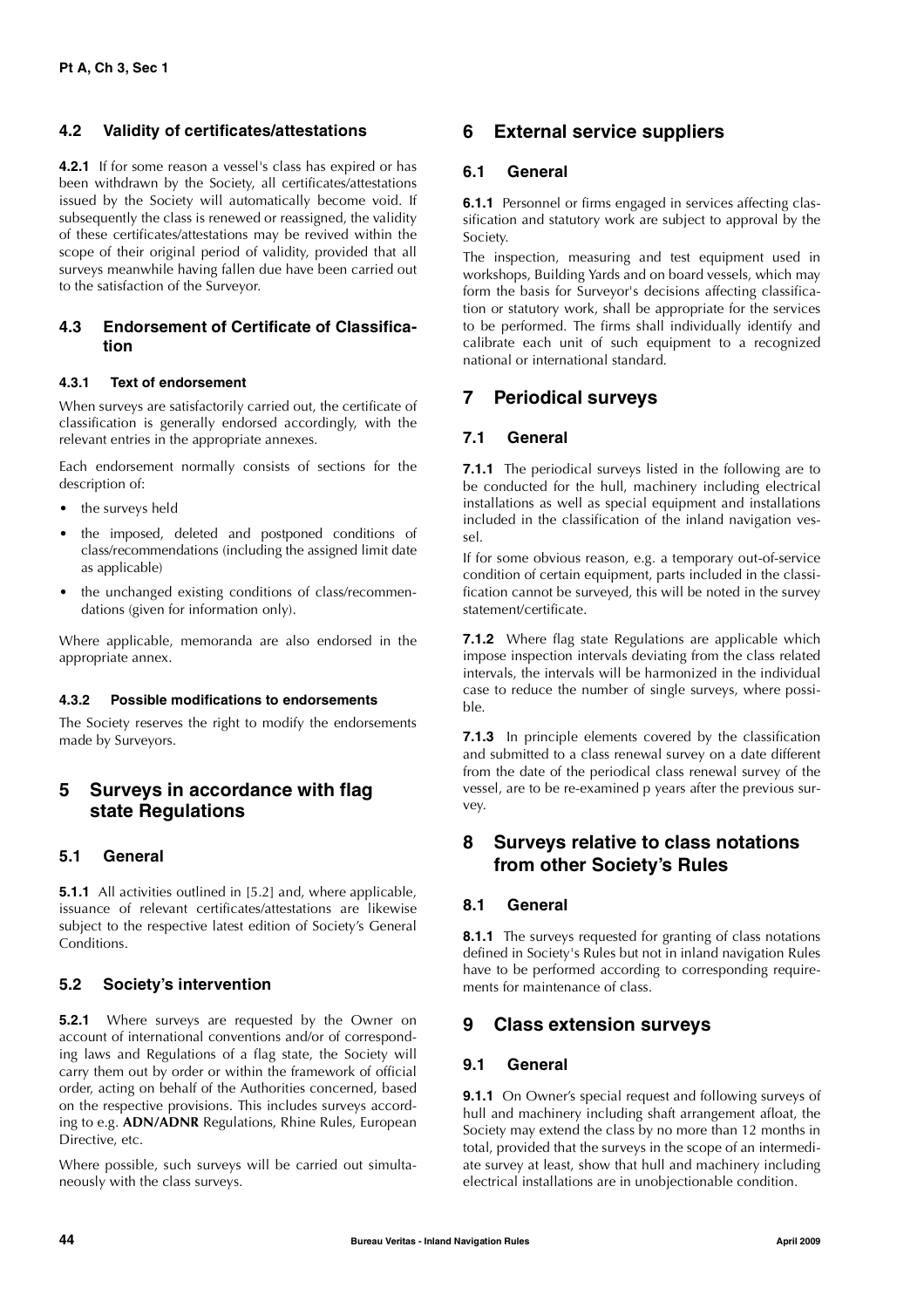### 4.2 Validity of certificates/attestations

**4.2.1** If for some reason a vessel's class has expired or has been withdrawn by the Society, all certificates/attestations issued by the Society will automatically become void. If subsequently the class is renewed or reassigned, the validity of these certificates/attestations may be revived within the scope of their original period of validity, provided that all surveys meanwhile having fallen due have been carried out to the satisfaction of the Surveyor.

### 4.3 Endorsement of Certificate of Classification

#### 4.3.1 Text of endorsement

When surveys are satisfactorily carried out, the certificate of classification is generally endorsed accordingly, with the relevant entries in the appropriate annexes.

Each endorsement normally consists of sections for the description of:

- the surveys held
- the imposed, deleted and postponed conditions of class/recommendations (including the assigned limit date as applicable)
- the unchanged existing conditions of class/recommendations (given for information only).

Where applicable, memoranda are also endorsed in the appropriate annex.

#### 4.3.2 Possible modifications to endorsements

The Society reserves the right to modify the endorsements made by Surveyors.

## 5 Surveys in accordance with flag state Regulations

### 5.1 General

**5.1.1** All activities outlined in [5.2] and, where applicable, issuance of relevant certificates/attestations are likewise subject to the respective latest edition of Society's General Conditions.

### 5.2 Society's intervention

**5.2.1** Where surveys are requested by the Owner on account of international conventions and/or of corresponding laws and Regulations of a flag state, the Society will carry them out by order or within the framework of official order, acting on behalf of the Authorities concerned, based on the respective provisions. This includes surveys according to e.g. **ADN/ADNR** Regulations, Rhine Rules, European Directive, etc.

Where possible, such surveys will be carried out simultaneously with the class surveys.

## 6 External service suppliers

### 6.1 General

**6.1.1** Personnel or firms engaged in services affecting classification and statutory work are subject to approval by the Society.

The inspection, measuring and test equipment used in workshops, Building Yards and on board vessels, which may form the basis for Surveyor's decisions affecting classification or statutory work, shall be appropriate for the services to be performed. The firms shall individually identify and calibrate each unit of such equipment to a recognized national or international standard.

## 7 Periodical surveys

### 7.1 General

**7.1.1** The periodical surveys listed in the following are to be conducted for the hull, machinery including electrical installations as well as special equipment and installations included in the classification of the inland navigation vessel.

If for some obvious reason, e.g. a temporary out-of-service condition of certain equipment, parts included in the classification cannot be surveyed, this will be noted in the survey statement/certificate.

**7.1.2** Where flag state Regulations are applicable which impose inspection intervals deviating from the class related intervals, the intervals will be harmonized in the individual case to reduce the number of single surveys, where possible.

**7.1.3** In principle elements covered by the classification and submitted to a class renewal survey on a date different from the date of the periodical class renewal survey of the vessel, are to be re-examined p years after the previous survey.

## 8 Surveys relative to class notations from other Society's Rules

### 8.1 General

**8.1.1** The surveys requested for granting of class notations defined in Society's Rules but not in inland navigation Rules have to be performed according to corresponding requirements for maintenance of class.

## 9 Class extension surveys

### 9.1 General

**9.1.1** On Owner's special request and following surveys of hull and machinery including shaft arrangement afloat, the Society may extend the class by no more than 12 months in total, provided that the surveys in the scope of an intermediate survey at least, show that hull and machinery including electrical installations are in unobjectionable condition.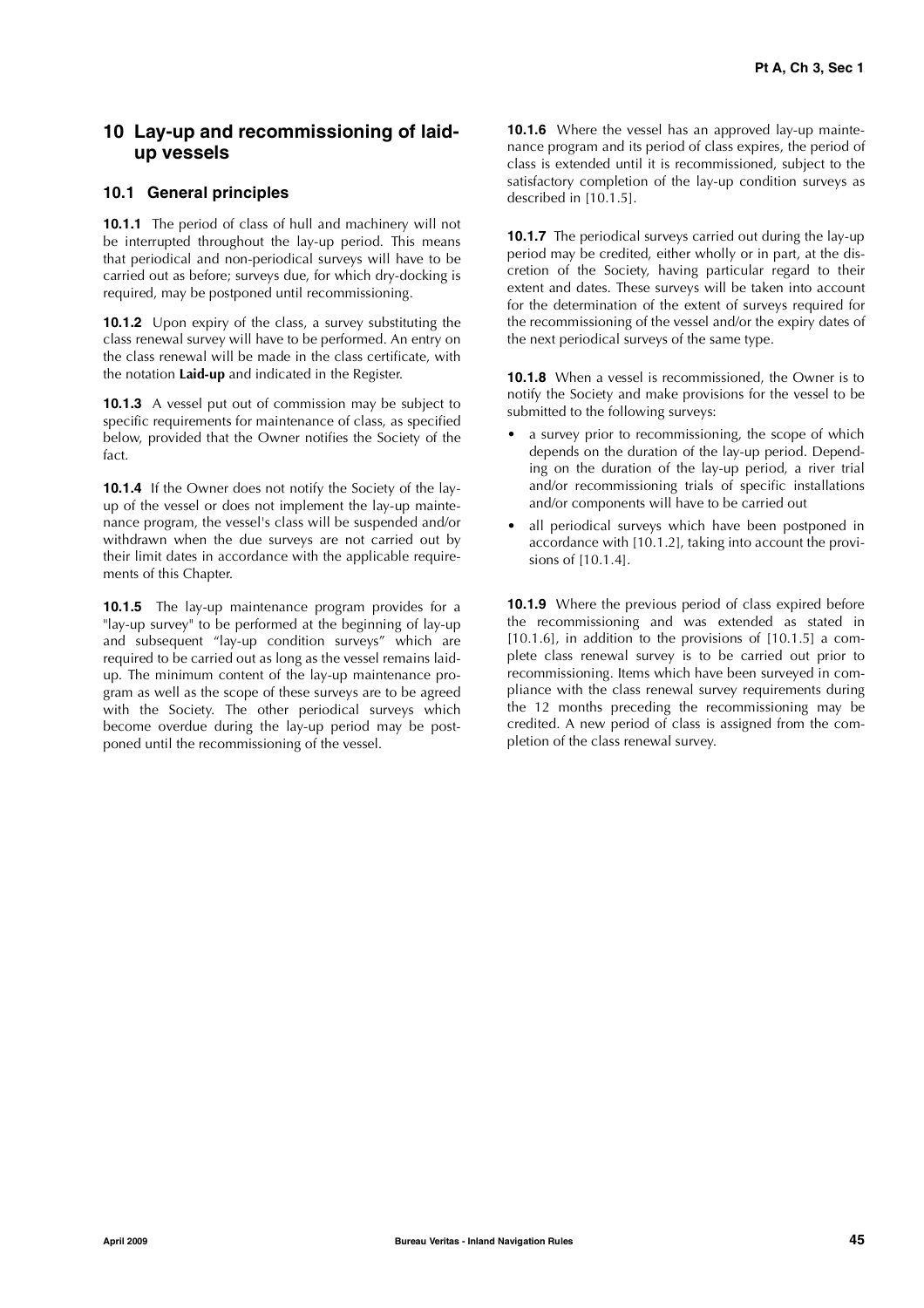## 10 Lay-up and recommissioning of laid-up vessels

### 10.1 General principles

**10.1.1** The period of class of hull and machinery will not be interrupted throughout the lay-up period. This means that periodical and non-periodical surveys will have to be carried out as before; surveys due, for which dry-docking is required, may be postponed until recommissioning.

**10.1.2** Upon expiry of the class, a survey substituting the class renewal survey will have to be performed. An entry on the class renewal will be made in the class certificate, with the notation **Laid-up** and indicated in the Register.

**10.1.3** A vessel put out of commission may be subject to specific requirements for maintenance of class, as specified below, provided that the Owner notifies the Society of the fact.

**10.1.4** If the Owner does not notify the Society of the lay-up of the vessel or does not implement the lay-up maintenance program, the vessel's class will be suspended and/or withdrawn when the due surveys are not carried out by their limit dates in accordance with the applicable requirements of this Chapter.

**10.1.5** The lay-up maintenance program provides for a "lay-up survey" to be performed at the beginning of lay-up and subsequent "lay-up condition surveys" which are required to be carried out as long as the vessel remains laid-up. The minimum content of the lay-up maintenance program as well as the scope of these surveys are to be agreed with the Society. The other periodical surveys which become overdue during the lay-up period may be postponed until the recommissioning of the vessel.

**10.1.6** Where the vessel has an approved lay-up maintenance program and its period of class expires, the period of class is extended until it is recommissioned, subject to the satisfactory completion of the lay-up condition surveys as described in [10.1.5].

**10.1.7** The periodical surveys carried out during the lay-up period may be credited, either wholly or in part, at the discretion of the Society, having particular regard to their extent and dates. These surveys will be taken into account for the determination of the extent of surveys required for the recommissioning of the vessel and/or the expiry dates of the next periodical surveys of the same type.

**10.1.8** When a vessel is recommissioned, the Owner is to notify the Society and make provisions for the vessel to be submitted to the following surveys:

- a survey prior to recommissioning, the scope of which depends on the duration of the lay-up period. Depending on the duration of the lay-up period, a river trial and/or recommissioning trials of specific installations and/or components will have to be carried out
- all periodical surveys which have been postponed in accordance with [10.1.2], taking into account the provisions of [10.1.4].

**10.1.9** Where the previous period of class expired before the recommissioning and was extended as stated in [10.1.6], in addition to the provisions of [10.1.5] a complete class renewal survey is to be carried out prior to recommissioning. Items which have been surveyed in compliance with the class renewal survey requirements during the 12 months preceding the recommissioning may be credited. A new period of class is assigned from the completion of the class renewal survey.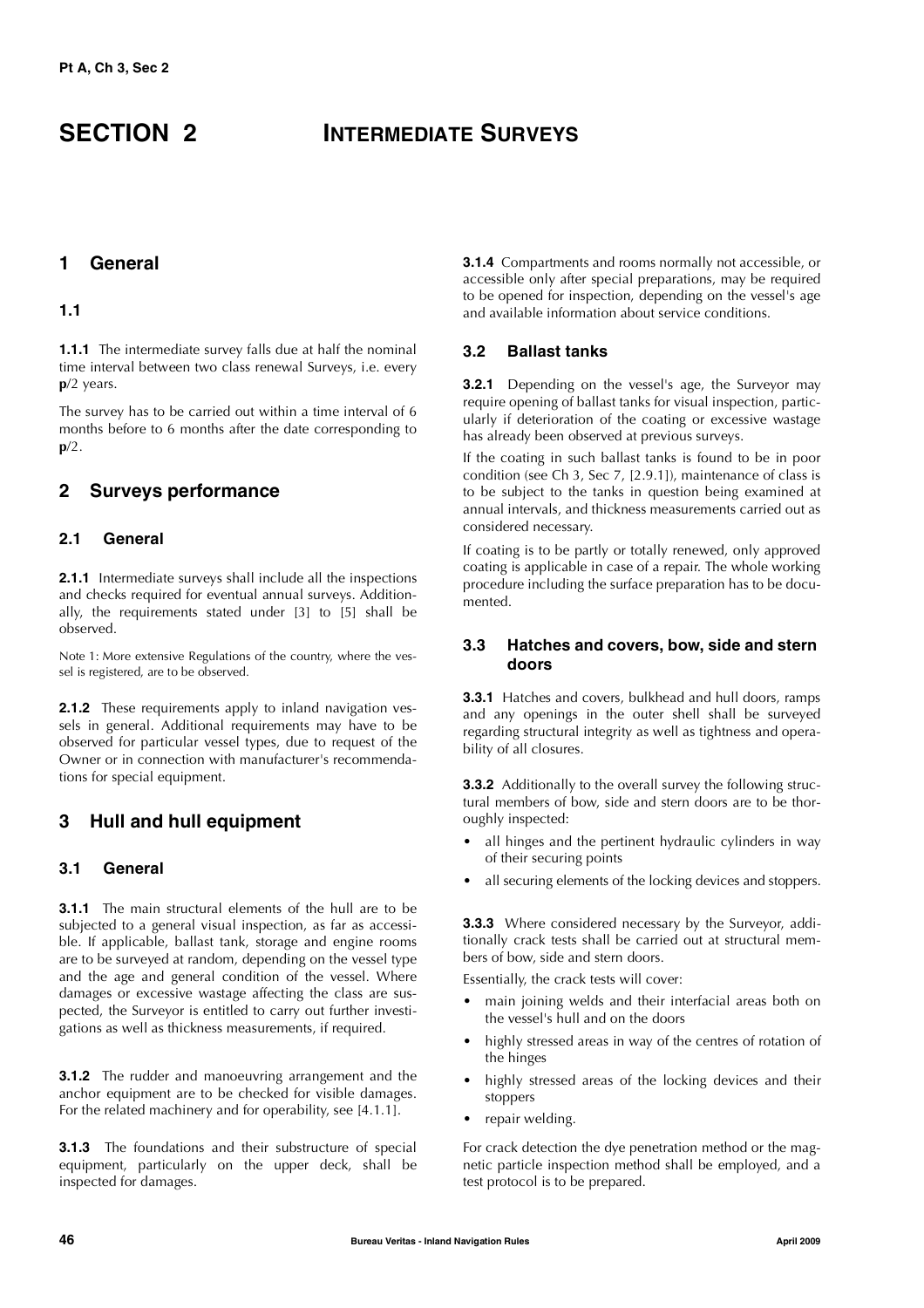# SECTION 2 INTERMEDIATE SURVEYS

## 1 General

### 1.1

**1.1.1** The intermediate survey falls due at half the nominal time interval between two class renewal Surveys, i.e. every **p**/2 years.

The survey has to be carried out within a time interval of 6 months before to 6 months after the date corresponding to **p**/2.

## 2 Surveys performance

### 2.1 General

**2.1.1** Intermediate surveys shall include all the inspections and checks required for eventual annual surveys. Additionally, the requirements stated under [3] to [5] shall be observed.

Note 1: More extensive Regulations of the country, where the vessel is registered, are to be observed.

**2.1.2** These requirements apply to inland navigation vessels in general. Additional requirements may have to be observed for particular vessel types, due to request of the Owner or in connection with manufacturer's recommendations for special equipment.

## 3 Hull and hull equipment

### 3.1 General

**3.1.1** The main structural elements of the hull are to be subjected to a general visual inspection, as far as accessible. If applicable, ballast tank, storage and engine rooms are to be surveyed at random, depending on the vessel type and the age and general condition of the vessel. Where damages or excessive wastage affecting the class are suspected, the Surveyor is entitled to carry out further investigations as well as thickness measurements, if required.

**3.1.2** The rudder and manoeuvring arrangement and the anchor equipment are to be checked for visible damages. For the related machinery and for operability, see [4.1.1].

**3.1.3** The foundations and their substructure of special equipment, particularly on the upper deck, shall be inspected for damages.

**3.1.4** Compartments and rooms normally not accessible, or accessible only after special preparations, may be required to be opened for inspection, depending on the vessel's age and available information about service conditions.

### 3.2 Ballast tanks

**3.2.1** Depending on the vessel's age, the Surveyor may require opening of ballast tanks for visual inspection, particularly if deterioration of the coating or excessive wastage has already been observed at previous surveys.

If the coating in such ballast tanks is found to be in poor condition (see Ch 3, Sec 7, [2.9.1]), maintenance of class is to be subject to the tanks in question being examined at annual intervals, and thickness measurements carried out as considered necessary.

If coating is to be partly or totally renewed, only approved coating is applicable in case of a repair. The whole working procedure including the surface preparation has to be documented.

### 3.3 Hatches and covers, bow, side and stern doors

**3.3.1** Hatches and covers, bulkhead and hull doors, ramps and any openings in the outer shell shall be surveyed regarding structural integrity as well as tightness and operability of all closures.

**3.3.2** Additionally to the overall survey the following structural members of bow, side and stern doors are to be thoroughly inspected:

- all hinges and the pertinent hydraulic cylinders in way of their securing points
- all securing elements of the locking devices and stoppers.

**3.3.3** Where considered necessary by the Surveyor, additionally crack tests shall be carried out at structural members of bow, side and stern doors.

Essentially, the crack tests will cover:

- main joining welds and their interfacial areas both on the vessel's hull and on the doors
- highly stressed areas in way of the centres of rotation of the hinges
- highly stressed areas of the locking devices and their stoppers
- repair welding.

For crack detection the dye penetration method or the magnetic particle inspection method shall be employed, and a test protocol is to be prepared.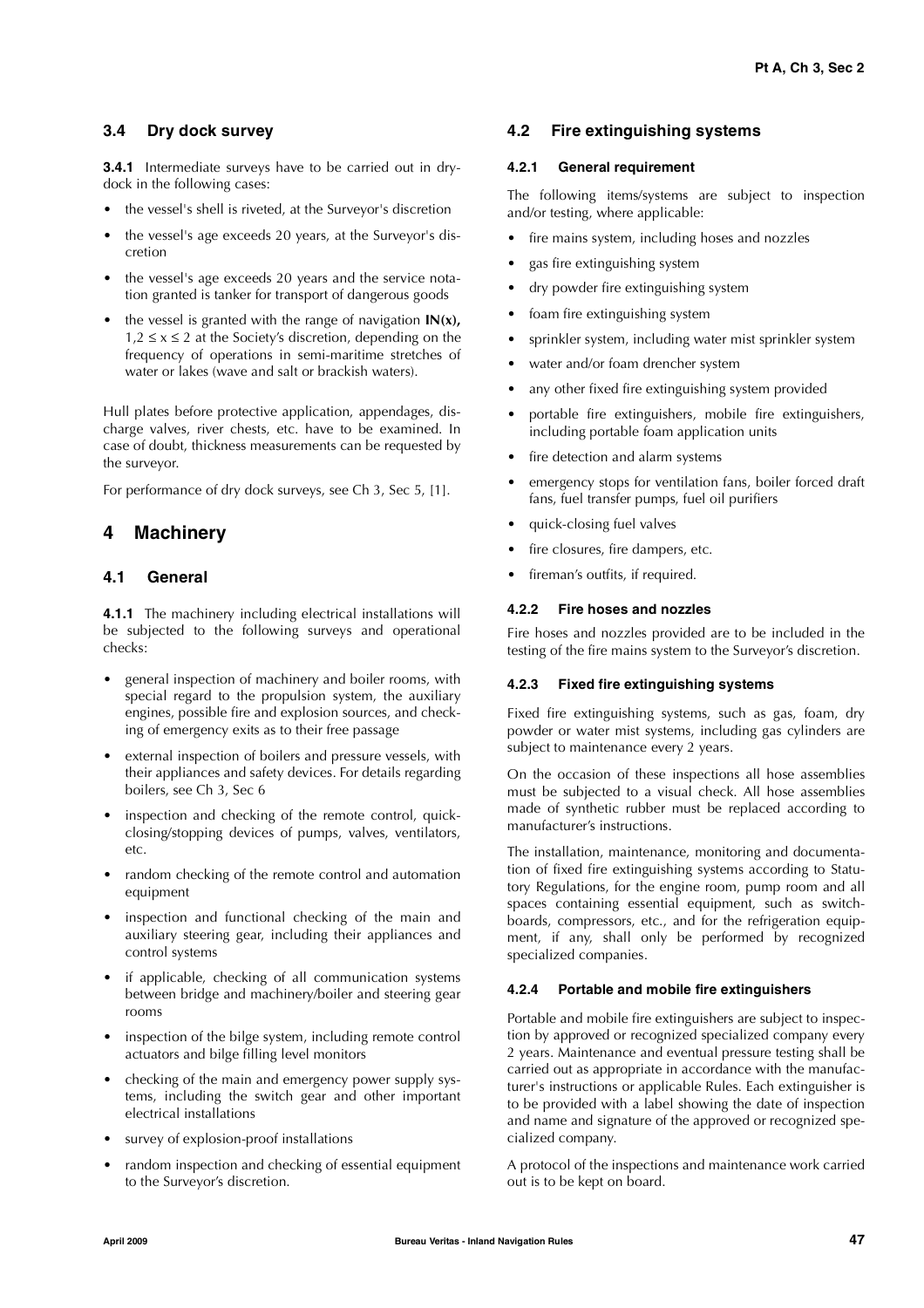### 3.4 Dry dock survey

**3.4.1** Intermediate surveys have to be carried out in drydock in the following cases:

- the vessel's shell is riveted, at the Surveyor's discretion
- the vessel's age exceeds 20 years, at the Surveyor's discretion
- the vessel's age exceeds 20 years and the service notation granted is tanker for transport of dangerous goods
- the vessel is granted with the range of navigation **IN(x),** $1,2 \leq x \leq 2$ at the Society's discretion, depending on the frequency of operations in semi-maritime stretches of water or lakes (wave and salt or brackish waters).

Hull plates before protective application, appendages, discharge valves, river chests, etc. have to be examined. In case of doubt, thickness measurements can be requested by the surveyor.

For performance of dry dock surveys, see Ch 3, Sec 5, [1].

## 4 Machinery

### 4.1 General

**4.1.1** The machinery including electrical installations will be subjected to the following surveys and operational checks:

- general inspection of machinery and boiler rooms, with special regard to the propulsion system, the auxiliary engines, possible fire and explosion sources, and checking of emergency exits as to their free passage
- external inspection of boilers and pressure vessels, with their appliances and safety devices. For details regarding boilers, see Ch 3, Sec 6
- inspection and checking of the remote control, quick-closing/stopping devices of pumps, valves, ventilators, etc.
- random checking of the remote control and automation equipment
- inspection and functional checking of the main and auxiliary steering gear, including their appliances and control systems
- if applicable, checking of all communication systems between bridge and machinery/boiler and steering gear rooms
- inspection of the bilge system, including remote control actuators and bilge filling level monitors
- checking of the main and emergency power supply systems, including the switch gear and other important electrical installations
- survey of explosion-proof installations
- random inspection and checking of essential equipment to the Surveyor's discretion.

### 4.2 Fire extinguishing systems

#### 4.2.1 General requirement

The following items/systems are subject to inspection and/or testing, where applicable:

- fire mains system, including hoses and nozzles
- gas fire extinguishing system
- dry powder fire extinguishing system
- foam fire extinguishing system
- sprinkler system, including water mist sprinkler system
- water and/or foam drencher system
- any other fixed fire extinguishing system provided
- portable fire extinguishers, mobile fire extinguishers, including portable foam application units
- fire detection and alarm systems
- emergency stops for ventilation fans, boiler forced draft fans, fuel transfer pumps, fuel oil purifiers
- quick-closing fuel valves
- fire closures, fire dampers, etc.
- fireman's outfits, if required.

#### 4.2.2 Fire hoses and nozzles

Fire hoses and nozzles provided are to be included in the testing of the fire mains system to the Surveyor's discretion.

#### 4.2.3 Fixed fire extinguishing systems

Fixed fire extinguishing systems, such as gas, foam, dry powder or water mist systems, including gas cylinders are subject to maintenance every 2 years.

On the occasion of these inspections all hose assemblies must be subjected to a visual check. All hose assemblies made of synthetic rubber must be replaced according to manufacturer's instructions.

The installation, maintenance, monitoring and documentation of fixed fire extinguishing systems according to Statutory Regulations, for the engine room, pump room and all spaces containing essential equipment, such as switchboards, compressors, etc., and for the refrigeration equipment, if any, shall only be performed by recognized specialized companies.

#### 4.2.4 Portable and mobile fire extinguishers

Portable and mobile fire extinguishers are subject to inspection by approved or recognized specialized company every 2 years. Maintenance and eventual pressure testing shall be carried out as appropriate in accordance with the manufacturer's instructions or applicable Rules. Each extinguisher is to be provided with a label showing the date of inspection and name and signature of the approved or recognized specialized company.

A protocol of the inspections and maintenance work carried out is to be kept on board.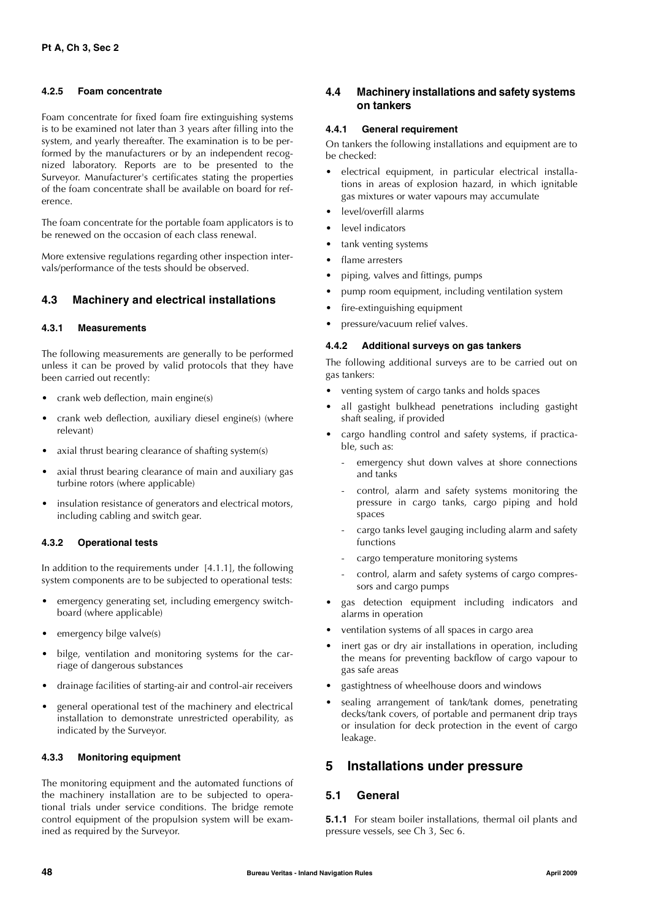#### 4.2.5 Foam concentrate

Foam concentrate for fixed foam fire extinguishing systems is to be examined not later than 3 years after filling into the system, and yearly thereafter. The examination is to be performed by the manufacturers or by an independent recognized laboratory. Reports are to be presented to the Surveyor. Manufacturer's certificates stating the properties of the foam concentrate shall be available on board for reference.

The foam concentrate for the portable foam applicators is to be renewed on the occasion of each class renewal.

More extensive regulations regarding other inspection intervals/performance of the tests should be observed.

### 4.3 Machinery and electrical installations

#### 4.3.1 Measurements

The following measurements are generally to be performed unless it can be proved by valid protocols that they have been carried out recently:

- crank web deflection, main engine(s)
- crank web deflection, auxiliary diesel engine(s) (where relevant)
- axial thrust bearing clearance of shafting system(s)
- axial thrust bearing clearance of main and auxiliary gas turbine rotors (where applicable)
- insulation resistance of generators and electrical motors, including cabling and switch gear.

#### 4.3.2 Operational tests

In addition to the requirements under [4.1.1], the following system components are to be subjected to operational tests:

- emergency generating set, including emergency switchboard (where applicable)
- emergency bilge valve(s)
- bilge, ventilation and monitoring systems for the carriage of dangerous substances
- drainage facilities of starting-air and control-air receivers
- general operational test of the machinery and electrical installation to demonstrate unrestricted operability, as indicated by the Surveyor.

#### 4.3.3 Monitoring equipment

The monitoring equipment and the automated functions of the machinery installation are to be subjected to operational trials under service conditions. The bridge remote control equipment of the propulsion system will be examined as required by the Surveyor.

### 4.4 Machinery installations and safety systems on tankers

#### 4.4.1 General requirement

On tankers the following installations and equipment are to be checked:

- electrical equipment, in particular electrical installations in areas of explosion hazard, in which ignitable gas mixtures or water vapours may accumulate
- level/overfill alarms
- level indicators
- tank venting systems
- flame arresters
- piping, valves and fittings, pumps
- pump room equipment, including ventilation system
- fire-extinguishing equipment
- pressure/vacuum relief valves.

#### 4.4.2 Additional surveys on gas tankers

The following additional surveys are to be carried out on gas tankers:

- venting system of cargo tanks and holds spaces
- all gastight bulkhead penetrations including gastight shaft sealing, if provided
- cargo handling control and safety systems, if practicable, such as:
  - emergency shut down valves at shore connections and tanks
  - control, alarm and safety systems monitoring the pressure in cargo tanks, cargo piping and hold spaces
  - cargo tanks level gauging including alarm and safety functions
  - cargo temperature monitoring systems
  - control, alarm and safety systems of cargo compressors and cargo pumps
- gas detection equipment including indicators and alarms in operation
- ventilation systems of all spaces in cargo area
- inert gas or dry air installations in operation, including the means for preventing backflow of cargo vapour to gas safe areas
- gastightness of wheelhouse doors and windows
- sealing arrangement of tank/tank domes, penetrating decks/tank covers, of portable and permanent drip trays or insulation for deck protection in the event of cargo leakage.

## 5 Installations under pressure

### 5.1 General

**5.1.1** For steam boiler installations, thermal oil plants and pressure vessels, see Ch 3, Sec 6.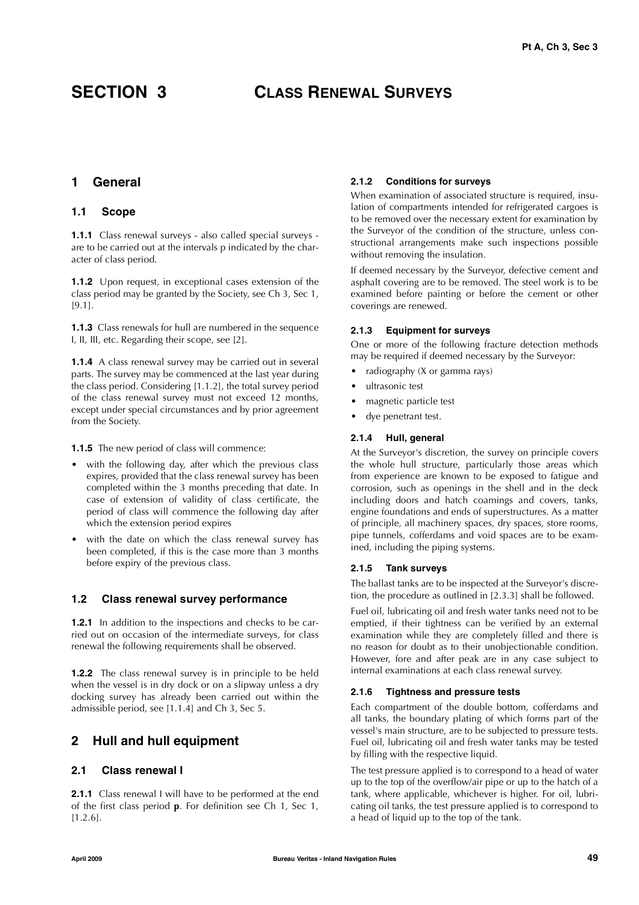# SECTION 3 CLASS RENEWAL SURVEYS

## 1 General

### 1.1 Scope

**1.1.1** Class renewal surveys - also called special surveys - are to be carried out at the intervals p indicated by the character of class period.

**1.1.2** Upon request, in exceptional cases extension of the class period may be granted by the Society, see Ch 3, Sec 1, [9.1].

**1.1.3** Class renewals for hull are numbered in the sequence I, II, III, etc. Regarding their scope, see [2].

**1.1.4** A class renewal survey may be carried out in several parts. The survey may be commenced at the last year during the class period. Considering [1.1.2], the total survey period of the class renewal survey must not exceed 12 months, except under special circumstances and by prior agreement from the Society.

**1.1.5** The new period of class will commence:

- with the following day, after which the previous class expires, provided that the class renewal survey has been completed within the 3 months preceding that date. In case of extension of validity of class certificate, the period of class will commence the following day after which the extension period expires
- with the date on which the class renewal survey has been completed, if this is the case more than 3 months before expiry of the previous class.

### 1.2 Class renewal survey performance

**1.2.1** In addition to the inspections and checks to be carried out on occasion of the intermediate surveys, for class renewal the following requirements shall be observed.

**1.2.2** The class renewal survey is in principle to be held when the vessel is in dry dock or on a slipway unless a dry docking survey has already been carried out within the admissible period, see [1.1.4] and Ch 3, Sec 5.

## 2 Hull and hull equipment

### 2.1 Class renewal I

**2.1.1** Class renewal I will have to be performed at the end of the first class period **p**. For definition see Ch 1, Sec 1, [1.2.6].

#### 2.1.2 Conditions for surveys

When examination of associated structure is required, insulation of compartments intended for refrigerated cargoes is to be removed over the necessary extent for examination by the Surveyor of the condition of the structure, unless constructional arrangements make such inspections possible without removing the insulation.

If deemed necessary by the Surveyor, defective cement and asphalt covering are to be removed. The steel work is to be examined before painting or before the cement or other coverings are renewed.

#### 2.1.3 Equipment for surveys

One or more of the following fracture detection methods may be required if deemed necessary by the Surveyor:

- radiography (X or gamma rays)
- ultrasonic test
- magnetic particle test
- dye penetrant test.

#### 2.1.4 Hull, general

At the Surveyor's discretion, the survey on principle covers the whole hull structure, particularly those areas which from experience are known to be exposed to fatigue and corrosion, such as openings in the shell and in the deck including doors and hatch coamings and covers, tanks, engine foundations and ends of superstructures. As a matter of principle, all machinery spaces, dry spaces, store rooms, pipe tunnels, cofferdams and void spaces are to be examined, including the piping systems.

#### 2.1.5 Tank surveys

The ballast tanks are to be inspected at the Surveyor's discretion, the procedure as outlined in [2.3.3] shall be followed.

Fuel oil, lubricating oil and fresh water tanks need not to be emptied, if their tightness can be verified by an external examination while they are completely filled and there is no reason for doubt as to their unobjectionable condition. However, fore and after peak are in any case subject to internal examinations at each class renewal survey.

#### 2.1.6 Tightness and pressure tests

Each compartment of the double bottom, cofferdams and all tanks, the boundary plating of which forms part of the vessel's main structure, are to be subjected to pressure tests. Fuel oil, lubricating oil and fresh water tanks may be tested by filling with the respective liquid.

The test pressure applied is to correspond to a head of water up to the top of the overflow/air pipe or up to the hatch of a tank, where applicable, whichever is higher. For oil, lubricating oil tanks, the test pressure applied is to correspond to a head of liquid up to the top of the tank.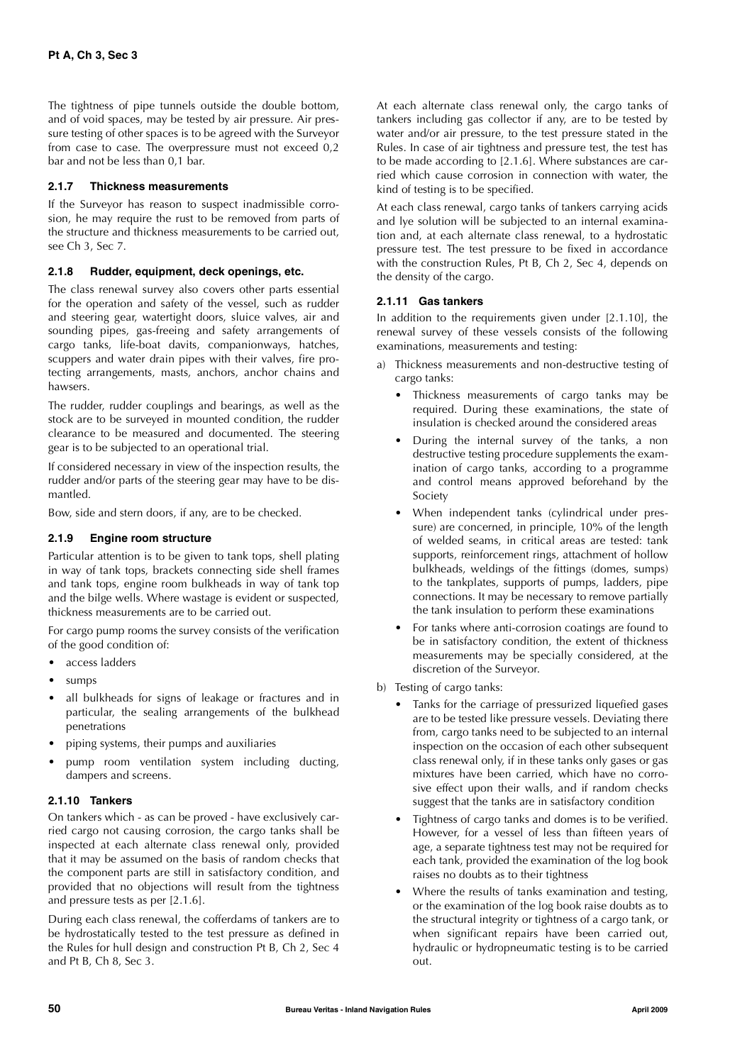The tightness of pipe tunnels outside the double bottom, and of void spaces, may be tested by air pressure. Air pressure testing of other spaces is to be agreed with the Surveyor from case to case. The overpressure must not exceed 0,2 bar and not be less than 0,1 bar.

#### 2.1.7 Thickness measurements

If the Surveyor has reason to suspect inadmissible corrosion, he may require the rust to be removed from parts of the structure and thickness measurements to be carried out, see Ch 3, Sec 7.

#### 2.1.8 Rudder, equipment, deck openings, etc.

The class renewal survey also covers other parts essential for the operation and safety of the vessel, such as rudder and steering gear, watertight doors, sluice valves, air and sounding pipes, gas-freeing and safety arrangements of cargo tanks, life-boat davits, companionways, hatches, scuppers and water drain pipes with their valves, fire protecting arrangements, masts, anchors, anchor chains and hawsers.

The rudder, rudder couplings and bearings, as well as the stock are to be surveyed in mounted condition, the rudder clearance to be measured and documented. The steering gear is to be subjected to an operational trial.

If considered necessary in view of the inspection results, the rudder and/or parts of the steering gear may have to be dismantled.

Bow, side and stern doors, if any, are to be checked.

#### 2.1.9 Engine room structure

Particular attention is to be given to tank tops, shell plating in way of tank tops, brackets connecting side shell frames and tank tops, engine room bulkheads in way of tank top and the bilge wells. Where wastage is evident or suspected, thickness measurements are to be carried out.

For cargo pump rooms the survey consists of the verification of the good condition of:

- access ladders
- sumps
- all bulkheads for signs of leakage or fractures and in particular, the sealing arrangements of the bulkhead penetrations
- piping systems, their pumps and auxiliaries
- pump room ventilation system including ducting, dampers and screens.

#### 2.1.10 Tankers

On tankers which - as can be proved - have exclusively carried cargo not causing corrosion, the cargo tanks shall be inspected at each alternate class renewal only, provided that it may be assumed on the basis of random checks that the component parts are still in satisfactory condition, and provided that no objections will result from the tightness and pressure tests as per [2.1.6].

During each class renewal, the cofferdams of tankers are to be hydrostatically tested to the test pressure as defined in the Rules for hull design and construction Pt B, Ch 2, Sec 4 and Pt B, Ch 8, Sec 3.

At each alternate class renewal only, the cargo tanks of tankers including gas collector if any, are to be tested by water and/or air pressure, to the test pressure stated in the Rules. In case of air tightness and pressure test, the test has to be made according to [2.1.6]. Where substances are carried which cause corrosion in connection with water, the kind of testing is to be specified.

At each class renewal, cargo tanks of tankers carrying acids and lye solution will be subjected to an internal examination and, at each alternate class renewal, to a hydrostatic pressure test. The test pressure to be fixed in accordance with the construction Rules, Pt B, Ch 2, Sec 4, depends on the density of the cargo.

#### 2.1.11 Gas tankers

In addition to the requirements given under [2.1.10], the renewal survey of these vessels consists of the following examinations, measurements and testing:

a) Thickness measurements and non-destructive testing of cargo tanks:
   - Thickness measurements of cargo tanks may be required. During these examinations, the state of insulation is checked around the considered areas
   - During the internal survey of the tanks, a non destructive testing procedure supplements the examination of cargo tanks, according to a programme and control means approved beforehand by the Society
   - When independent tanks (cylindrical under pressure) are concerned, in principle, 10% of the length of welded seams, in critical areas are tested: tank supports, reinforcement rings, attachment of hollow bulkheads, weldings of the fittings (domes, sumps) to the tankplates, supports of pumps, ladders, pipe connections. It may be necessary to remove partially the tank insulation to perform these examinations
   - For tanks where anti-corrosion coatings are found to be in satisfactory condition, the extent of thickness measurements may be specially considered, at the discretion of the Surveyor.

b) Testing of cargo tanks:
   - Tanks for the carriage of pressurized liquefied gases are to be tested like pressure vessels. Deviating there from, cargo tanks need to be subjected to an internal inspection on the occasion of each other subsequent class renewal only, if in these tanks only gases or gas mixtures have been carried, which have no corrosive effect upon their walls, and if random checks suggest that the tanks are in satisfactory condition
   - Tightness of cargo tanks and domes is to be verified. However, for a vessel of less than fifteen years of age, a separate tightness test may not be required for each tank, provided the examination of the log book raises no doubts as to their tightness
   - Where the results of tanks examination and testing, or the examination of the log book raise doubts as to the structural integrity or tightness of a cargo tank, or when significant repairs have been carried out, hydraulic or hydropneumatic testing is to be carried out.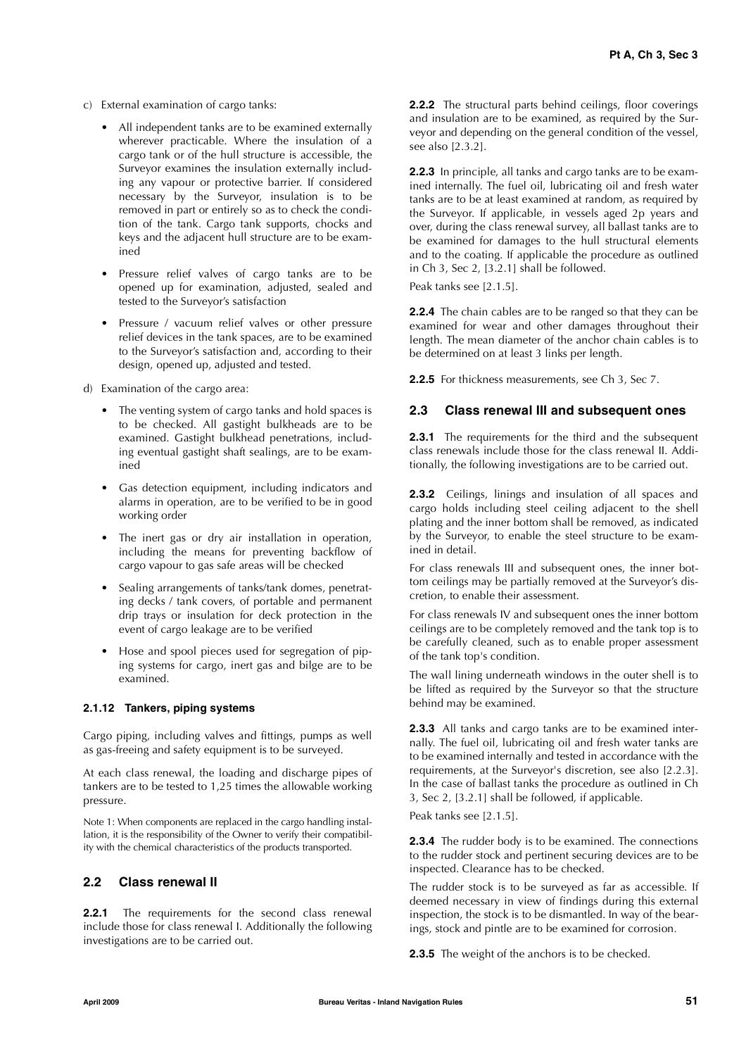c) External examination of cargo tanks:

- All independent tanks are to be examined externally wherever practicable. Where the insulation of a cargo tank or of the hull structure is accessible, the Surveyor examines the insulation externally including any vapour or protective barrier. If considered necessary by the Surveyor, insulation is to be removed in part or entirely so as to check the condition of the tank. Cargo tank supports, chocks and keys and the adjacent hull structure are to be examined
- Pressure relief valves of cargo tanks are to be opened up for examination, adjusted, sealed and tested to the Surveyor's satisfaction
- Pressure / vacuum relief valves or other pressure relief devices in the tank spaces, are to be examined to the Surveyor's satisfaction and, according to their design, opened up, adjusted and tested.

d) Examination of the cargo area:

- The venting system of cargo tanks and hold spaces is to be checked. All gastight bulkheads are to be examined. Gastight bulkhead penetrations, including eventual gastight shaft sealings, are to be examined
- Gas detection equipment, including indicators and alarms in operation, are to be verified to be in good working order
- The inert gas or dry air installation in operation, including the means for preventing backflow of cargo vapour to gas safe areas will be checked
- Sealing arrangements of tanks/tank domes, penetrating decks / tank covers, of portable and permanent drip trays or insulation for deck protection in the event of cargo leakage are to be verified
- Hose and spool pieces used for segregation of piping systems for cargo, inert gas and bilge are to be examined.

#### 2.1.12 Tankers, piping systems

Cargo piping, including valves and fittings, pumps as well as gas-freeing and safety equipment is to be surveyed.

At each class renewal, the loading and discharge pipes of tankers are to be tested to 1,25 times the allowable working pressure.

Note 1: When components are replaced in the cargo handling installation, it is the responsibility of the Owner to verify their compatibility with the chemical characteristics of the products transported.

### 2.2 Class renewal II

**2.2.1** The requirements for the second class renewal include those for class renewal I. Additionally the following investigations are to be carried out.

**2.2.2** The structural parts behind ceilings, floor coverings and insulation are to be examined, as required by the Surveyor and depending on the general condition of the vessel, see also [2.3.2].

**2.2.3** In principle, all tanks and cargo tanks are to be examined internally. The fuel oil, lubricating oil and fresh water tanks are to be at least examined at random, as required by the Surveyor. If applicable, in vessels aged 2p years and over, during the class renewal survey, all ballast tanks are to be examined for damages to the hull structural elements and to the coating. If applicable the procedure as outlined in Ch 3, Sec 2, [3.2.1] shall be followed.

Peak tanks see [2.1.5].

**2.2.4** The chain cables are to be ranged so that they can be examined for wear and other damages throughout their length. The mean diameter of the anchor chain cables is to be determined on at least 3 links per length.

**2.2.5** For thickness measurements, see Ch 3, Sec 7.

### 2.3 Class renewal III and subsequent ones

**2.3.1** The requirements for the third and the subsequent class renewals include those for the class renewal II. Additionally, the following investigations are to be carried out.

**2.3.2** Ceilings, linings and insulation of all spaces and cargo holds including steel ceiling adjacent to the shell plating and the inner bottom shall be removed, as indicated by the Surveyor, to enable the steel structure to be examined in detail.

For class renewals III and subsequent ones, the inner bottom ceilings may be partially removed at the Surveyor's discretion, to enable their assessment.

For class renewals IV and subsequent ones the inner bottom ceilings are to be completely removed and the tank top is to be carefully cleaned, such as to enable proper assessment of the tank top's condition.

The wall lining underneath windows in the outer shell is to be lifted as required by the Surveyor so that the structure behind may be examined.

**2.3.3** All tanks and cargo tanks are to be examined internally. The fuel oil, lubricating oil and fresh water tanks are to be examined internally and tested in accordance with the requirements, at the Surveyor's discretion, see also [2.2.3]. In the case of ballast tanks the procedure as outlined in Ch 3, Sec 2, [3.2.1] shall be followed, if applicable.

Peak tanks see [2.1.5].

**2.3.4** The rudder body is to be examined. The connections to the rudder stock and pertinent securing devices are to be inspected. Clearance has to be checked.

The rudder stock is to be surveyed as far as accessible. If deemed necessary in view of findings during this external inspection, the stock is to be dismantled. In way of the bearings, stock and pintle are to be examined for corrosion.

**2.3.5** The weight of the anchors is to be checked.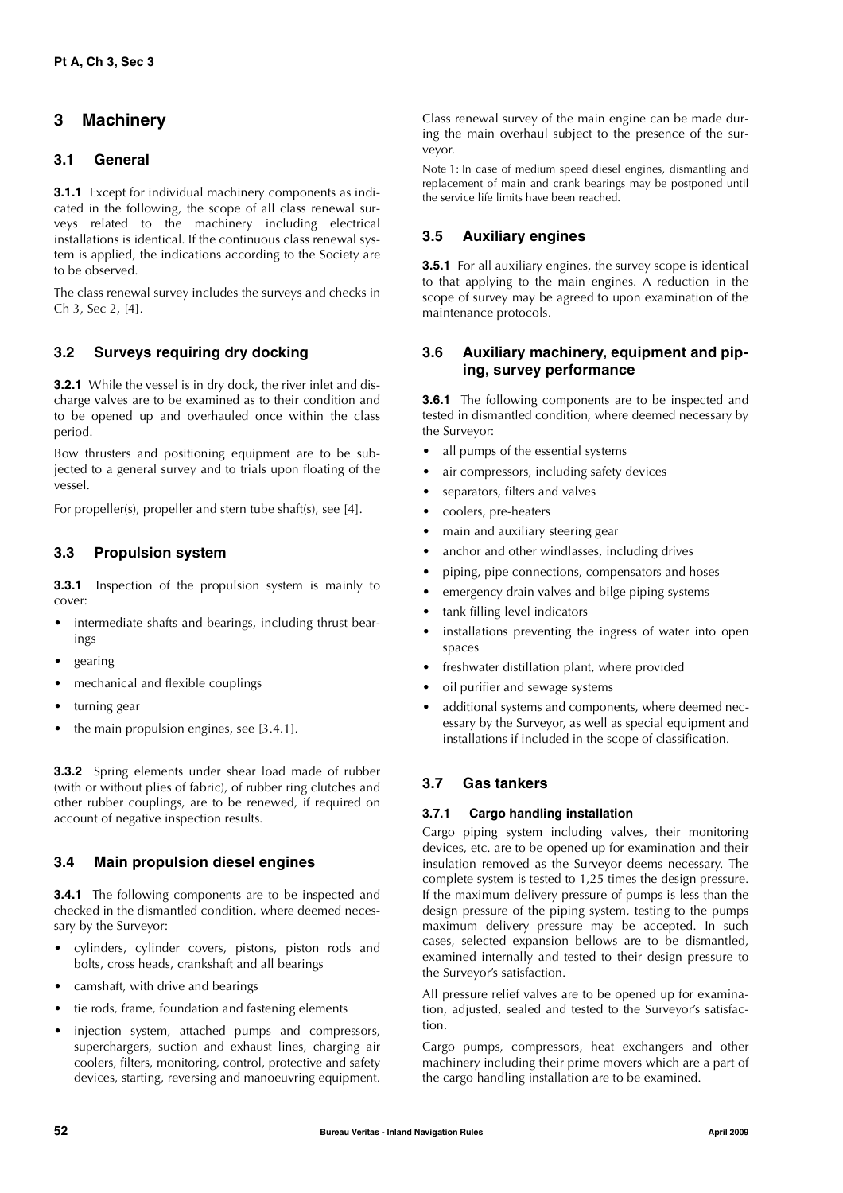## 3 Machinery

### 3.1 General

**3.1.1** Except for individual machinery components as indicated in the following, the scope of all class renewal surveys related to the machinery including electrical installations is identical. If the continuous class renewal system is applied, the indications according to the Society are to be observed.

The class renewal survey includes the surveys and checks in Ch 3, Sec 2, [4].

### 3.2 Surveys requiring dry docking

**3.2.1** While the vessel is in dry dock, the river inlet and discharge valves are to be examined as to their condition and to be opened up and overhauled once within the class period.

Bow thrusters and positioning equipment are to be subjected to a general survey and to trials upon floating of the vessel.

For propeller(s), propeller and stern tube shaft(s), see [4].

### 3.3 Propulsion system

**3.3.1** Inspection of the propulsion system is mainly to cover:

- intermediate shafts and bearings, including thrust bearings
- gearing
- mechanical and flexible couplings
- turning gear
- the main propulsion engines, see [3.4.1].

**3.3.2** Spring elements under shear load made of rubber (with or without plies of fabric), of rubber ring clutches and other rubber couplings, are to be renewed, if required on account of negative inspection results.

### 3.4 Main propulsion diesel engines

**3.4.1** The following components are to be inspected and checked in the dismantled condition, where deemed necessary by the Surveyor:

- cylinders, cylinder covers, pistons, piston rods and bolts, cross heads, crankshaft and all bearings
- camshaft, with drive and bearings
- tie rods, frame, foundation and fastening elements
- injection system, attached pumps and compressors, superchargers, suction and exhaust lines, charging air coolers, filters, monitoring, control, protective and safety devices, starting, reversing and manoeuvring equipment.

Class renewal survey of the main engine can be made during the main overhaul subject to the presence of the surveyor.

Note 1: In case of medium speed diesel engines, dismantling and replacement of main and crank bearings may be postponed until the service life limits have been reached.

### 3.5 Auxiliary engines

**3.5.1** For all auxiliary engines, the survey scope is identical to that applying to the main engines. A reduction in the scope of survey may be agreed to upon examination of the maintenance protocols.

### 3.6 Auxiliary machinery, equipment and piping, survey performance

**3.6.1** The following components are to be inspected and tested in dismantled condition, where deemed necessary by the Surveyor:

- all pumps of the essential systems
- air compressors, including safety devices
- separators, filters and valves
- coolers, pre-heaters
- main and auxiliary steering gear
- anchor and other windlasses, including drives
- piping, pipe connections, compensators and hoses
- emergency drain valves and bilge piping systems
- tank filling level indicators
- installations preventing the ingress of water into open spaces
- freshwater distillation plant, where provided
- oil purifier and sewage systems
- additional systems and components, where deemed necessary by the Surveyor, as well as special equipment and installations if included in the scope of classification.

### 3.7 Gas tankers

#### 3.7.1 Cargo handling installation

Cargo piping system including valves, their monitoring devices, etc. are to be opened up for examination and their insulation removed as the Surveyor deems necessary. The complete system is tested to 1,25 times the design pressure. If the maximum delivery pressure of pumps is less than the design pressure of the piping system, testing to the pumps maximum delivery pressure may be accepted. In such cases, selected expansion bellows are to be dismantled, examined internally and tested to their design pressure to the Surveyor's satisfaction.

All pressure relief valves are to be opened up for examination, adjusted, sealed and tested to the Surveyor's satisfaction.

Cargo pumps, compressors, heat exchangers and other machinery including their prime movers which are a part of the cargo handling installation are to be examined.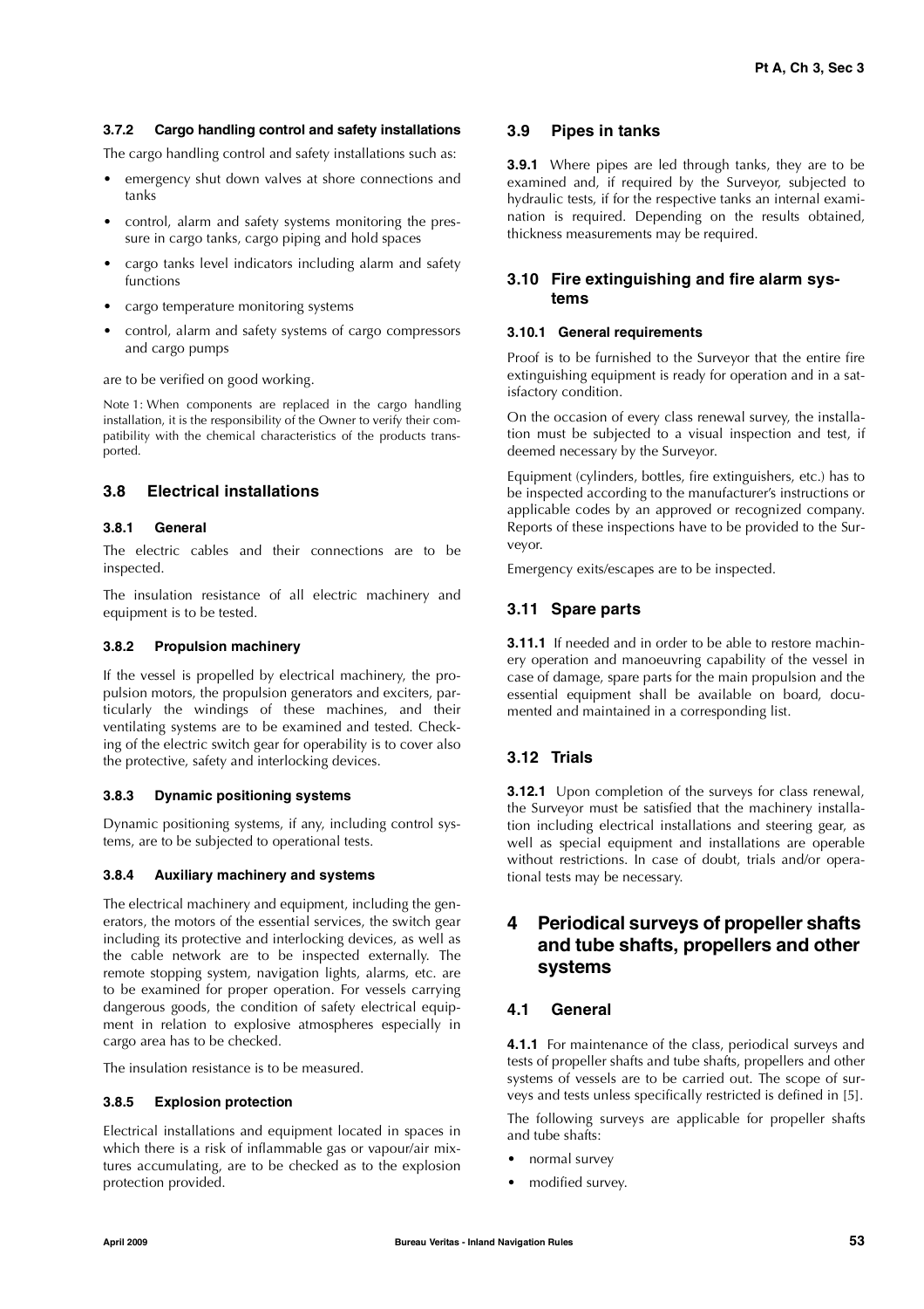#### 3.7.2 Cargo handling control and safety installations

The cargo handling control and safety installations such as:

- emergency shut down valves at shore connections and tanks
- control, alarm and safety systems monitoring the pressure in cargo tanks, cargo piping and hold spaces
- cargo tanks level indicators including alarm and safety functions
- cargo temperature monitoring systems
- control, alarm and safety systems of cargo compressors and cargo pumps

are to be verified on good working.

Note 1: When components are replaced in the cargo handling installation, it is the responsibility of the Owner to verify their compatibility with the chemical characteristics of the products transported.

### 3.8 Electrical installations

#### 3.8.1 General

The electric cables and their connections are to be inspected.

The insulation resistance of all electric machinery and equipment is to be tested.

#### 3.8.2 Propulsion machinery

If the vessel is propelled by electrical machinery, the propulsion motors, the propulsion generators and exciters, particularly the windings of these machines, and their ventilating systems are to be examined and tested. Checking of the electric switch gear for operability is to cover also the protective, safety and interlocking devices.

#### 3.8.3 Dynamic positioning systems

Dynamic positioning systems, if any, including control systems, are to be subjected to operational tests.

#### 3.8.4 Auxiliary machinery and systems

The electrical machinery and equipment, including the generators, the motors of the essential services, the switch gear including its protective and interlocking devices, as well as the cable network are to be inspected externally. The remote stopping system, navigation lights, alarms, etc. are to be examined for proper operation. For vessels carrying dangerous goods, the condition of safety electrical equipment in relation to explosive atmospheres especially in cargo area has to be checked.

The insulation resistance is to be measured.

#### 3.8.5 Explosion protection

Electrical installations and equipment located in spaces in which there is a risk of inflammable gas or vapour/air mixtures accumulating, are to be checked as to the explosion protection provided.

### 3.9 Pipes in tanks

**3.9.1** Where pipes are led through tanks, they are to be examined and, if required by the Surveyor, subjected to hydraulic tests, if for the respective tanks an internal examination is required. Depending on the results obtained, thickness measurements may be required.

### 3.10 Fire extinguishing and fire alarm systems

#### 3.10.1 General requirements

Proof is to be furnished to the Surveyor that the entire fire extinguishing equipment is ready for operation and in a satisfactory condition.

On the occasion of every class renewal survey, the installation must be subjected to a visual inspection and test, if deemed necessary by the Surveyor.

Equipment (cylinders, bottles, fire extinguishers, etc.) has to be inspected according to the manufacturer's instructions or applicable codes by an approved or recognized company. Reports of these inspections have to be provided to the Surveyor.

Emergency exits/escapes are to be inspected.

### 3.11 Spare parts

**3.11.1** If needed and in order to be able to restore machinery operation and manoeuvring capability of the vessel in case of damage, spare parts for the main propulsion and the essential equipment shall be available on board, documented and maintained in a corresponding list.

### 3.12 Trials

**3.12.1** Upon completion of the surveys for class renewal, the Surveyor must be satisfied that the machinery installation including electrical installations and steering gear, as well as special equipment and installations are operable without restrictions. In case of doubt, trials and/or operational tests may be necessary.

## 4 Periodical surveys of propeller shafts and tube shafts, propellers and other systems

### 4.1 General

**4.1.1** For maintenance of the class, periodical surveys and tests of propeller shafts and tube shafts, propellers and other systems of vessels are to be carried out. The scope of surveys and tests unless specifically restricted is defined in [5].

The following surveys are applicable for propeller shafts and tube shafts:

- normal survey
- modified survey.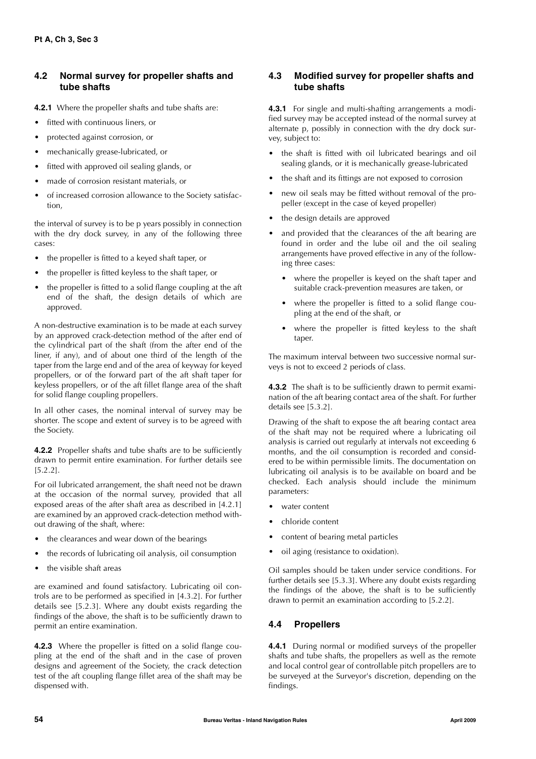### 4.2 Normal survey for propeller shafts and tube shafts

**4.2.1** Where the propeller shafts and tube shafts are:

- fitted with continuous liners, or
- protected against corrosion, or
- mechanically grease-lubricated, or
- fitted with approved oil sealing glands, or
- made of corrosion resistant materials, or
- of increased corrosion allowance to the Society satisfaction,

the interval of survey is to be p years possibly in connection with the dry dock survey, in any of the following three cases:

- the propeller is fitted to a keyed shaft taper, or
- the propeller is fitted keyless to the shaft taper, or
- the propeller is fitted to a solid flange coupling at the aft end of the shaft, the design details of which are approved.

A non-destructive examination is to be made at each survey by an approved crack-detection method of the after end of the cylindrical part of the shaft (from the after end of the liner, if any), and of about one third of the length of the taper from the large end and of the area of keyway for keyed propellers, or of the forward part of the aft shaft taper for keyless propellers, or of the aft fillet flange area of the shaft for solid flange coupling propellers.

In all other cases, the nominal interval of survey may be shorter. The scope and extent of survey is to be agreed with the Society.

**4.2.2** Propeller shafts and tube shafts are to be sufficiently drawn to permit entire examination. For further details see [5.2.2].

For oil lubricated arrangement, the shaft need not be drawn at the occasion of the normal survey, provided that all exposed areas of the after shaft area as described in [4.2.1] are examined by an approved crack-detection method without drawing of the shaft, where:

- the clearances and wear down of the bearings
- the records of lubricating oil analysis, oil consumption
- the visible shaft areas

are examined and found satisfactory. Lubricating oil controls are to be performed as specified in [4.3.2]. For further details see [5.2.3]. Where any doubt exists regarding the findings of the above, the shaft is to be sufficiently drawn to permit an entire examination.

**4.2.3** Where the propeller is fitted on a solid flange coupling at the end of the shaft and in the case of proven designs and agreement of the Society, the crack detection test of the aft coupling flange fillet area of the shaft may be dispensed with.

### 4.3 Modified survey for propeller shafts and tube shafts

**4.3.1** For single and multi-shafting arrangements a modified survey may be accepted instead of the normal survey at alternate p, possibly in connection with the dry dock survey, subject to:

- the shaft is fitted with oil lubricated bearings and oil sealing glands, or it is mechanically grease-lubricated
- the shaft and its fittings are not exposed to corrosion
- new oil seals may be fitted without removal of the propeller (except in the case of keyed propeller)
- the design details are approved
- and provided that the clearances of the aft bearing are found in order and the lube oil and the oil sealing arrangements have proved effective in any of the following three cases:
  - where the propeller is keyed on the shaft taper and suitable crack-prevention measures are taken, or
  - where the propeller is fitted to a solid flange coupling at the end of the shaft, or
  - where the propeller is fitted keyless to the shaft taper.

The maximum interval between two successive normal surveys is not to exceed 2 periods of class.

**4.3.2** The shaft is to be sufficiently drawn to permit examination of the aft bearing contact area of the shaft. For further details see [5.3.2].

Drawing of the shaft to expose the aft bearing contact area of the shaft may not be required where a lubricating oil analysis is carried out regularly at intervals not exceeding 6 months, and the oil consumption is recorded and considered to be within permissible limits. The documentation on lubricating oil analysis is to be available on board and be checked. Each analysis should include the minimum parameters:

- water content
- chloride content
- content of bearing metal particles
- oil aging (resistance to oxidation).

Oil samples should be taken under service conditions. For further details see [5.3.3]. Where any doubt exists regarding the findings of the above, the shaft is to be sufficiently drawn to permit an examination according to [5.2.2].

### 4.4 Propellers

**4.4.1** During normal or modified surveys of the propeller shafts and tube shafts, the propellers as well as the remote and local control gear of controllable pitch propellers are to be surveyed at the Surveyor's discretion, depending on the findings.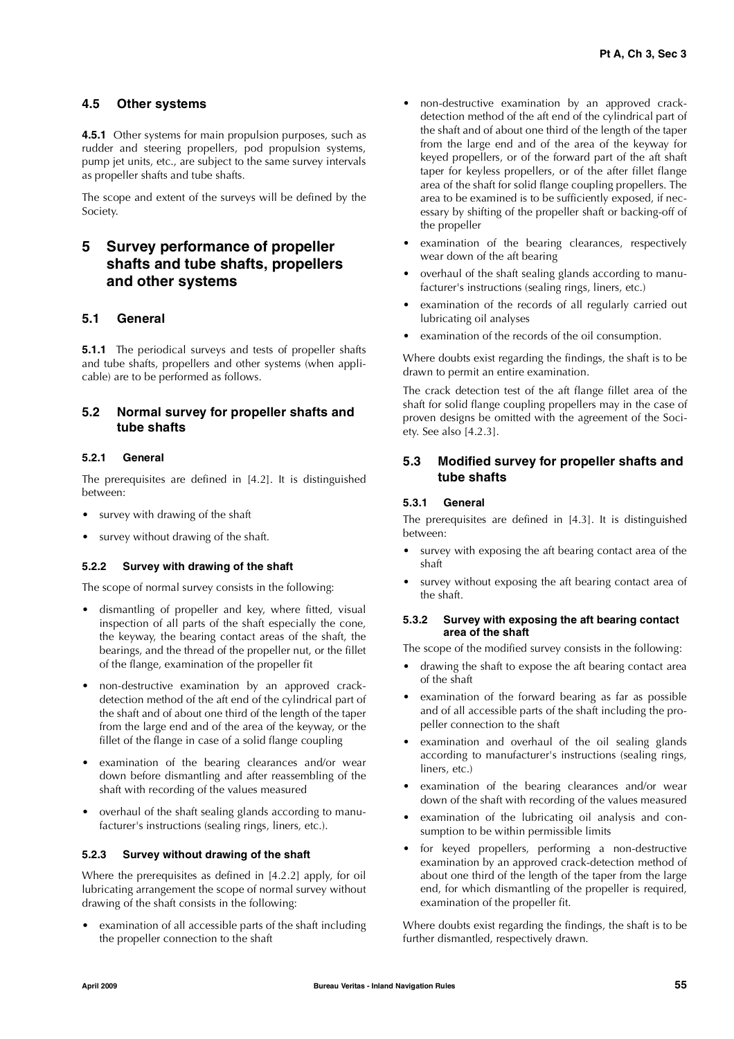### 4.5 Other systems

**4.5.1** Other systems for main propulsion purposes, such as rudder and steering propellers, pod propulsion systems, pump jet units, etc., are subject to the same survey intervals as propeller shafts and tube shafts.

The scope and extent of the surveys will be defined by the Society.

## 5 Survey performance of propeller shafts and tube shafts, propellers and other systems

### 5.1 General

**5.1.1** The periodical surveys and tests of propeller shafts and tube shafts, propellers and other systems (when applicable) are to be performed as follows.

### 5.2 Normal survey for propeller shafts and tube shafts

#### 5.2.1 General

The prerequisites are defined in [4.2]. It is distinguished between:

- survey with drawing of the shaft
- survey without drawing of the shaft.

#### 5.2.2 Survey with drawing of the shaft

The scope of normal survey consists in the following:

- dismantling of propeller and key, where fitted, visual inspection of all parts of the shaft especially the cone, the keyway, the bearing contact areas of the shaft, the bearings, and the thread of the propeller nut, or the fillet of the flange, examination of the propeller fit
- non-destructive examination by an approved crack-detection method of the aft end of the cylindrical part of the shaft and of about one third of the length of the taper from the large end and of the area of the keyway, or the fillet of the flange in case of a solid flange coupling
- examination of the bearing clearances and/or wear down before dismantling and after reassembling of the shaft with recording of the values measured
- overhaul of the shaft sealing glands according to manufacturer's instructions (sealing rings, liners, etc.).

#### 5.2.3 Survey without drawing of the shaft

Where the prerequisites as defined in [4.2.2] apply, for oil lubricating arrangement the scope of normal survey without drawing of the shaft consists in the following:

- examination of all accessible parts of the shaft including the propeller connection to the shaft
- non-destructive examination by an approved crack-detection method of the aft end of the cylindrical part of the shaft and of about one third of the length of the taper from the large end and of the area of the keyway for keyed propellers, or of the forward part of the aft shaft taper for keyless propellers, or of the after fillet flange area of the shaft for solid flange coupling propellers. The area to be examined is to be sufficiently exposed, if necessary by shifting of the propeller shaft or backing-off of the propeller
- examination of the bearing clearances, respectively wear down of the aft bearing
- overhaul of the shaft sealing glands according to manufacturer's instructions (sealing rings, liners, etc.)
- examination of the records of all regularly carried out lubricating oil analyses
- examination of the records of the oil consumption.

Where doubts exist regarding the findings, the shaft is to be drawn to permit an entire examination.

The crack detection test of the aft flange fillet area of the shaft for solid flange coupling propellers may in the case of proven designs be omitted with the agreement of the Society. See also [4.2.3].

### 5.3 Modified survey for propeller shafts and tube shafts

#### 5.3.1 General

The prerequisites are defined in [4.3]. It is distinguished between:

- survey with exposing the aft bearing contact area of the shaft
- survey without exposing the aft bearing contact area of the shaft.

#### 5.3.2 Survey with exposing the aft bearing contact area of the shaft

The scope of the modified survey consists in the following:

- drawing the shaft to expose the aft bearing contact area of the shaft
- examination of the forward bearing as far as possible and of all accessible parts of the shaft including the propeller connection to the shaft
- examination and overhaul of the oil sealing glands according to manufacturer's instructions (sealing rings, liners, etc.)
- examination of the bearing clearances and/or wear down of the shaft with recording of the values measured
- examination of the lubricating oil analysis and consumption to be within permissible limits
- for keyed propellers, performing a non-destructive examination by an approved crack-detection method of about one third of the length of the taper from the large end, for which dismantling of the propeller is required, examination of the propeller fit.

Where doubts exist regarding the findings, the shaft is to be further dismantled, respectively drawn.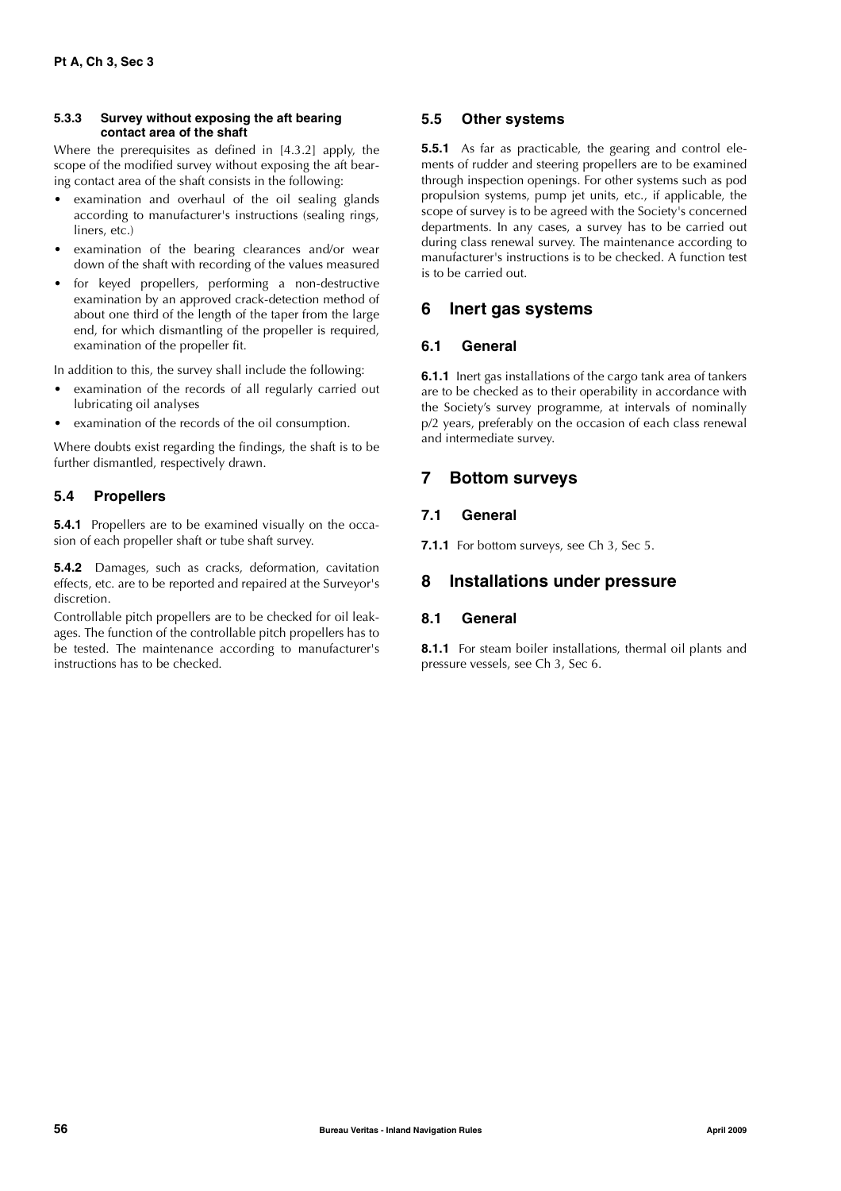#### 5.3.3 Survey without exposing the aft bearing contact area of the shaft

Where the prerequisites as defined in [4.3.2] apply, the scope of the modified survey without exposing the aft bearing contact area of the shaft consists in the following:

- examination and overhaul of the oil sealing glands according to manufacturer's instructions (sealing rings, liners, etc.)
- examination of the bearing clearances and/or wear down of the shaft with recording of the values measured
- for keyed propellers, performing a non-destructive examination by an approved crack-detection method of about one third of the length of the taper from the large end, for which dismantling of the propeller is required, examination of the propeller fit.

In addition to this, the survey shall include the following:

- examination of the records of all regularly carried out lubricating oil analyses
- examination of the records of the oil consumption.

Where doubts exist regarding the findings, the shaft is to be further dismantled, respectively drawn.

### 5.4 Propellers

**5.4.1** Propellers are to be examined visually on the occasion of each propeller shaft or tube shaft survey.

**5.4.2** Damages, such as cracks, deformation, cavitation effects, etc. are to be reported and repaired at the Surveyor's discretion.

Controllable pitch propellers are to be checked for oil leakages. The function of the controllable pitch propellers has to be tested. The maintenance according to manufacturer's instructions has to be checked.

### 5.5 Other systems

**5.5.1** As far as practicable, the gearing and control elements of rudder and steering propellers are to be examined through inspection openings. For other systems such as pod propulsion systems, pump jet units, etc., if applicable, the scope of survey is to be agreed with the Society's concerned departments. In any cases, a survey has to be carried out during class renewal survey. The maintenance according to manufacturer's instructions is to be checked. A function test is to be carried out.

## 6 Inert gas systems

### 6.1 General

**6.1.1** Inert gas installations of the cargo tank area of tankers are to be checked as to their operability in accordance with the Society's survey programme, at intervals of nominally p/2 years, preferably on the occasion of each class renewal and intermediate survey.

## 7 Bottom surveys

### 7.1 General

**7.1.1** For bottom surveys, see Ch 3, Sec 5.

## 8 Installations under pressure

### 8.1 General

**8.1.1** For steam boiler installations, thermal oil plants and pressure vessels, see Ch 3, Sec 6.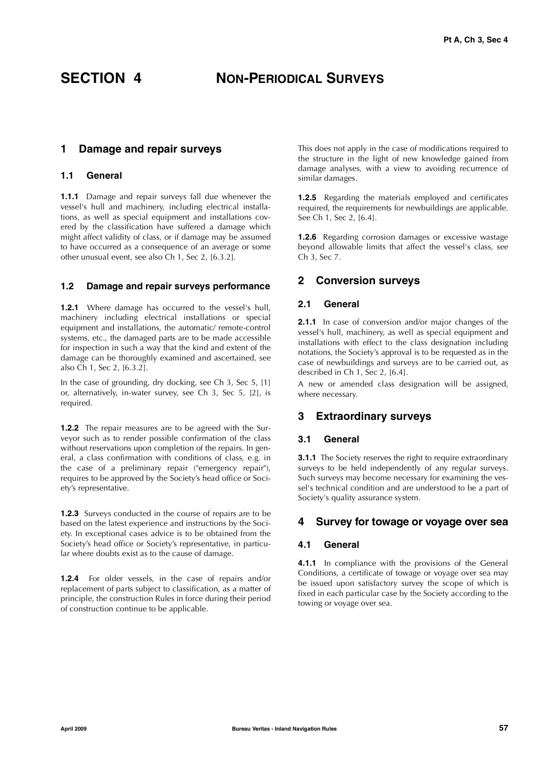# SECTION 4 NON-PERIODICAL SURVEYS

## 1 Damage and repair surveys

### 1.1 General

**1.1.1** Damage and repair surveys fall due whenever the vessel's hull and machinery, including electrical installations, as well as special equipment and installations covered by the classification have suffered a damage which might affect validity of class, or if damage may be assumed to have occurred as a consequence of an average or some other unusual event, see also Ch 1, Sec 2, [6.3.2].

### 1.2 Damage and repair surveys performance

**1.2.1** Where damage has occurred to the vessel's hull, machinery including electrical installations or special equipment and installations, the automatic/ remote-control systems, etc., the damaged parts are to be made accessible for inspection in such a way that the kind and extent of the damage can be thoroughly examined and ascertained, see also Ch 1, Sec 2, [6.3.2].

In the case of grounding, dry docking, see Ch 3, Sec 5, [1] or, alternatively, in-water survey, see Ch 3, Sec 5, [2], is required.

**1.2.2** The repair measures are to be agreed with the Surveyor such as to render possible confirmation of the class without reservations upon completion of the repairs. In general, a class confirmation with conditions of class, e.g. in the case of a preliminary repair ("emergency repair"), requires to be approved by the Society's head office or Society's representative.

**1.2.3** Surveys conducted in the course of repairs are to be based on the latest experience and instructions by the Society. In exceptional cases advice is to be obtained from the Society's head office or Society's representative, in particular where doubts exist as to the cause of damage.

**1.2.4** For older vessels, in the case of repairs and/or replacement of parts subject to classification, as a matter of principle, the construction Rules in force during their period of construction continue to be applicable.

This does not apply in the case of modifications required to the structure in the light of new knowledge gained from damage analyses, with a view to avoiding recurrence of similar damages.

**1.2.5** Regarding the materials employed and certificates required, the requirements for newbuildings are applicable. See Ch 1, Sec 2, [6.4].

**1.2.6** Regarding corrosion damages or excessive wastage beyond allowable limits that affect the vessel's class, see Ch 3, Sec 7.

## 2 Conversion surveys

### 2.1 General

**2.1.1** In case of conversion and/or major changes of the vessel's hull, machinery, as well as special equipment and installations with effect to the class designation including notations, the Society's approval is to be requested as in the case of newbuildings and surveys are to be carried out, as described in Ch 1, Sec 2, [6.4].

A new or amended class designation will be assigned, where necessary.

## 3 Extraordinary surveys

### 3.1 General

**3.1.1** The Society reserves the right to require extraordinary surveys to be held independently of any regular surveys. Such surveys may become necessary for examining the vessel's technical condition and are understood to be a part of Society's quality assurance system.

## 4 Survey for towage or voyage over sea

### 4.1 General

**4.1.1** In compliance with the provisions of the General Conditions, a certificate of towage or voyage over sea may be issued upon satisfactory survey the scope of which is fixed in each particular case by the Society according to the towing or voyage over sea.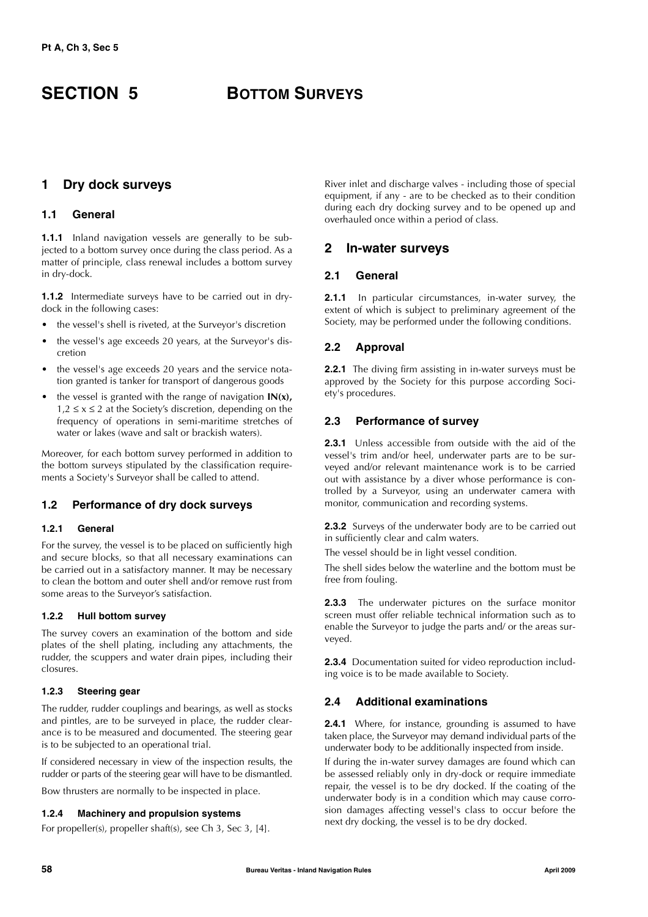# SECTION 5 BOTTOM SURVEYS

## 1 Dry dock surveys

### 1.1 General

**1.1.1** Inland navigation vessels are generally to be subjected to a bottom survey once during the class period. As a matter of principle, class renewal includes a bottom survey in dry-dock.

**1.1.2** Intermediate surveys have to be carried out in dry-dock in the following cases:

- the vessel's shell is riveted, at the Surveyor's discretion
- the vessel's age exceeds 20 years, at the Surveyor's discretion
- the vessel's age exceeds 20 years and the service notation granted is tanker for transport of dangerous goods
- the vessel is granted with the range of navigation **IN(x),** $1,2 \leq x \leq 2$ at the Society's discretion, depending on the frequency of operations in semi-maritime stretches of water or lakes (wave and salt or brackish waters).

Moreover, for each bottom survey performed in addition to the bottom surveys stipulated by the classification requirements a Society's Surveyor shall be called to attend.

### 1.2 Performance of dry dock surveys

#### 1.2.1 General

For the survey, the vessel is to be placed on sufficiently high and secure blocks, so that all necessary examinations can be carried out in a satisfactory manner. It may be necessary to clean the bottom and outer shell and/or remove rust from some areas to the Surveyor's satisfaction.

#### 1.2.2 Hull bottom survey

The survey covers an examination of the bottom and side plates of the shell plating, including any attachments, the rudder, the scuppers and water drain pipes, including their closures.

#### 1.2.3 Steering gear

The rudder, rudder couplings and bearings, as well as stocks and pintles, are to be surveyed in place, the rudder clearance is to be measured and documented. The steering gear is to be subjected to an operational trial.

If considered necessary in view of the inspection results, the rudder or parts of the steering gear will have to be dismantled.

Bow thrusters are normally to be inspected in place.

#### 1.2.4 Machinery and propulsion systems

For propeller(s), propeller shaft(s), see Ch 3, Sec 3, [4].

River inlet and discharge valves - including those of special equipment, if any - are to be checked as to their condition during each dry docking survey and to be opened up and overhauled once within a period of class.

## 2 In-water surveys

### 2.1 General

**2.1.1** In particular circumstances, in-water survey, the extent of which is subject to preliminary agreement of the Society, may be performed under the following conditions.

### 2.2 Approval

**2.2.1** The diving firm assisting in in-water surveys must be approved by the Society for this purpose according Society's procedures.

### 2.3 Performance of survey

**2.3.1** Unless accessible from outside with the aid of the vessel's trim and/or heel, underwater parts are to be surveyed and/or relevant maintenance work is to be carried out with assistance by a diver whose performance is controlled by a Surveyor, using an underwater camera with monitor, communication and recording systems.

**2.3.2** Surveys of the underwater body are to be carried out in sufficiently clear and calm waters.

The vessel should be in light vessel condition.

The shell sides below the waterline and the bottom must be free from fouling.

**2.3.3** The underwater pictures on the surface monitor screen must offer reliable technical information such as to enable the Surveyor to judge the parts and/ or the areas surveyed.

**2.3.4** Documentation suited for video reproduction including voice is to be made available to Society.

### 2.4 Additional examinations

**2.4.1** Where, for instance, grounding is assumed to have taken place, the Surveyor may demand individual parts of the underwater body to be additionally inspected from inside.

If during the in-water survey damages are found which can be assessed reliably only in dry-dock or require immediate repair, the vessel is to be dry docked. If the coating of the underwater body is in a condition which may cause corrosion damages affecting vessel's class to occur before the next dry docking, the vessel is to be dry docked.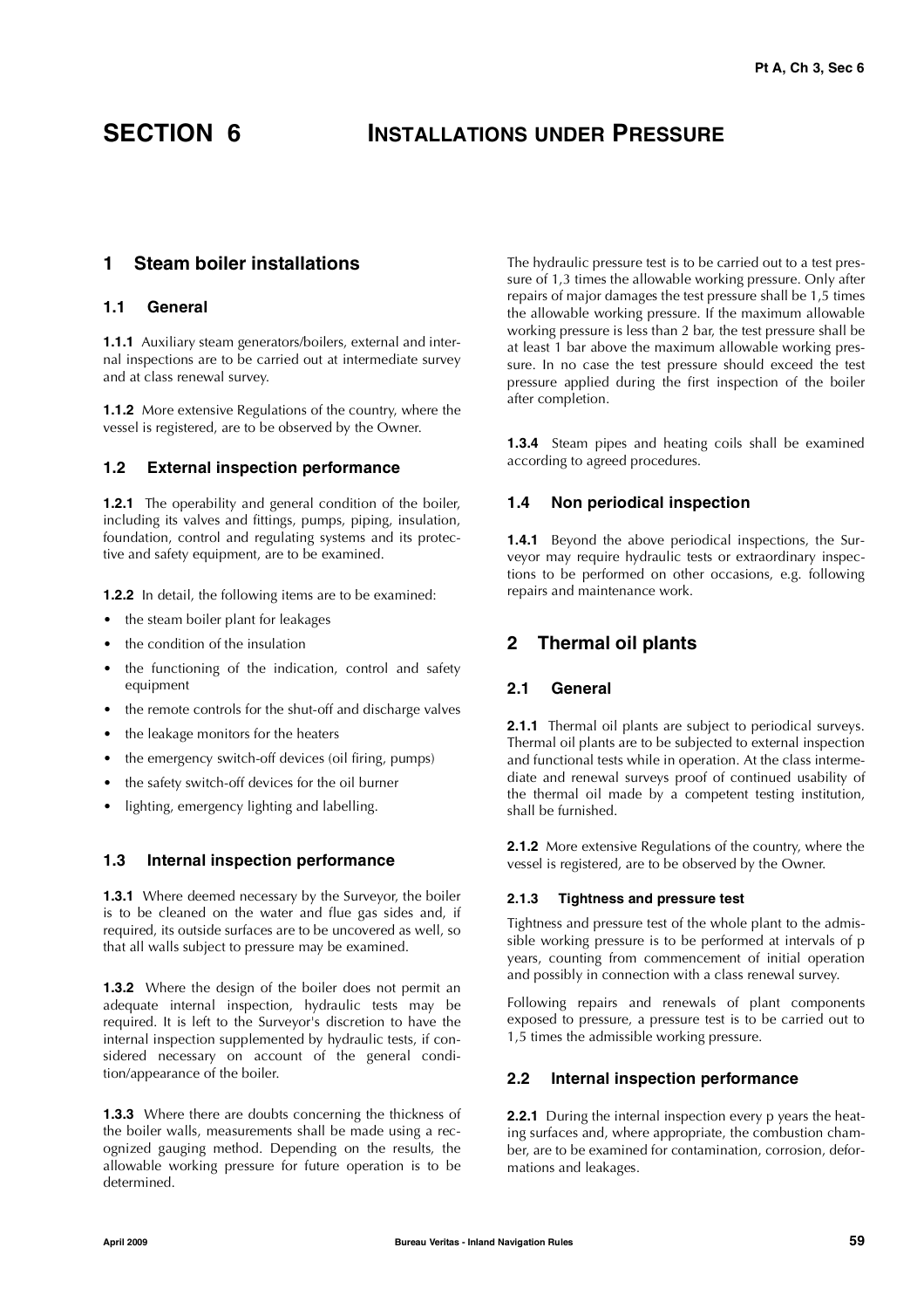# SECTION 6 INSTALLATIONS UNDER PRESSURE

## 1 Steam boiler installations

### 1.1 General

**1.1.1** Auxiliary steam generators/boilers, external and internal inspections are to be carried out at intermediate survey and at class renewal survey.

**1.1.2** More extensive Regulations of the country, where the vessel is registered, are to be observed by the Owner.

### 1.2 External inspection performance

**1.2.1** The operability and general condition of the boiler, including its valves and fittings, pumps, piping, insulation, foundation, control and regulating systems and its protective and safety equipment, are to be examined.

**1.2.2** In detail, the following items are to be examined:

- the steam boiler plant for leakages
- the condition of the insulation
- the functioning of the indication, control and safety equipment
- the remote controls for the shut-off and discharge valves
- the leakage monitors for the heaters
- the emergency switch-off devices (oil firing, pumps)
- the safety switch-off devices for the oil burner
- lighting, emergency lighting and labelling.

### 1.3 Internal inspection performance

**1.3.1** Where deemed necessary by the Surveyor, the boiler is to be cleaned on the water and flue gas sides and, if required, its outside surfaces are to be uncovered as well, so that all walls subject to pressure may be examined.

**1.3.2** Where the design of the boiler does not permit an adequate internal inspection, hydraulic tests may be required. It is left to the Surveyor's discretion to have the internal inspection supplemented by hydraulic tests, if considered necessary on account of the general condition/appearance of the boiler.

**1.3.3** Where there are doubts concerning the thickness of the boiler walls, measurements shall be made using a recognized gauging method. Depending on the results, the allowable working pressure for future operation is to be determined.

The hydraulic pressure test is to be carried out to a test pressure of 1,3 times the allowable working pressure. Only after repairs of major damages the test pressure shall be 1,5 times the allowable working pressure. If the maximum allowable working pressure is less than 2 bar, the test pressure shall be at least 1 bar above the maximum allowable working pressure. In no case the test pressure should exceed the test pressure applied during the first inspection of the boiler after completion.

**1.3.4** Steam pipes and heating coils shall be examined according to agreed procedures.

### 1.4 Non periodical inspection

**1.4.1** Beyond the above periodical inspections, the Surveyor may require hydraulic tests or extraordinary inspections to be performed on other occasions, e.g. following repairs and maintenance work.

## 2 Thermal oil plants

### 2.1 General

**2.1.1** Thermal oil plants are subject to periodical surveys. Thermal oil plants are to be subjected to external inspection and functional tests while in operation. At the class intermediate and renewal surveys proof of continued usability of the thermal oil made by a competent testing institution, shall be furnished.

**2.1.2** More extensive Regulations of the country, where the vessel is registered, are to be observed by the Owner.

#### 2.1.3 Tightness and pressure test

Tightness and pressure test of the whole plant to the admissible working pressure is to be performed at intervals of p years, counting from commencement of initial operation and possibly in connection with a class renewal survey.

Following repairs and renewals of plant components exposed to pressure, a pressure test is to be carried out to 1,5 times the admissible working pressure.

### 2.2 Internal inspection performance

**2.2.1** During the internal inspection every p years the heating surfaces and, where appropriate, the combustion chamber, are to be examined for contamination, corrosion, deformations and leakages.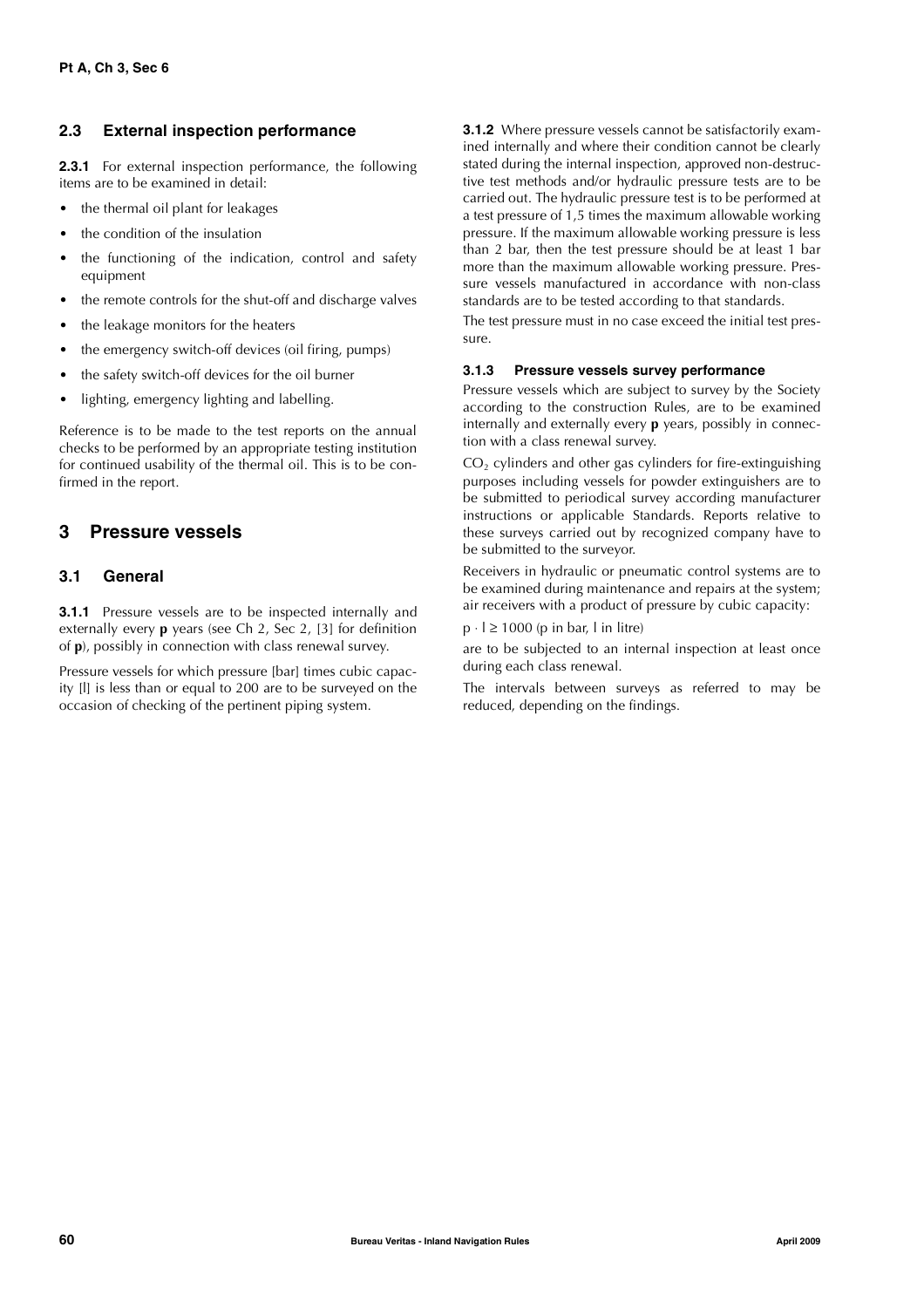### 2.3 External inspection performance

**2.3.1** For external inspection performance, the following items are to be examined in detail:

- the thermal oil plant for leakages
- the condition of the insulation
- the functioning of the indication, control and safety equipment
- the remote controls for the shut-off and discharge valves
- the leakage monitors for the heaters
- the emergency switch-off devices (oil firing, pumps)
- the safety switch-off devices for the oil burner
- lighting, emergency lighting and labelling.

Reference is to be made to the test reports on the annual checks to be performed by an appropriate testing institution for continued usability of the thermal oil. This is to be confirmed in the report.

## 3 Pressure vessels

### 3.1 General

**3.1.1** Pressure vessels are to be inspected internally and externally every **p** years (see Ch 2, Sec 2, [3] for definition of **p**), possibly in connection with class renewal survey.

Pressure vessels for which pressure [bar] times cubic capacity [l] is less than or equal to 200 are to be surveyed on the occasion of checking of the pertinent piping system.

**3.1.2** Where pressure vessels cannot be satisfactorily examined internally and where their condition cannot be clearly stated during the internal inspection, approved non-destructive test methods and/or hydraulic pressure tests are to be carried out. The hydraulic pressure test is to be performed at a test pressure of 1,5 times the maximum allowable working pressure. If the maximum allowable working pressure is less than 2 bar, then the test pressure should be at least 1 bar more than the maximum allowable working pressure. Pressure vessels manufactured in accordance with non-class standards are to be tested according to that standards.

The test pressure must in no case exceed the initial test pressure.

#### 3.1.3 Pressure vessels survey performance

Pressure vessels which are subject to survey by the Society according to the construction Rules, are to be examined internally and externally every **p** years, possibly in connection with a class renewal survey.

$CO_2$ cylinders and other gas cylinders for fire-extinguishing purposes including vessels for powder extinguishers are to be submitted to periodical survey according manufacturer instructions or applicable Standards. Reports relative to these surveys carried out by recognized company have to be submitted to the surveyor.

Receivers in hydraulic or pneumatic control systems are to be examined during maintenance and repairs at the system; air receivers with a product of pressure by cubic capacity:

$p \cdot l \geq 1000$ (p in bar, l in litre)

are to be subjected to an internal inspection at least once during each class renewal.

The intervals between surveys as referred to may be reduced, depending on the findings.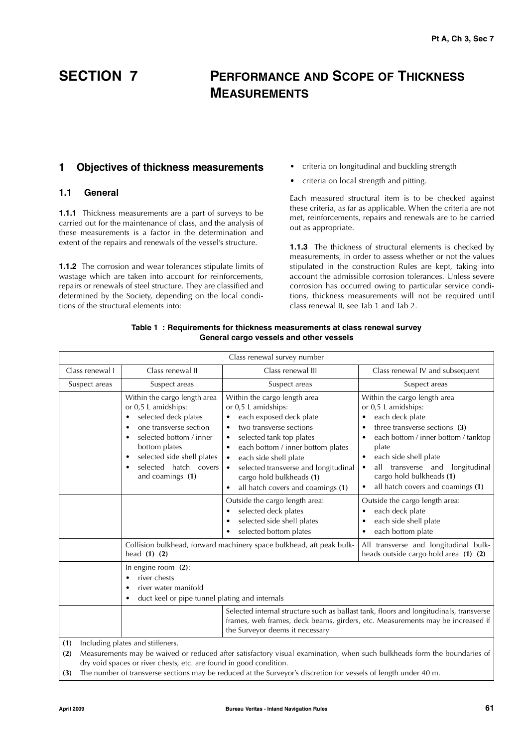# SECTION 7 PERFORMANCE AND SCOPE OF THICKNESS MEASUREMENTS

## 1 Objectives of thickness measurements

### 1.1 General

**1.1.1** Thickness measurements are a part of surveys to be carried out for the maintenance of class, and the analysis of these measurements is a factor in the determination and extent of the repairs and renewals of the vessel's structure.

**1.1.2** The corrosion and wear tolerances stipulate limits of wastage which are taken into account for reinforcements, repairs or renewals of steel structure. They are classified and determined by the Society, depending on the local conditions of the structural elements into:

- criteria on longitudinal and buckling strength
- criteria on local strength and pitting.

Each measured structural item is to be checked against these criteria, as far as applicable. When the criteria are not met, reinforcements, repairs and renewals are to be carried out as appropriate.

**1.1.3** The thickness of structural elements is checked by measurements, in order to assess whether or not the values stipulated in the construction Rules are kept, taking into account the admissible corrosion tolerances. Unless severe corrosion has occurred owing to particular service conditions, thickness measurements will not be required until class renewal II, see Tab 1 and Tab 2.

**Table 1 : Requirements for thickness measurements at class renewal survey General cargo vessels and other vessels**

| Class renewal survey number | | | |
|---|---|---|---|
| Class renewal I | Class renewal II | Class renewal III | Class renewal IV and subsequent |
| Suspect areas | Suspect areas | Suspect areas | Suspect areas |
| | Within the cargo length area or 0,5 L amidships:<br>• selected deck plates<br>• one transverse section<br>• selected bottom / inner bottom plates<br>• selected side shell plates<br>• selected hatch covers and coamings **(1)** | Within the cargo length area or 0,5 L amidships:<br>• each exposed deck plate<br>• two transverse sections<br>• selected tank top plates<br>• each bottom / inner bottom plates<br>• each side shell plate<br>• selected transverse and longitudinal cargo hold bulkheads **(1)**<br>• all hatch covers and coamings **(1)** | Within the cargo length area or 0,5 L amidships:<br>• each deck plate<br>• three transverse sections **(3)**<br>• each bottom / inner bottom / tanktop plate<br>• each side shell plate<br>• all transverse and longitudinal cargo hold bulkheads **(1)**<br>• all hatch covers and coamings **(1)** |
| | | Outside the cargo length area:<br>• selected deck plates<br>• selected side shell plates<br>• selected bottom plates | Outside the cargo length area:<br>• each deck plate<br>• each side shell plate<br>• each bottom plate |
| | Collision bulkhead, forward machinery space bulkhead, aft peak bulkhead **(1)** **(2)** | | All transverse and longitudinal bulkheads outside cargo hold area **(1)** **(2)** |
| | In engine room **(2)**:<br>• river chests<br>• river water manifold<br>• duct keel or pipe tunnel plating and internals | | |
| | | Selected internal structure such as ballast tank, floors and longitudinals, transverse frames, web frames, deck beams, girders, etc. Measurements may be increased if the Surveyor deems it necessary | |

**(1)** Including plates and stiffeners.

**(2)** Measurements may be waived or reduced after satisfactory visual examination, when such bulkheads form the boundaries of dry void spaces or river chests, etc. are found in good condition.

**(3)** The number of transverse sections may be reduced at the Surveyor's discretion for vessels of length under 40 m.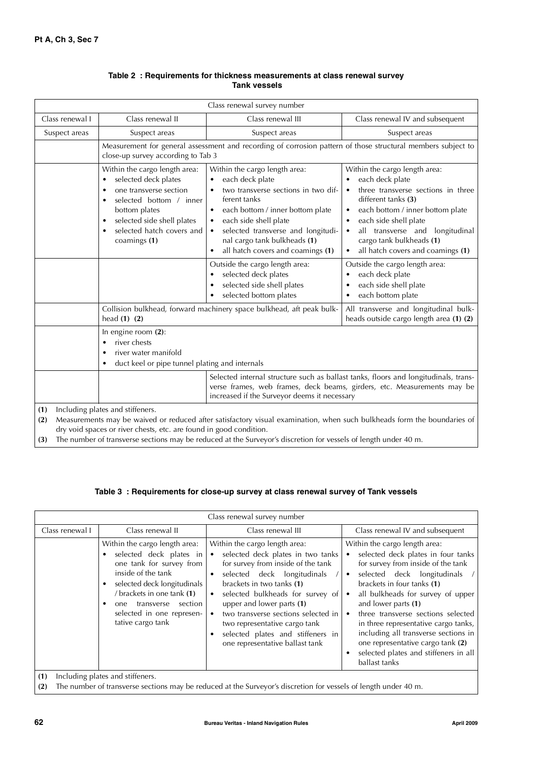**Table 2 : Requirements for thickness measurements at class renewal survey Tank vessels**

| Class renewal survey number | | | |
|---|---|---|---|
| Class renewal I | Class renewal II | Class renewal III | Class renewal IV and subsequent |
| Suspect areas | Suspect areas | Suspect areas | Suspect areas |
| | Measurement for general assessment and recording of corrosion pattern of those structural members subject to close-up survey according to Tab 3 | | |
| | Within the cargo length area: • selected deck plates • one transverse section • selected bottom / inner bottom plates • selected side shell plates • selected hatch covers and coamings **(1)** | Within the cargo length area: • each deck plate • two transverse sections in two different tanks • each bottom / inner bottom plate • each side shell plate • selected transverse and longitudinal cargo tank bulkheads **(1)** • all hatch covers and coamings **(1)** | Within the cargo length area: • each deck plate • three transverse sections in three different tanks **(3)** • each bottom / inner bottom plate • each side shell plate • all transverse and longitudinal cargo tank bulkheads **(1)** • all hatch covers and coamings **(1)** |
| | | Outside the cargo length area: • selected deck plates • selected side shell plates • selected bottom plates | Outside the cargo length area: • each deck plate • each side shell plate • each bottom plate |
| | Collision bulkhead, forward machinery space bulkhead, aft peak bulkhead **(1)** **(2)** | | All transverse and longitudinal bulkheads outside cargo length area **(1)** **(2)** |
| | In engine room **(2)**: • river chests • river water manifold • duct keel or pipe tunnel plating and internals | | |
| | | Selected internal structure such as ballast tanks, floors and longitudinals, transverse frames, web frames, deck beams, girders, etc. Measurements may be increased if the Surveyor deems it necessary | |

**(1)** Including plates and stiffeners.
**(2)** Measurements may be waived or reduced after satisfactory visual examination, when such bulkheads form the boundaries of dry void spaces or river chests, etc. are found in good condition.
**(3)** The number of transverse sections may be reduced at the Surveyor's discretion for vessels of length under 40 m.

**Table 3 : Requirements for close-up survey at class renewal survey of Tank vessels**

| Class renewal survey number | | | |
|---|---|---|---|
| Class renewal I | Class renewal II | Class renewal III | Class renewal IV and subsequent |
| | Within the cargo length area: • selected deck plates in one tank for survey from inside of the tank • selected deck longitudinals / brackets in one tank **(1)** • one transverse section selected in one representative cargo tank | Within the cargo length area: • selected deck plates in two tanks for survey from inside of the tank • selected deck longitudinals / brackets in two tanks **(1)** • selected bulkheads for survey of upper and lower parts **(1)** • two transverse sections selected in two representative cargo tank • selected plates and stiffeners in one representative ballast tank | Within the cargo length area: • selected deck plates in four tanks for survey from inside of the tank • selected deck longitudinals / brackets in four tanks **(1)** • all bulkheads for survey of upper and lower parts **(1)** • three transverse sections selected in three representative cargo tanks, including all transverse sections in one representative cargo tank **(2)** • selected plates and stiffeners in all ballast tanks |

**(1)** Including plates and stiffeners.
**(2)** The number of transverse sections may be reduced at the Surveyor's discretion for vessels of length under 40 m.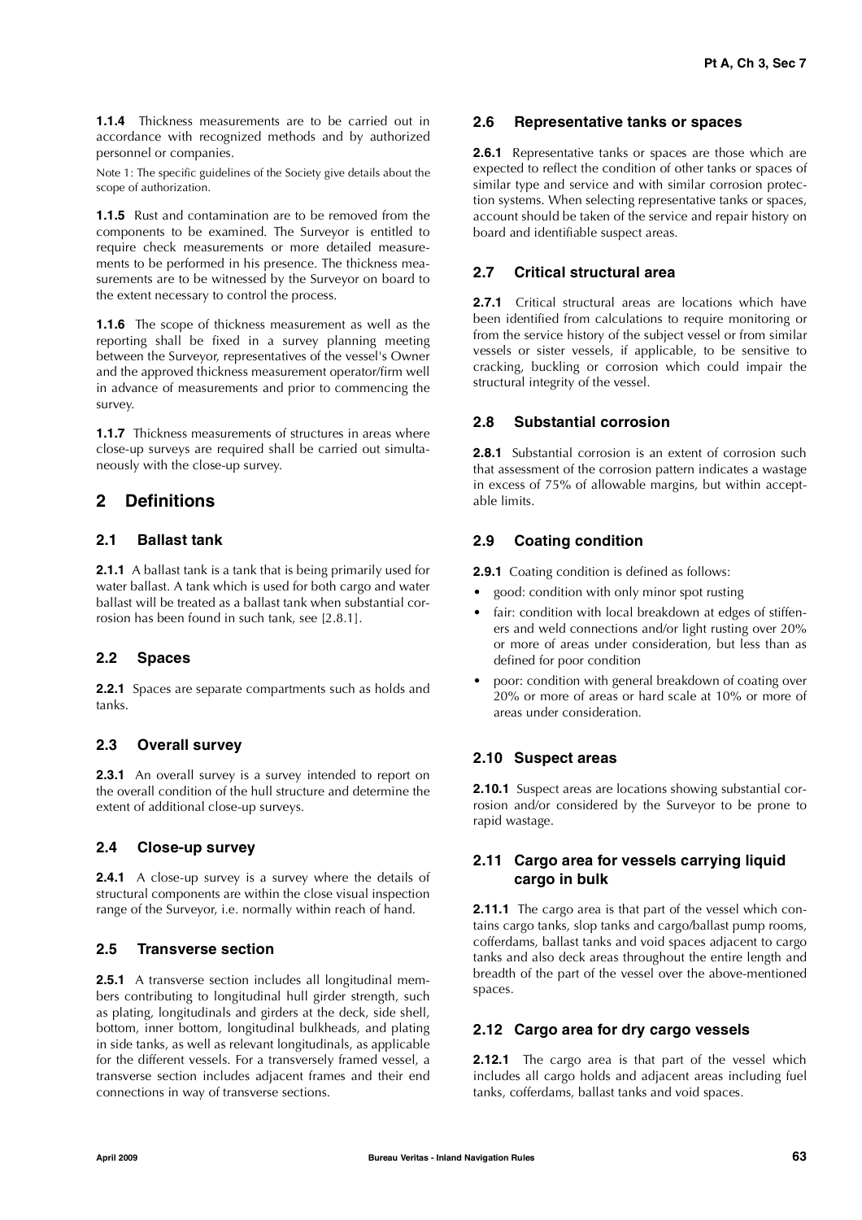**1.1.4** Thickness measurements are to be carried out in accordance with recognized methods and by authorized personnel or companies.

Note 1: The specific guidelines of the Society give details about the scope of authorization.

**1.1.5** Rust and contamination are to be removed from the components to be examined. The Surveyor is entitled to require check measurements or more detailed measurements to be performed in his presence. The thickness measurements are to be witnessed by the Surveyor on board to the extent necessary to control the process.

**1.1.6** The scope of thickness measurement as well as the reporting shall be fixed in a survey planning meeting between the Surveyor, representatives of the vessel's Owner and the approved thickness measurement operator/firm well in advance of measurements and prior to commencing the survey.

**1.1.7** Thickness measurements of structures in areas where close-up surveys are required shall be carried out simultaneously with the close-up survey.

## 2 Definitions

### 2.1 Ballast tank

**2.1.1** A ballast tank is a tank that is being primarily used for water ballast. A tank which is used for both cargo and water ballast will be treated as a ballast tank when substantial corrosion has been found in such tank, see [2.8.1].

### 2.2 Spaces

**2.2.1** Spaces are separate compartments such as holds and tanks.

### 2.3 Overall survey

**2.3.1** An overall survey is a survey intended to report on the overall condition of the hull structure and determine the extent of additional close-up surveys.

### 2.4 Close-up survey

**2.4.1** A close-up survey is a survey where the details of structural components are within the close visual inspection range of the Surveyor, i.e. normally within reach of hand.

### 2.5 Transverse section

**2.5.1** A transverse section includes all longitudinal members contributing to longitudinal hull girder strength, such as plating, longitudinals and girders at the deck, side shell, bottom, inner bottom, longitudinal bulkheads, and plating in side tanks, as well as relevant longitudinals, as applicable for the different vessels. For a transversely framed vessel, a transverse section includes adjacent frames and their end connections in way of transverse sections.

### 2.6 Representative tanks or spaces

**2.6.1** Representative tanks or spaces are those which are expected to reflect the condition of other tanks or spaces of similar type and service and with similar corrosion protection systems. When selecting representative tanks or spaces, account should be taken of the service and repair history on board and identifiable suspect areas.

### 2.7 Critical structural area

**2.7.1** Critical structural areas are locations which have been identified from calculations to require monitoring or from the service history of the subject vessel or from similar vessels or sister vessels, if applicable, to be sensitive to cracking, buckling or corrosion which could impair the structural integrity of the vessel.

### 2.8 Substantial corrosion

**2.8.1** Substantial corrosion is an extent of corrosion such that assessment of the corrosion pattern indicates a wastage in excess of 75% of allowable margins, but within acceptable limits.

### 2.9 Coating condition

**2.9.1** Coating condition is defined as follows:

- good: condition with only minor spot rusting
- fair: condition with local breakdown at edges of stiffeners and weld connections and/or light rusting over 20% or more of areas under consideration, but less than as defined for poor condition
- poor: condition with general breakdown of coating over 20% or more of areas or hard scale at 10% or more of areas under consideration.

### 2.10 Suspect areas

**2.10.1** Suspect areas are locations showing substantial corrosion and/or considered by the Surveyor to be prone to rapid wastage.

### 2.11 Cargo area for vessels carrying liquid cargo in bulk

**2.11.1** The cargo area is that part of the vessel which contains cargo tanks, slop tanks and cargo/ballast pump rooms, cofferdams, ballast tanks and void spaces adjacent to cargo tanks and also deck areas throughout the entire length and breadth of the part of the vessel over the above-mentioned spaces.

### 2.12 Cargo area for dry cargo vessels

**2.12.1** The cargo area is that part of the vessel which includes all cargo holds and adjacent areas including fuel tanks, cofferdams, ballast tanks and void spaces.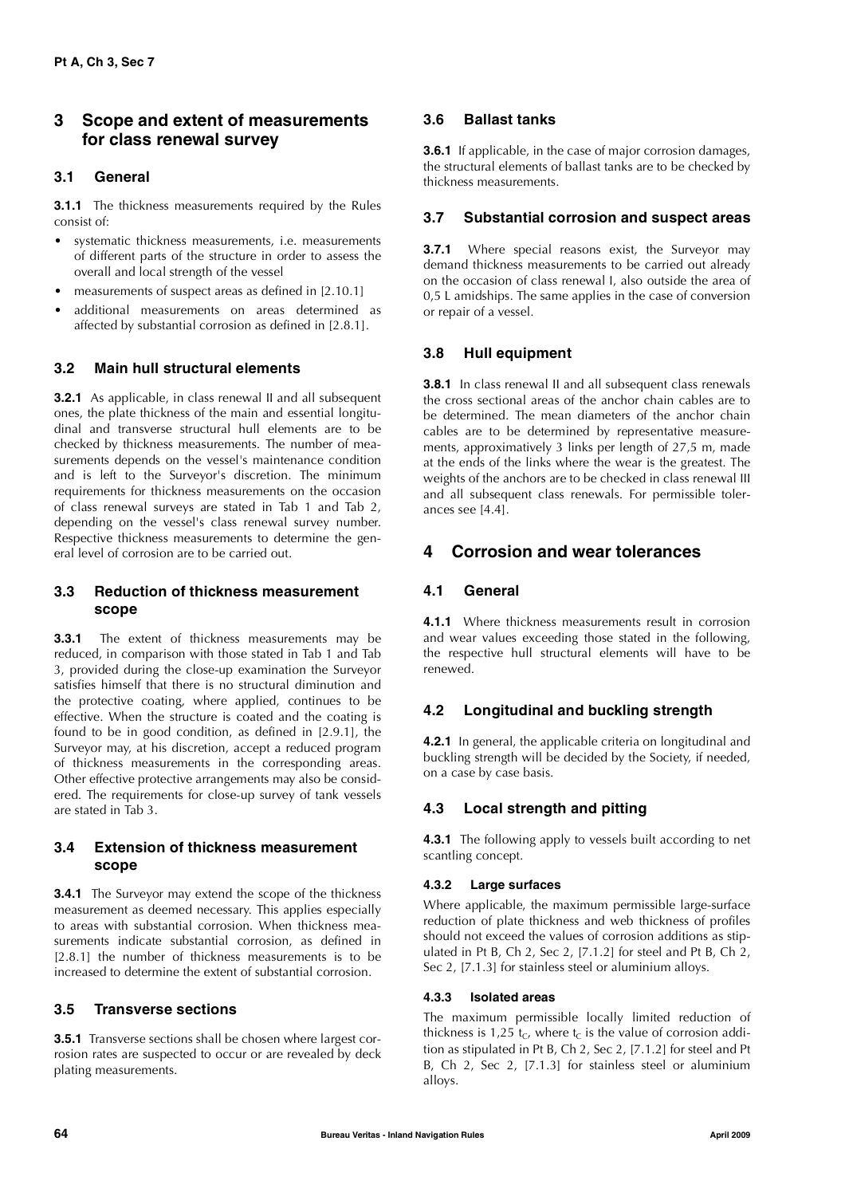## 3 Scope and extent of measurements for class renewal survey

### 3.1 General

**3.1.1** The thickness measurements required by the Rules consist of:

- systematic thickness measurements, i.e. measurements of different parts of the structure in order to assess the overall and local strength of the vessel
- measurements of suspect areas as defined in [2.10.1]
- additional measurements on areas determined as affected by substantial corrosion as defined in [2.8.1].

### 3.2 Main hull structural elements

**3.2.1** As applicable, in class renewal II and all subsequent ones, the plate thickness of the main and essential longitudinal and transverse structural hull elements are to be checked by thickness measurements. The number of measurements depends on the vessel's maintenance condition and is left to the Surveyor's discretion. The minimum requirements for thickness measurements on the occasion of class renewal surveys are stated in Tab 1 and Tab 2, depending on the vessel's class renewal survey number. Respective thickness measurements to determine the general level of corrosion are to be carried out.

### 3.3 Reduction of thickness measurement scope

**3.3.1** The extent of thickness measurements may be reduced, in comparison with those stated in Tab 1 and Tab 3, provided during the close-up examination the Surveyor satisfies himself that there is no structural diminution and the protective coating, where applied, continues to be effective. When the structure is coated and the coating is found to be in good condition, as defined in [2.9.1], the Surveyor may, at his discretion, accept a reduced program of thickness measurements in the corresponding areas. Other effective protective arrangements may also be considered. The requirements for close-up survey of tank vessels are stated in Tab 3.

### 3.4 Extension of thickness measurement scope

**3.4.1** The Surveyor may extend the scope of the thickness measurement as deemed necessary. This applies especially to areas with substantial corrosion. When thickness measurements indicate substantial corrosion, as defined in [2.8.1] the number of thickness measurements is to be increased to determine the extent of substantial corrosion.

### 3.5 Transverse sections

**3.5.1** Transverse sections shall be chosen where largest corrosion rates are suspected to occur or are revealed by deck plating measurements.

### 3.6 Ballast tanks

**3.6.1** If applicable, in the case of major corrosion damages, the structural elements of ballast tanks are to be checked by thickness measurements.

### 3.7 Substantial corrosion and suspect areas

**3.7.1** Where special reasons exist, the Surveyor may demand thickness measurements to be carried out already on the occasion of class renewal I, also outside the area of 0,5 L amidships. The same applies in the case of conversion or repair of a vessel.

### 3.8 Hull equipment

**3.8.1** In class renewal II and all subsequent class renewals the cross sectional areas of the anchor chain cables are to be determined. The mean diameters of the anchor chain cables are to be determined by representative measurements, approximatively 3 links per length of 27,5 m, made at the ends of the links where the wear is the greatest. The weights of the anchors are to be checked in class renewal III and all subsequent class renewals. For permissible tolerances see [4.4].

## 4 Corrosion and wear tolerances

### 4.1 General

**4.1.1** Where thickness measurements result in corrosion and wear values exceeding those stated in the following, the respective hull structural elements will have to be renewed.

### 4.2 Longitudinal and buckling strength

**4.2.1** In general, the applicable criteria on longitudinal and buckling strength will be decided by the Society, if needed, on a case by case basis.

### 4.3 Local strength and pitting

**4.3.1** The following apply to vessels built according to net scantling concept.

#### 4.3.2 Large surfaces

Where applicable, the maximum permissible large-surface reduction of plate thickness and web thickness of profiles should not exceed the values of corrosion additions as stipulated in Pt B, Ch 2, Sec 2, [7.1.2] for steel and Pt B, Ch 2, Sec 2, [7.1.3] for stainless steel or aluminium alloys.

#### 4.3.3 Isolated areas

The maximum permissible locally limited reduction of thickness is 1,25 $t_C$, where $t_C$ is the value of corrosion addition as stipulated in Pt B, Ch 2, Sec 2, [7.1.2] for steel and Pt B, Ch 2, Sec 2, [7.1.3] for stainless steel or aluminium alloys.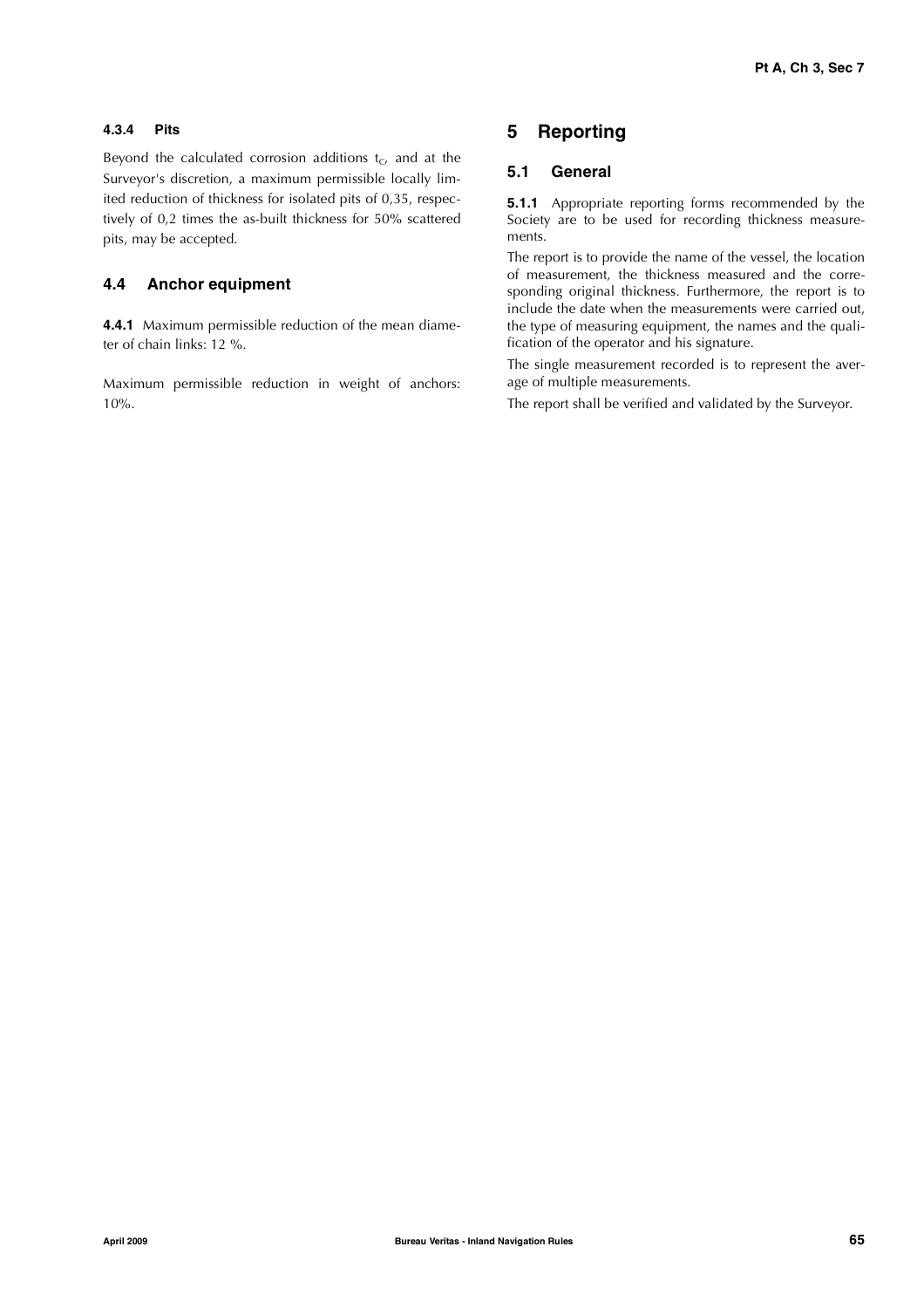#### 4.3.4 Pits

Beyond the calculated corrosion additions $t_C$, and at the Surveyor's discretion, a maximum permissible locally limited reduction of thickness for isolated pits of 0,35, respectively of 0,2 times the as-built thickness for 50% scattered pits, may be accepted.

### 4.4 Anchor equipment

**4.4.1** Maximum permissible reduction of the mean diameter of chain links: 12 %.

Maximum permissible reduction in weight of anchors: 10%.

## 5 Reporting

### 5.1 General

**5.1.1** Appropriate reporting forms recommended by the Society are to be used for recording thickness measurements.

The report is to provide the name of the vessel, the location of measurement, the thickness measured and the corresponding original thickness. Furthermore, the report is to include the date when the measurements were carried out, the type of measuring equipment, the names and the qualification of the operator and his signature.

The single measurement recorded is to represent the average of multiple measurements.

The report shall be verified and validated by the Surveyor.